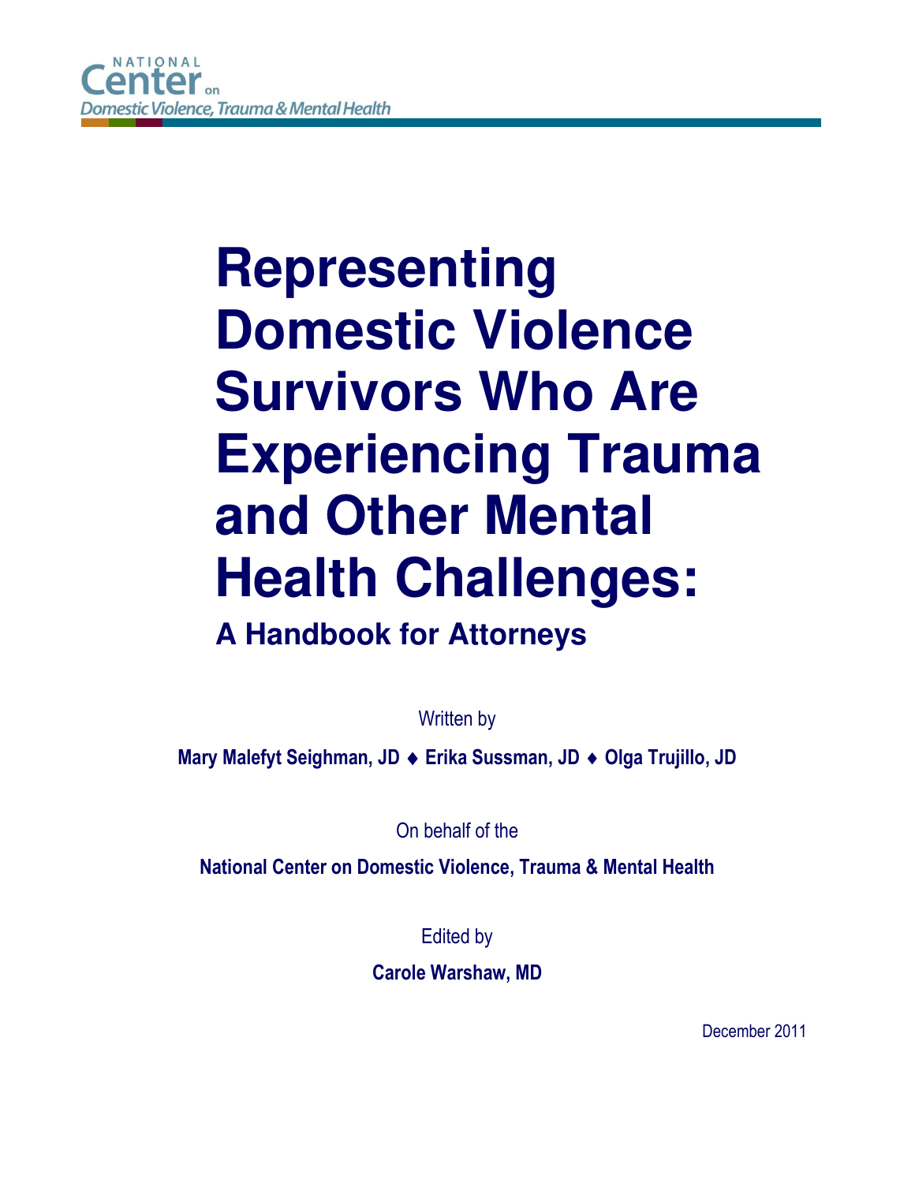NATIONAL Center on Domestic Violence, Trauma & Mental Health

# Representing Domestic Violence Survivors Who Are Experiencing Trauma and Other Mental Health Challenges:

## A Handbook for Attorneys

Written by

**Mary Malefyt Seighman, JD ♦ Erika Sussman, JD ♦ Olga Trujillo, JD**

On behalf of the

**National Center on Domestic Violence, Trauma & Mental Health**

Edited by

**Carole Warshaw, MD**

December 2011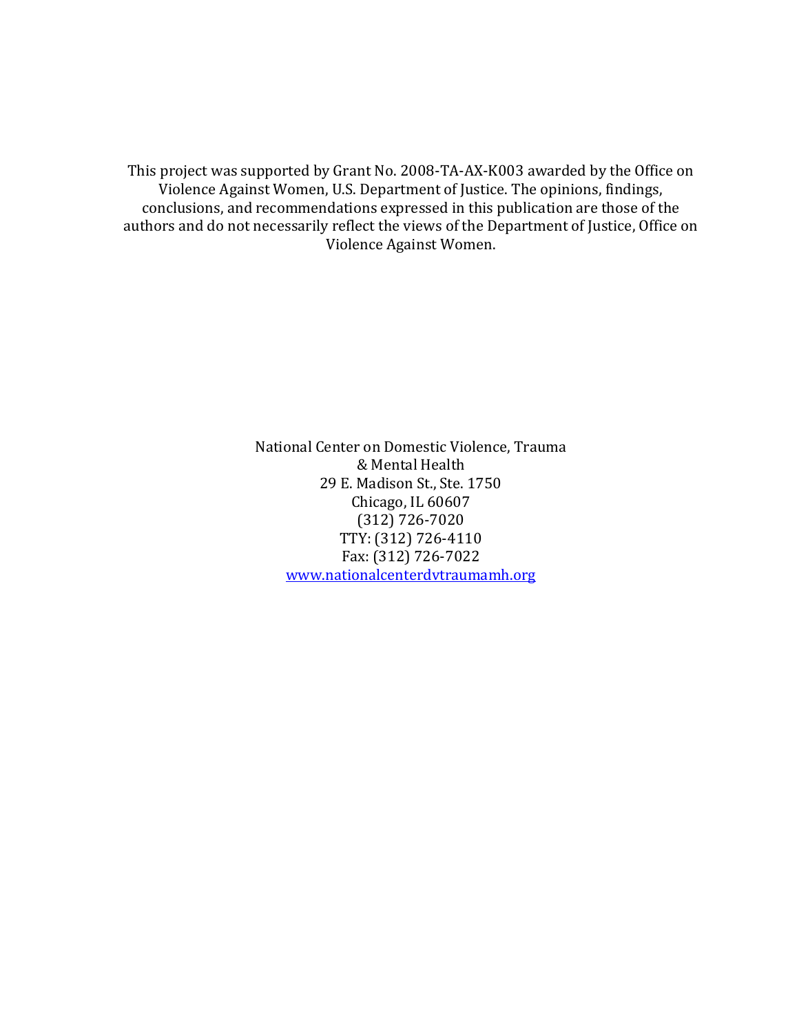This project was supported by Grant No. 2008-TA-AX-K003 awarded by the Office on Violence Against Women, U.S. Department of Justice. The opinions, findings, conclusions, and recommendations expressed in this publication are those of the authors and do not necessarily reflect the views of the Department of Justice, Office on Violence Against Women.

National Center on Domestic Violence, Trauma & Mental Health
29 E. Madison St., Ste. 1750
Chicago, IL 60607
(312) 726-7020
TTY: (312) 726-4110
Fax: (312) 726-7022
www.nationalcenterdvtraumamh.org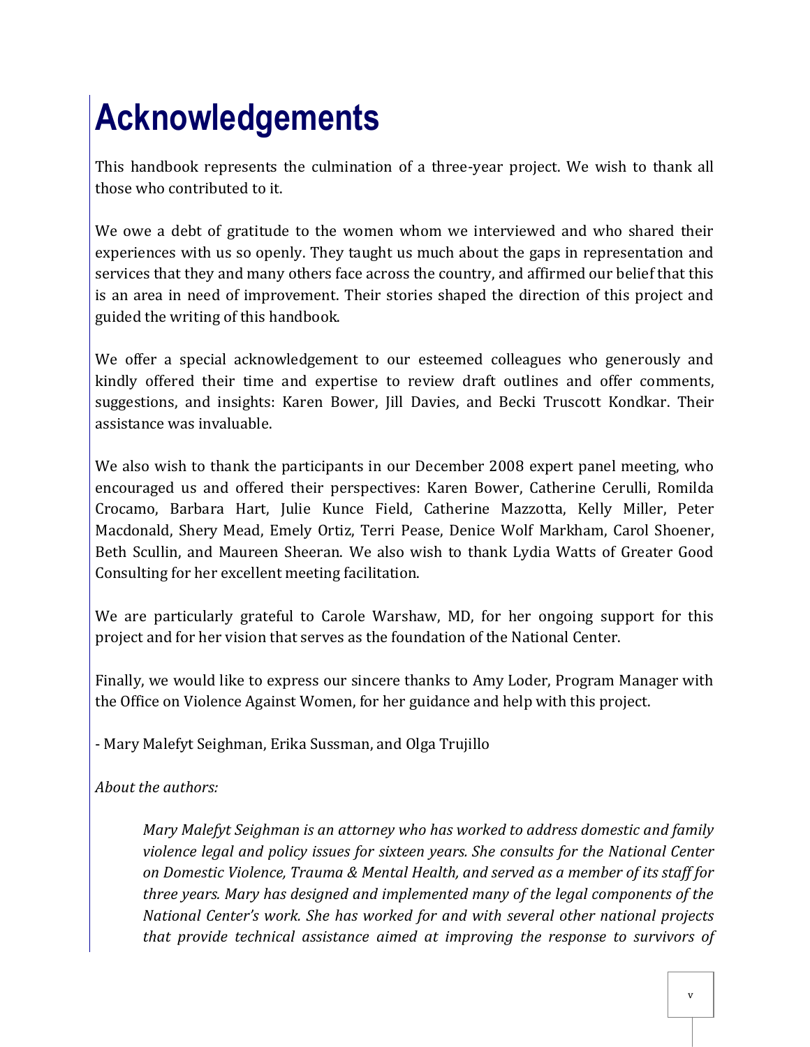# Acknowledgements

This handbook represents the culmination of a three-year project. We wish to thank all those who contributed to it.

We owe a debt of gratitude to the women whom we interviewed and who shared their experiences with us so openly. They taught us much about the gaps in representation and services that they and many others face across the country, and affirmed our belief that this is an area in need of improvement. Their stories shaped the direction of this project and guided the writing of this handbook.

We offer a special acknowledgement to our esteemed colleagues who generously and kindly offered their time and expertise to review draft outlines and offer comments, suggestions, and insights: Karen Bower, Jill Davies, and Becki Truscott Kondkar. Their assistance was invaluable.

We also wish to thank the participants in our December 2008 expert panel meeting, who encouraged us and offered their perspectives: Karen Bower, Catherine Cerulli, Romilda Crocamo, Barbara Hart, Julie Kunce Field, Catherine Mazzotta, Kelly Miller, Peter Macdonald, Shery Mead, Emely Ortiz, Terri Pease, Denice Wolf Markham, Carol Shoener, Beth Scullin, and Maureen Sheeran. We also wish to thank Lydia Watts of Greater Good Consulting for her excellent meeting facilitation.

We are particularly grateful to Carole Warshaw, MD, for her ongoing support for this project and for her vision that serves as the foundation of the National Center.

Finally, we would like to express our sincere thanks to Amy Loder, Program Manager with the Office on Violence Against Women, for her guidance and help with this project.

- Mary Malefyt Seighman, Erika Sussman, and Olga Trujillo

*About the authors:*

> *Mary Malefyt Seighman is an attorney who has worked to address domestic and family violence legal and policy issues for sixteen years. She consults for the National Center on Domestic Violence, Trauma & Mental Health, and served as a member of its staff for three years. Mary has designed and implemented many of the legal components of the National Center's work. She has worked for and with several other national projects that provide technical assistance aimed at improving the response to survivors of*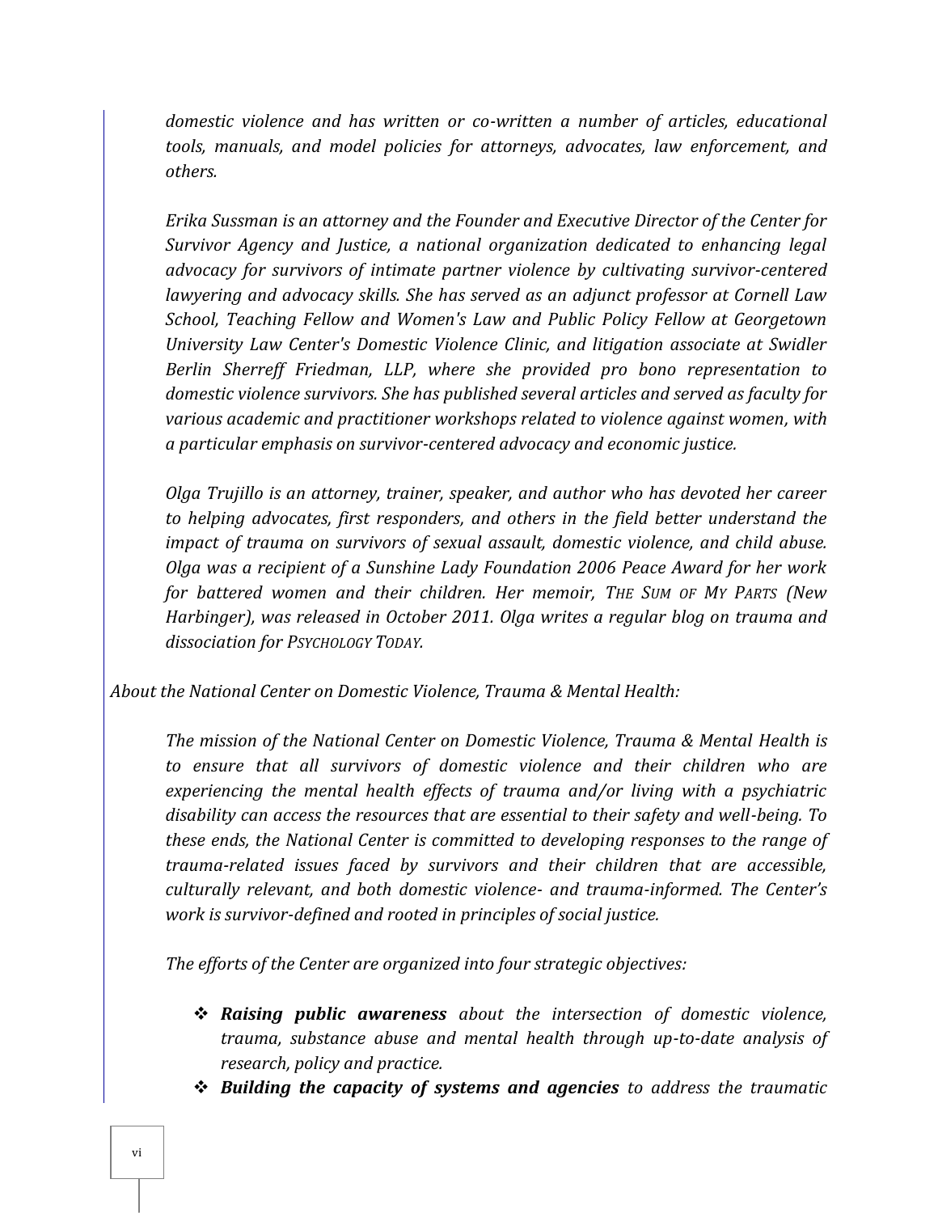*domestic violence and has written or co-written a number of articles, educational tools, manuals, and model policies for attorneys, advocates, law enforcement, and others.*

*Erika Sussman is an attorney and the Founder and Executive Director of the Center for Survivor Agency and Justice, a national organization dedicated to enhancing legal advocacy for survivors of intimate partner violence by cultivating survivor-centered lawyering and advocacy skills. She has served as an adjunct professor at Cornell Law School, Teaching Fellow and Women's Law and Public Policy Fellow at Georgetown University Law Center's Domestic Violence Clinic, and litigation associate at Swidler Berlin Sherreff Friedman, LLP, where she provided pro bono representation to domestic violence survivors. She has published several articles and served as faculty for various academic and practitioner workshops related to violence against women, with a particular emphasis on survivor-centered advocacy and economic justice.*

*Olga Trujillo is an attorney, trainer, speaker, and author who has devoted her career to helping advocates, first responders, and others in the field better understand the impact of trauma on survivors of sexual assault, domestic violence, and child abuse. Olga was a recipient of a Sunshine Lady Foundation 2006 Peace Award for her work for battered women and their children. Her memoir, THE SUM OF MY PARTS (New Harbinger), was released in October 2011. Olga writes a regular blog on trauma and dissociation for PSYCHOLOGY TODAY.*

*About the National Center on Domestic Violence, Trauma & Mental Health:*

*The mission of the National Center on Domestic Violence, Trauma & Mental Health is to ensure that all survivors of domestic violence and their children who are experiencing the mental health effects of trauma and/or living with a psychiatric disability can access the resources that are essential to their safety and well-being. To these ends, the National Center is committed to developing responses to the range of trauma-related issues faced by survivors and their children that are accessible, culturally relevant, and both domestic violence- and trauma-informed. The Center's work is survivor-defined and rooted in principles of social justice.*

*The efforts of the Center are organized into four strategic objectives:*

- ***Raising public awareness** about the intersection of domestic violence, trauma, substance abuse and mental health through up-to-date analysis of research, policy and practice.*
- ***Building the capacity of systems and agencies** to address the traumatic*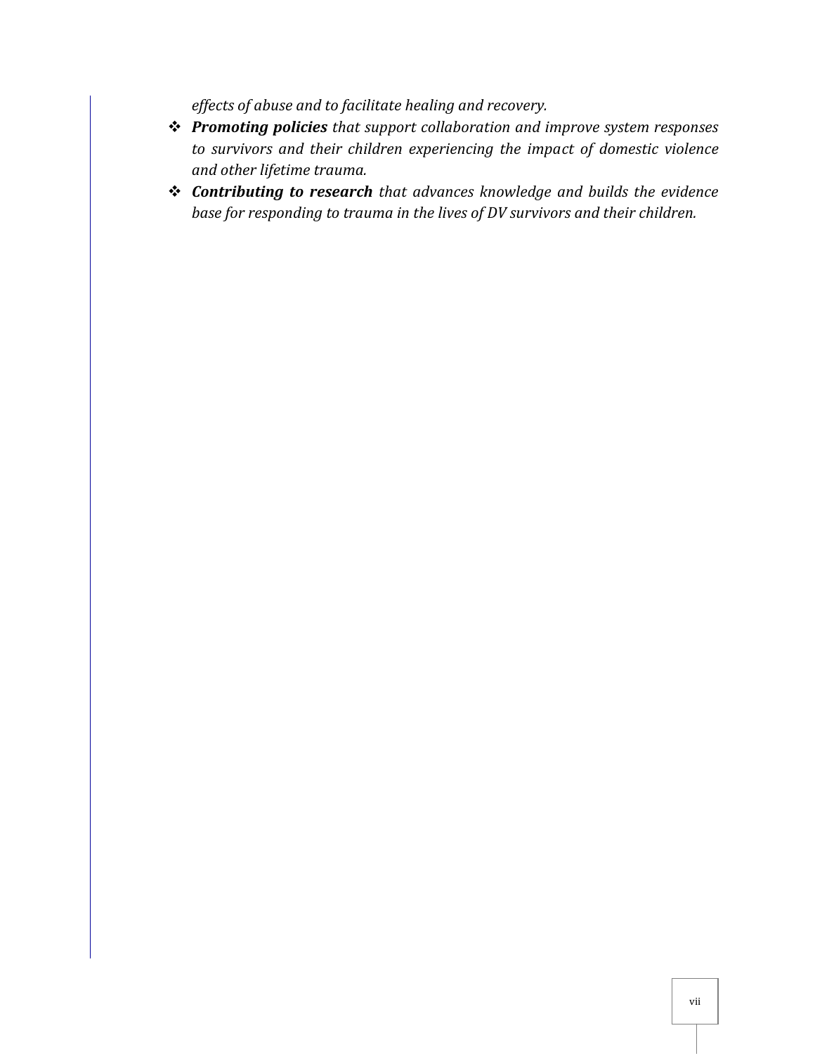*effects of abuse and to facilitate healing and recovery.*

- ***Promoting policies*** *that support collaboration and improve system responses to survivors and their children experiencing the impact of domestic violence and other lifetime trauma.*
- ***Contributing to research*** *that advances knowledge and builds the evidence base for responding to trauma in the lives of DV survivors and their children.*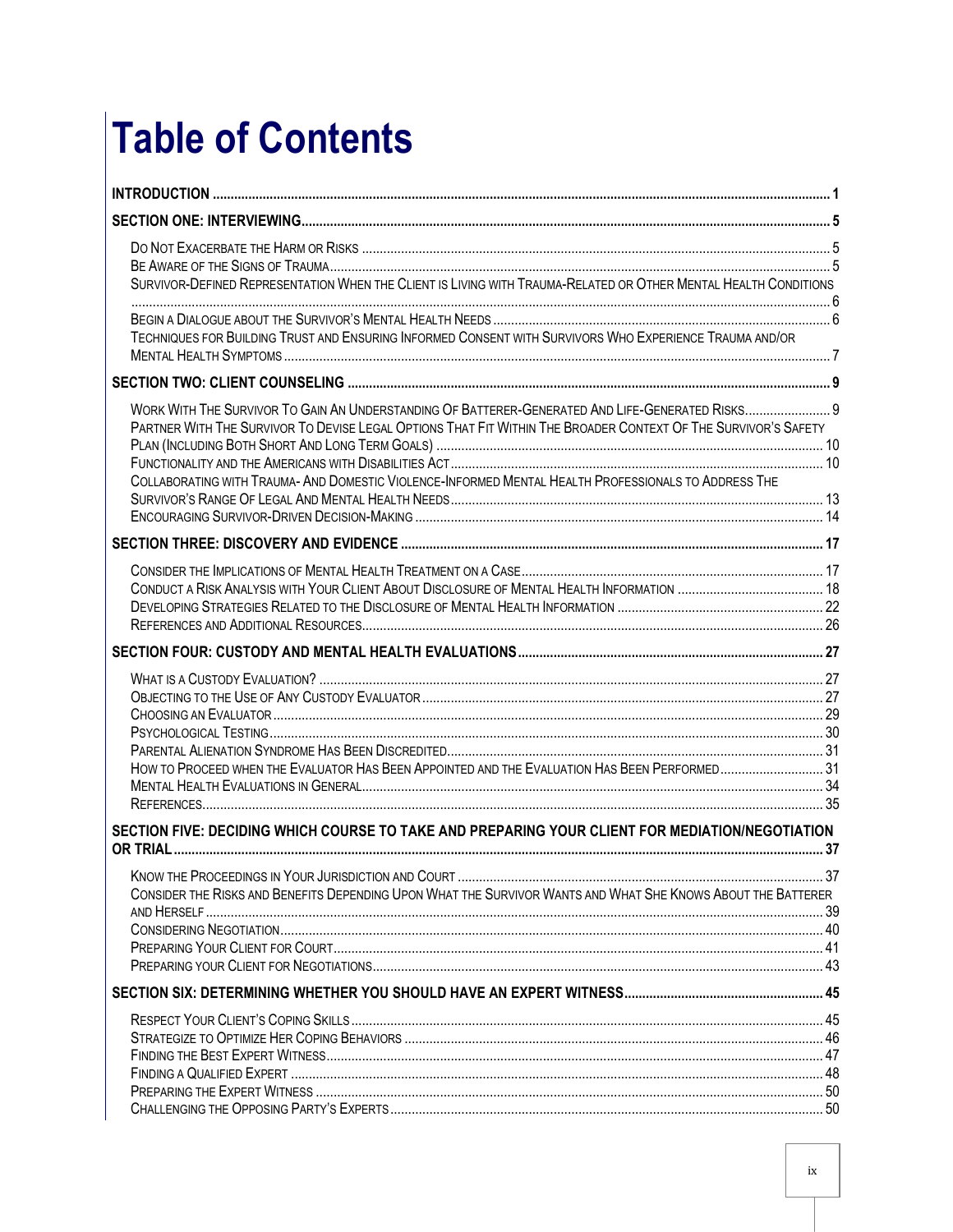# Table of Contents

**INTRODUCTION** ..... **1**

**SECTION ONE: INTERVIEWING** ..... **5**

- Do Not Exacerbate the Harm or Risks ..... 5
- Be Aware of the Signs of Trauma ..... 5
- Survivor-Defined Representation When the Client is Living with Trauma-Related or Other Mental Health Conditions ..... 6
- Begin a Dialogue about the Survivor's Mental Health Needs ..... 6
- Techniques for Building Trust and Ensuring Informed Consent with Survivors Who Experience Trauma and/or Mental Health Symptoms ..... 7

**SECTION TWO: CLIENT COUNSELING** ..... **9**

- Work With The Survivor To Gain An Understanding Of Batterer-Generated And Life-Generated Risks ..... 9
- Partner With The Survivor To Devise Legal Options That Fit Within The Broader Context Of The Survivor's Safety Plan (Including Both Short And Long Term Goals) ..... 10
- Functionality and the Americans with Disabilities Act ..... 10
- Collaborating with Trauma- And Domestic Violence-Informed Mental Health Professionals to Address The Survivor's Range Of Legal And Mental Health Needs ..... 13
- Encouraging Survivor-Driven Decision-Making ..... 14

**SECTION THREE: DISCOVERY AND EVIDENCE** ..... **17**

- Consider the Implications of Mental Health Treatment on a Case ..... 17
- Conduct a Risk Analysis with Your Client About Disclosure of Mental Health Information ..... 18
- Developing Strategies Related to the Disclosure of Mental Health Information ..... 22
- References and Additional Resources ..... 26

**SECTION FOUR: CUSTODY AND MENTAL HEALTH EVALUATIONS** ..... **27**

- What is a Custody Evaluation? ..... 27
- Objecting to the Use of Any Custody Evaluator ..... 27
- Choosing an Evaluator ..... 29
- Psychological Testing ..... 30
- Parental Alienation Syndrome Has Been Discredited ..... 31
- How to Proceed when the Evaluator Has Been Appointed and the Evaluation Has Been Performed ..... 31
- Mental Health Evaluations in General ..... 34
- References ..... 35

**SECTION FIVE: DECIDING WHICH COURSE TO TAKE AND PREPARING YOUR CLIENT FOR MEDIATION/NEGOTIATION OR TRIAL** ..... **37**

- Know the Proceedings in Your Jurisdiction and Court ..... 37
- Consider the Risks and Benefits Depending Upon What the Survivor Wants and What She Knows About the Batterer and Herself ..... 39
- Considering Negotiation ..... 40
- Preparing Your Client for Court ..... 41
- Preparing your Client for Negotiations ..... 43

**SECTION SIX: DETERMINING WHETHER YOU SHOULD HAVE AN EXPERT WITNESS** ..... **45**

- Respect Your Client's Coping Skills ..... 45
- Strategize to Optimize Her Coping Behaviors ..... 46
- Finding the Best Expert Witness ..... 47
- Finding a Qualified Expert ..... 48
- Preparing the Expert Witness ..... 50
- Challenging the Opposing Party's Experts ..... 50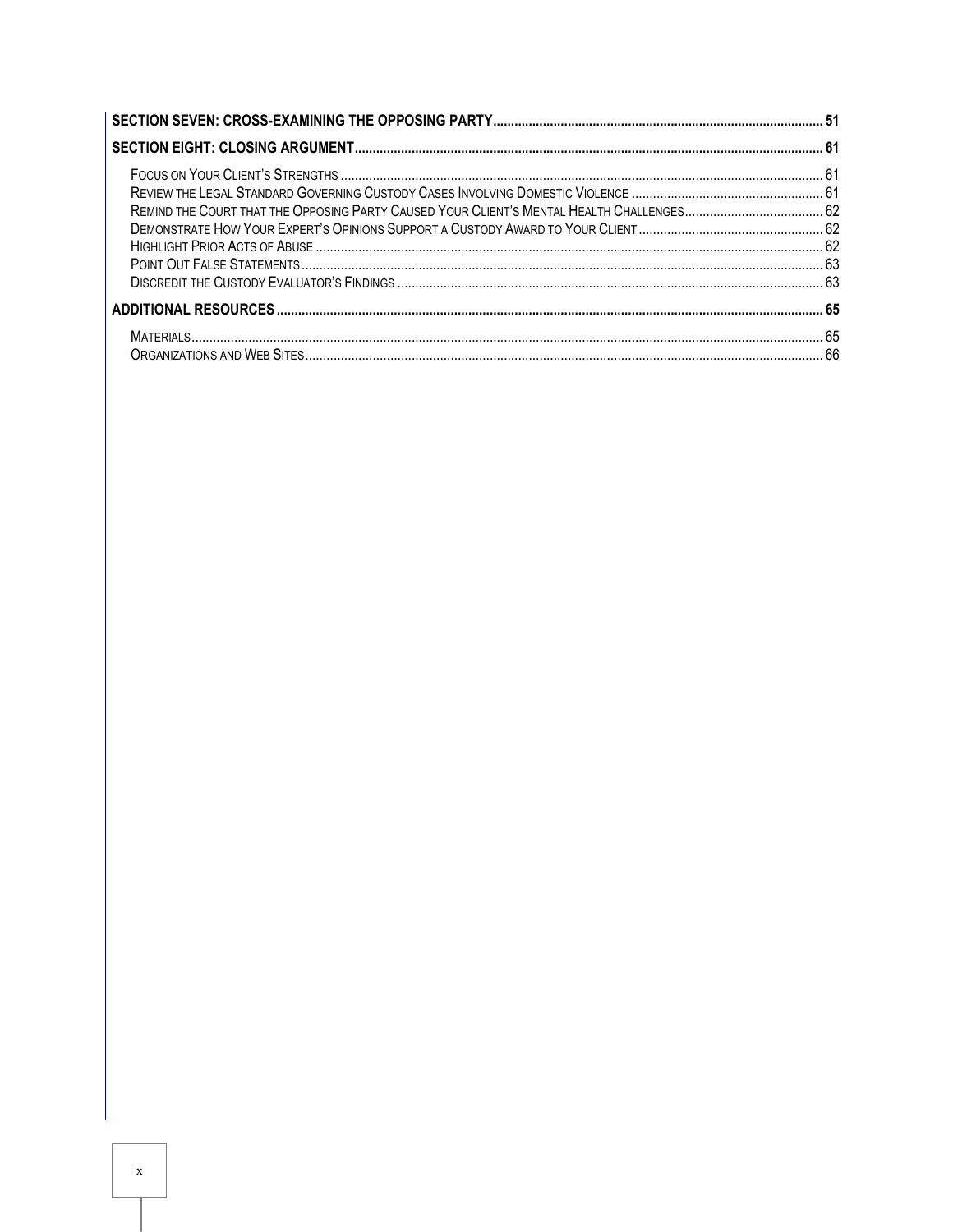**SECTION SEVEN: CROSS-EXAMINING THE OPPOSING PARTY** ........ 51

**SECTION EIGHT: CLOSING ARGUMENT** ........ 61

- Focus on Your Client's Strengths ........ 61
- Review the Legal Standard Governing Custody Cases Involving Domestic Violence ........ 61
- Remind the Court that the Opposing Party Caused Your Client's Mental Health Challenges ........ 62
- Demonstrate How Your Expert's Opinions Support a Custody Award to Your Client ........ 62
- Highlight Prior Acts of Abuse ........ 62
- Point Out False Statements ........ 63
- Discredit the Custody Evaluator's Findings ........ 63

**ADDITIONAL RESOURCES** ........ 65

- Materials ........ 65
- Organizations and Web Sites ........ 66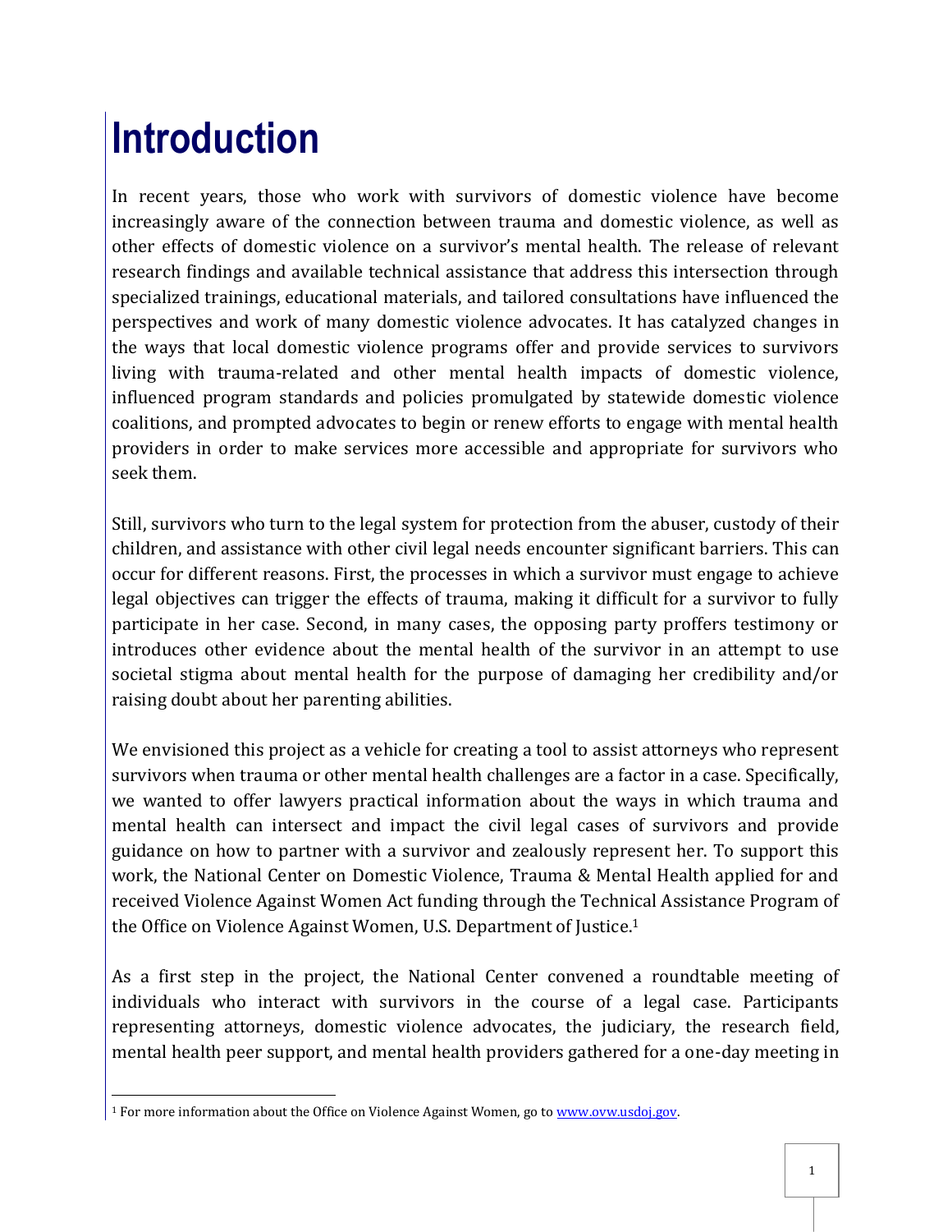# Introduction

In recent years, those who work with survivors of domestic violence have become increasingly aware of the connection between trauma and domestic violence, as well as other effects of domestic violence on a survivor's mental health. The release of relevant research findings and available technical assistance that address this intersection through specialized trainings, educational materials, and tailored consultations have influenced the perspectives and work of many domestic violence advocates. It has catalyzed changes in the ways that local domestic violence programs offer and provide services to survivors living with trauma-related and other mental health impacts of domestic violence, influenced program standards and policies promulgated by statewide domestic violence coalitions, and prompted advocates to begin or renew efforts to engage with mental health providers in order to make services more accessible and appropriate for survivors who seek them.

Still, survivors who turn to the legal system for protection from the abuser, custody of their children, and assistance with other civil legal needs encounter significant barriers. This can occur for different reasons. First, the processes in which a survivor must engage to achieve legal objectives can trigger the effects of trauma, making it difficult for a survivor to fully participate in her case. Second, in many cases, the opposing party proffers testimony or introduces other evidence about the mental health of the survivor in an attempt to use societal stigma about mental health for the purpose of damaging her credibility and/or raising doubt about her parenting abilities.

We envisioned this project as a vehicle for creating a tool to assist attorneys who represent survivors when trauma or other mental health challenges are a factor in a case. Specifically, we wanted to offer lawyers practical information about the ways in which trauma and mental health can intersect and impact the civil legal cases of survivors and provide guidance on how to partner with a survivor and zealously represent her. To support this work, the National Center on Domestic Violence, Trauma & Mental Health applied for and received Violence Against Women Act funding through the Technical Assistance Program of the Office on Violence Against Women, U.S. Department of Justice.[1]

As a first step in the project, the National Center convened a roundtable meeting of individuals who interact with survivors in the course of a legal case. Participants representing attorneys, domestic violence advocates, the judiciary, the research field, mental health peer support, and mental health providers gathered for a one-day meeting in

---

[1] For more information about the Office on Violence Against Women, go to www.ovw.usdoj.gov.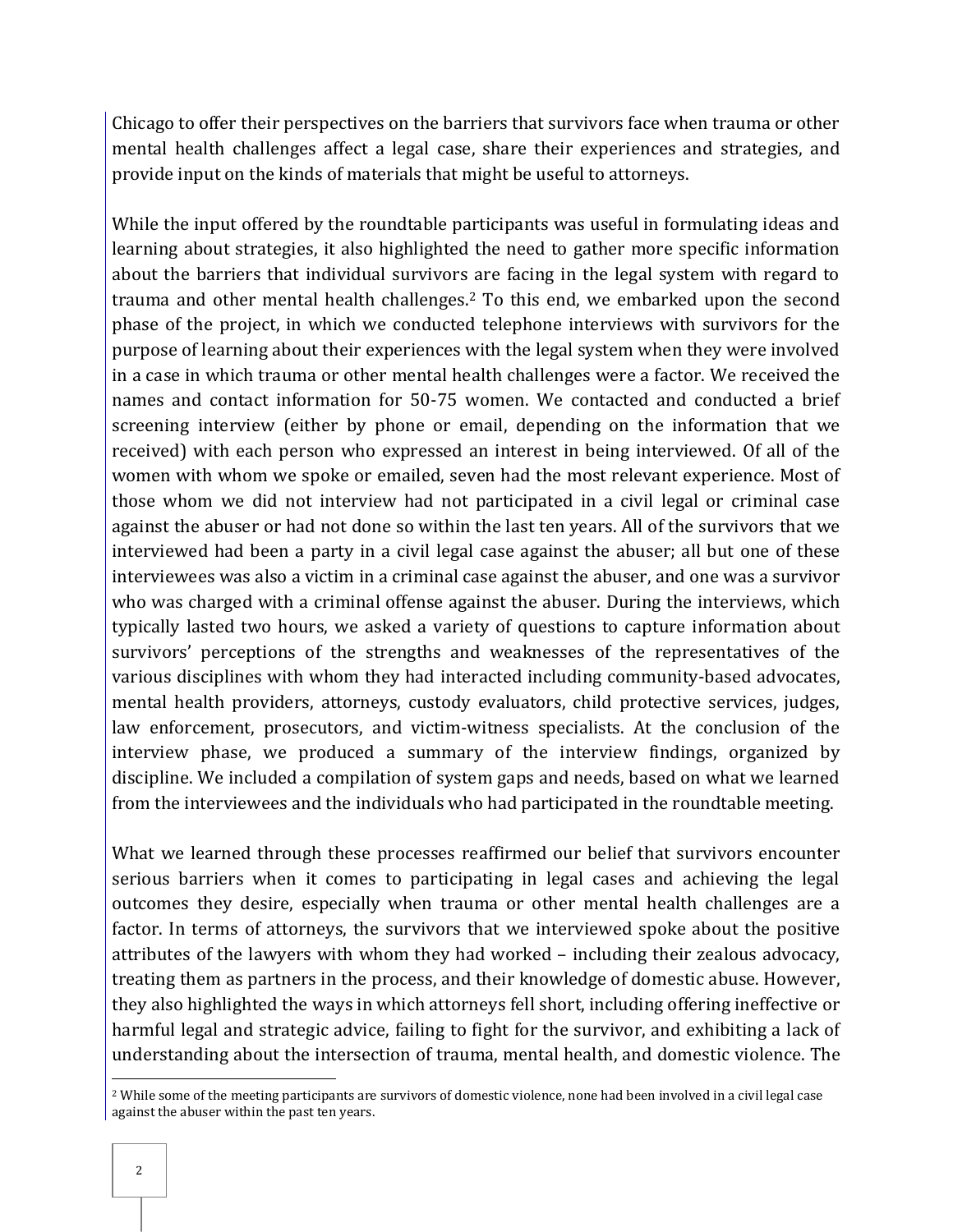Chicago to offer their perspectives on the barriers that survivors face when trauma or other mental health challenges affect a legal case, share their experiences and strategies, and provide input on the kinds of materials that might be useful to attorneys.

While the input offered by the roundtable participants was useful in formulating ideas and learning about strategies, it also highlighted the need to gather more specific information about the barriers that individual survivors are facing in the legal system with regard to trauma and other mental health challenges.[2] To this end, we embarked upon the second phase of the project, in which we conducted telephone interviews with survivors for the purpose of learning about their experiences with the legal system when they were involved in a case in which trauma or other mental health challenges were a factor. We received the names and contact information for 50-75 women. We contacted and conducted a brief screening interview (either by phone or email, depending on the information that we received) with each person who expressed an interest in being interviewed. Of all of the women with whom we spoke or emailed, seven had the most relevant experience. Most of those whom we did not interview had not participated in a civil legal or criminal case against the abuser or had not done so within the last ten years. All of the survivors that we interviewed had been a party in a civil legal case against the abuser; all but one of these interviewees was also a victim in a criminal case against the abuser, and one was a survivor who was charged with a criminal offense against the abuser. During the interviews, which typically lasted two hours, we asked a variety of questions to capture information about survivors' perceptions of the strengths and weaknesses of the representatives of the various disciplines with whom they had interacted including community-based advocates, mental health providers, attorneys, custody evaluators, child protective services, judges, law enforcement, prosecutors, and victim-witness specialists. At the conclusion of the interview phase, we produced a summary of the interview findings, organized by discipline. We included a compilation of system gaps and needs, based on what we learned from the interviewees and the individuals who had participated in the roundtable meeting.

What we learned through these processes reaffirmed our belief that survivors encounter serious barriers when it comes to participating in legal cases and achieving the legal outcomes they desire, especially when trauma or other mental health challenges are a factor. In terms of attorneys, the survivors that we interviewed spoke about the positive attributes of the lawyers with whom they had worked – including their zealous advocacy, treating them as partners in the process, and their knowledge of domestic abuse. However, they also highlighted the ways in which attorneys fell short, including offering ineffective or harmful legal and strategic advice, failing to fight for the survivor, and exhibiting a lack of understanding about the intersection of trauma, mental health, and domestic violence. The

---

[2] While some of the meeting participants are survivors of domestic violence, none had been involved in a civil legal case against the abuser within the past ten years.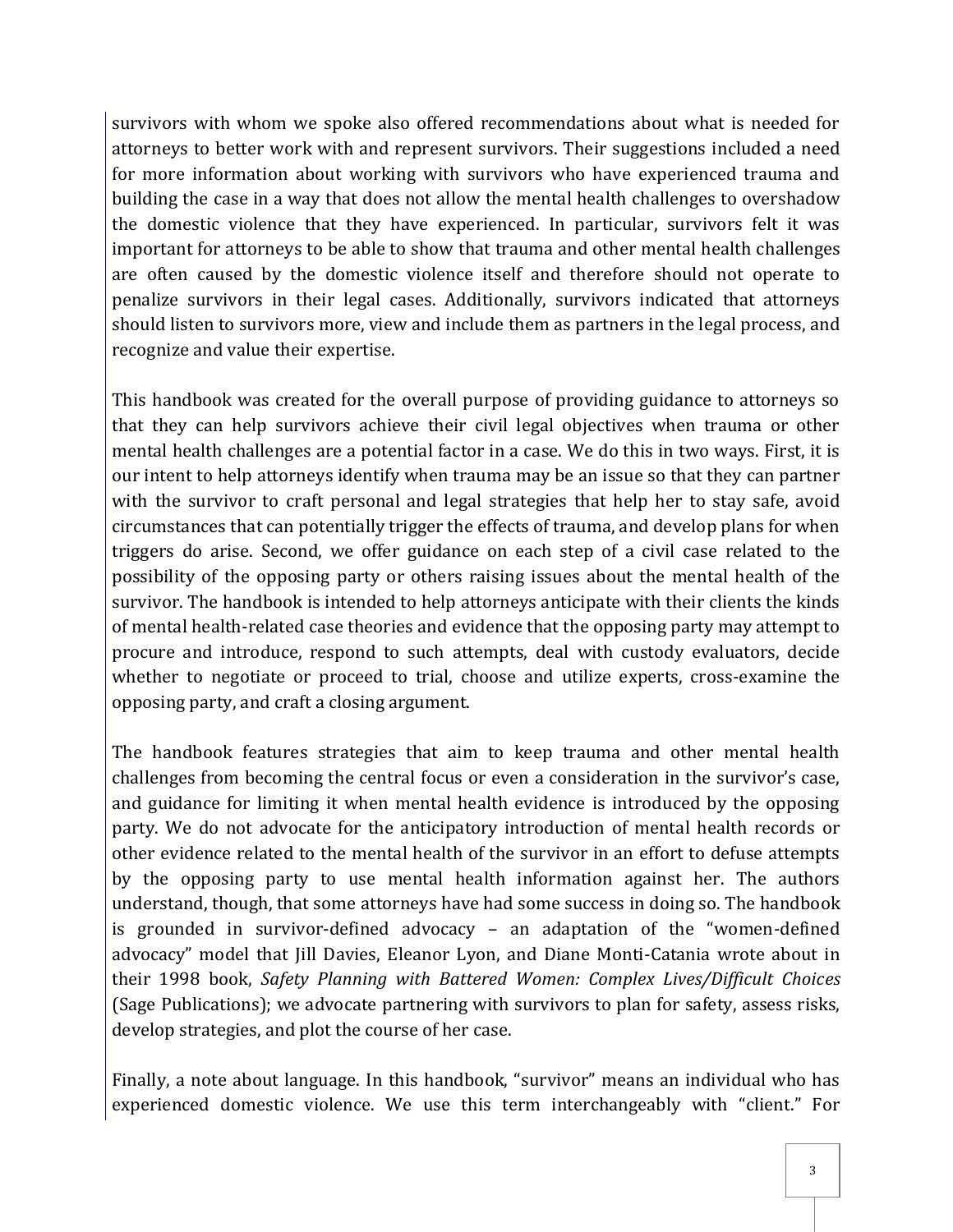survivors with whom we spoke also offered recommendations about what is needed for attorneys to better work with and represent survivors. Their suggestions included a need for more information about working with survivors who have experienced trauma and building the case in a way that does not allow the mental health challenges to overshadow the domestic violence that they have experienced. In particular, survivors felt it was important for attorneys to be able to show that trauma and other mental health challenges are often caused by the domestic violence itself and therefore should not operate to penalize survivors in their legal cases. Additionally, survivors indicated that attorneys should listen to survivors more, view and include them as partners in the legal process, and recognize and value their expertise.

This handbook was created for the overall purpose of providing guidance to attorneys so that they can help survivors achieve their civil legal objectives when trauma or other mental health challenges are a potential factor in a case. We do this in two ways. First, it is our intent to help attorneys identify when trauma may be an issue so that they can partner with the survivor to craft personal and legal strategies that help her to stay safe, avoid circumstances that can potentially trigger the effects of trauma, and develop plans for when triggers do arise. Second, we offer guidance on each step of a civil case related to the possibility of the opposing party or others raising issues about the mental health of the survivor. The handbook is intended to help attorneys anticipate with their clients the kinds of mental health-related case theories and evidence that the opposing party may attempt to procure and introduce, respond to such attempts, deal with custody evaluators, decide whether to negotiate or proceed to trial, choose and utilize experts, cross-examine the opposing party, and craft a closing argument.

The handbook features strategies that aim to keep trauma and other mental health challenges from becoming the central focus or even a consideration in the survivor's case, and guidance for limiting it when mental health evidence is introduced by the opposing party. We do not advocate for the anticipatory introduction of mental health records or other evidence related to the mental health of the survivor in an effort to defuse attempts by the opposing party to use mental health information against her. The authors understand, though, that some attorneys have had some success in doing so. The handbook is grounded in survivor-defined advocacy – an adaptation of the "women-defined advocacy" model that Jill Davies, Eleanor Lyon, and Diane Monti-Catania wrote about in their 1998 book, *Safety Planning with Battered Women: Complex Lives/Difficult Choices* (Sage Publications); we advocate partnering with survivors to plan for safety, assess risks, develop strategies, and plot the course of her case.

Finally, a note about language. In this handbook, "survivor" means an individual who has experienced domestic violence. We use this term interchangeably with "client." For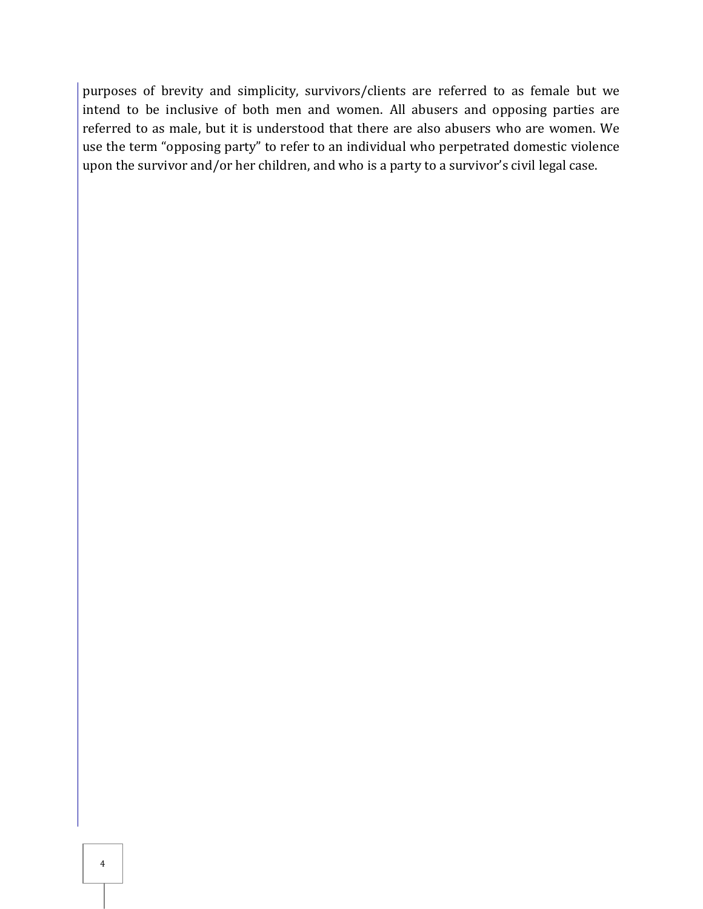purposes of brevity and simplicity, survivors/clients are referred to as female but we intend to be inclusive of both men and women. All abusers and opposing parties are referred to as male, but it is understood that there are also abusers who are women. We use the term “opposing party” to refer to an individual who perpetrated domestic violence upon the survivor and/or her children, and who is a party to a survivor’s civil legal case.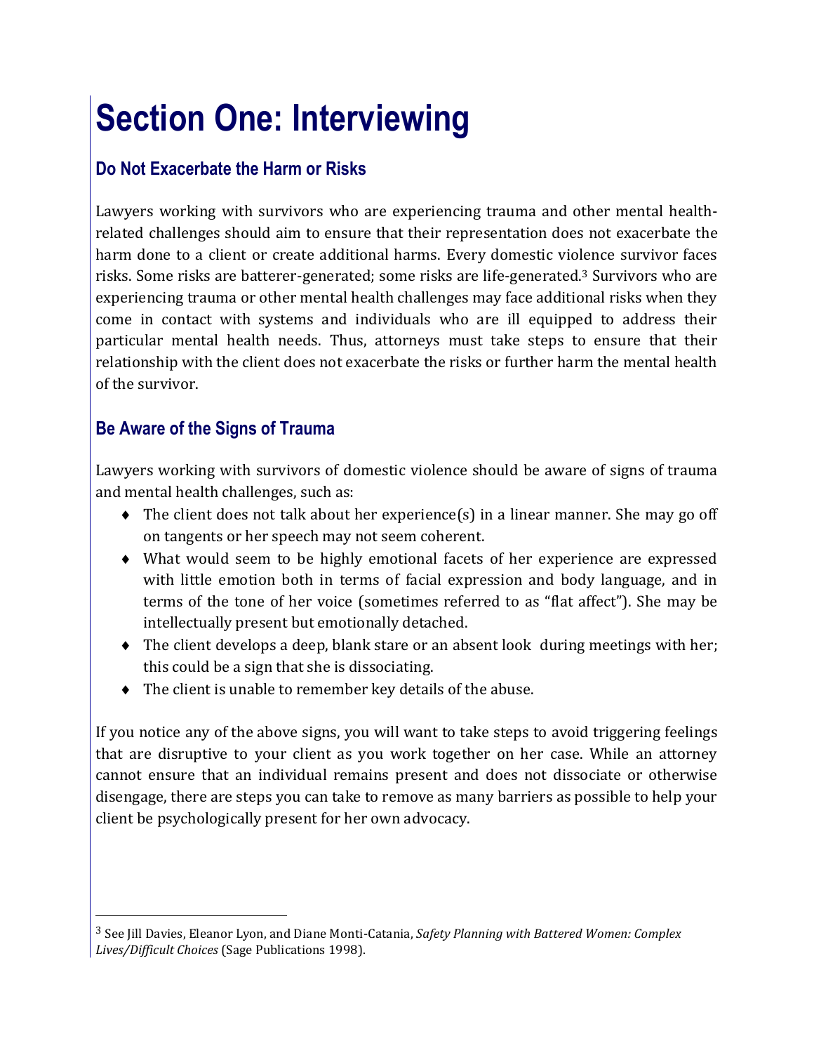# Section One: Interviewing

## Do Not Exacerbate the Harm or Risks

Lawyers working with survivors who are experiencing trauma and other mental health-related challenges should aim to ensure that their representation does not exacerbate the harm done to a client or create additional harms. Every domestic violence survivor faces risks. Some risks are batterer-generated; some risks are life-generated.[3] Survivors who are experiencing trauma or other mental health challenges may face additional risks when they come in contact with systems and individuals who are ill equipped to address their particular mental health needs. Thus, attorneys must take steps to ensure that their relationship with the client does not exacerbate the risks or further harm the mental health of the survivor.

## Be Aware of the Signs of Trauma

Lawyers working with survivors of domestic violence should be aware of signs of trauma and mental health challenges, such as:

- The client does not talk about her experience(s) in a linear manner. She may go off on tangents or her speech may not seem coherent.
- What would seem to be highly emotional facets of her experience are expressed with little emotion both in terms of facial expression and body language, and in terms of the tone of her voice (sometimes referred to as "flat affect"). She may be intellectually present but emotionally detached.
- The client develops a deep, blank stare or an absent look during meetings with her; this could be a sign that she is dissociating.
- The client is unable to remember key details of the abuse.

If you notice any of the above signs, you will want to take steps to avoid triggering feelings that are disruptive to your client as you work together on her case. While an attorney cannot ensure that an individual remains present and does not dissociate or otherwise disengage, there are steps you can take to remove as many barriers as possible to help your client be psychologically present for her own advocacy.

---

[3] See Jill Davies, Eleanor Lyon, and Diane Monti-Catania, *Safety Planning with Battered Women: Complex Lives/Difficult Choices* (Sage Publications 1998).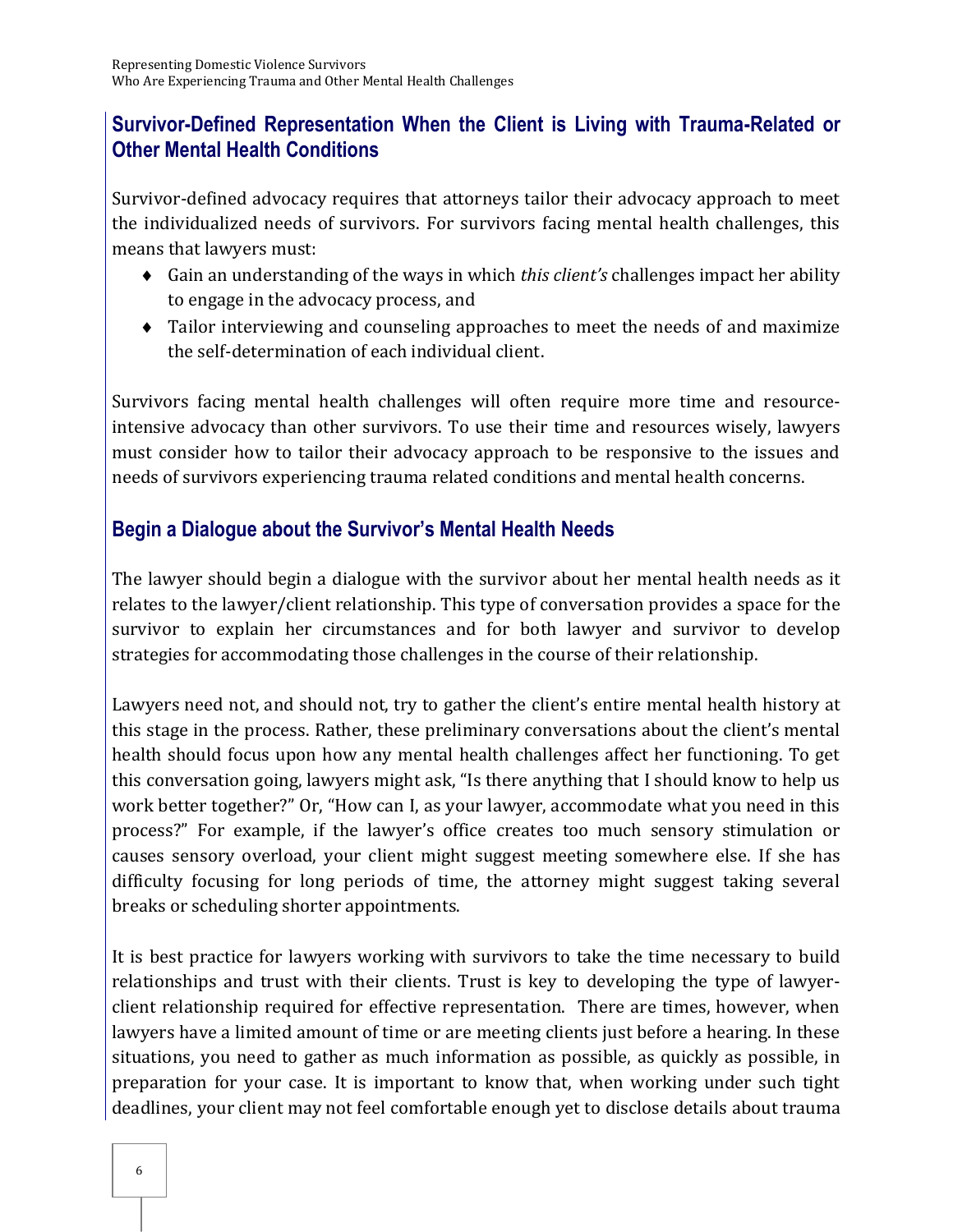## Survivor-Defined Representation When the Client is Living with Trauma-Related or Other Mental Health Conditions

Survivor-defined advocacy requires that attorneys tailor their advocacy approach to meet the individualized needs of survivors. For survivors facing mental health challenges, this means that lawyers must:

- Gain an understanding of the ways in which *this client's* challenges impact her ability to engage in the advocacy process, and
- Tailor interviewing and counseling approaches to meet the needs of and maximize the self-determination of each individual client.

Survivors facing mental health challenges will often require more time and resource-intensive advocacy than other survivors. To use their time and resources wisely, lawyers must consider how to tailor their advocacy approach to be responsive to the issues and needs of survivors experiencing trauma related conditions and mental health concerns.

## Begin a Dialogue about the Survivor's Mental Health Needs

The lawyer should begin a dialogue with the survivor about her mental health needs as it relates to the lawyer/client relationship. This type of conversation provides a space for the survivor to explain her circumstances and for both lawyer and survivor to develop strategies for accommodating those challenges in the course of their relationship.

Lawyers need not, and should not, try to gather the client's entire mental health history at this stage in the process. Rather, these preliminary conversations about the client's mental health should focus upon how any mental health challenges affect her functioning. To get this conversation going, lawyers might ask, "Is there anything that I should know to help us work better together?" Or, "How can I, as your lawyer, accommodate what you need in this process?" For example, if the lawyer's office creates too much sensory stimulation or causes sensory overload, your client might suggest meeting somewhere else. If she has difficulty focusing for long periods of time, the attorney might suggest taking several breaks or scheduling shorter appointments.

It is best practice for lawyers working with survivors to take the time necessary to build relationships and trust with their clients. Trust is key to developing the type of lawyer-client relationship required for effective representation. There are times, however, when lawyers have a limited amount of time or are meeting clients just before a hearing. In these situations, you need to gather as much information as possible, as quickly as possible, in preparation for your case. It is important to know that, when working under such tight deadlines, your client may not feel comfortable enough yet to disclose details about trauma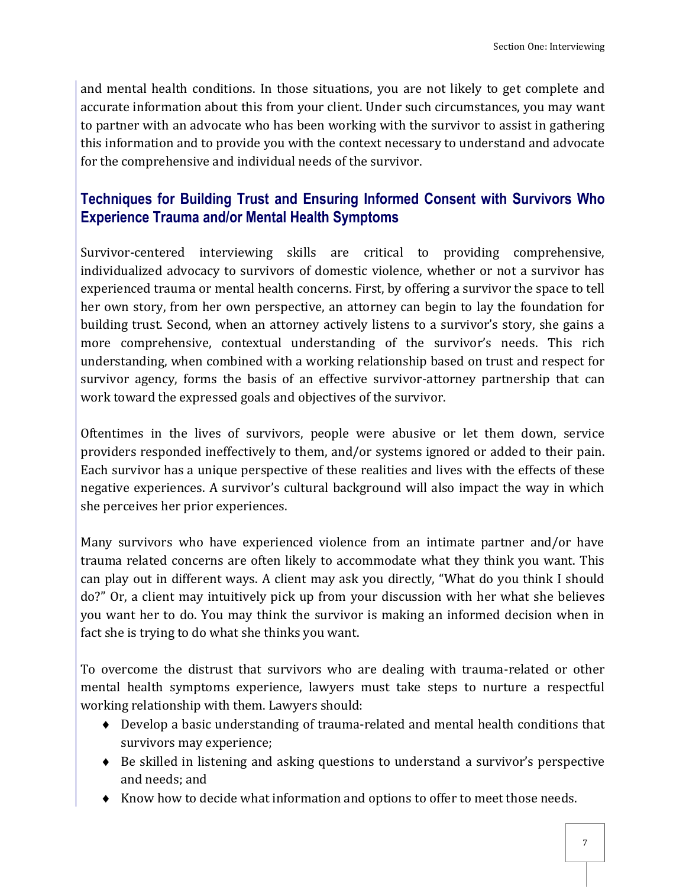and mental health conditions. In those situations, you are not likely to get complete and accurate information about this from your client. Under such circumstances, you may want to partner with an advocate who has been working with the survivor to assist in gathering this information and to provide you with the context necessary to understand and advocate for the comprehensive and individual needs of the survivor.

## Techniques for Building Trust and Ensuring Informed Consent with Survivors Who Experience Trauma and/or Mental Health Symptoms

Survivor-centered interviewing skills are critical to providing comprehensive, individualized advocacy to survivors of domestic violence, whether or not a survivor has experienced trauma or mental health concerns. First, by offering a survivor the space to tell her own story, from her own perspective, an attorney can begin to lay the foundation for building trust. Second, when an attorney actively listens to a survivor's story, she gains a more comprehensive, contextual understanding of the survivor's needs. This rich understanding, when combined with a working relationship based on trust and respect for survivor agency, forms the basis of an effective survivor-attorney partnership that can work toward the expressed goals and objectives of the survivor.

Oftentimes in the lives of survivors, people were abusive or let them down, service providers responded ineffectively to them, and/or systems ignored or added to their pain. Each survivor has a unique perspective of these realities and lives with the effects of these negative experiences. A survivor's cultural background will also impact the way in which she perceives her prior experiences.

Many survivors who have experienced violence from an intimate partner and/or have trauma related concerns are often likely to accommodate what they think you want. This can play out in different ways. A client may ask you directly, "What do you think I should do?" Or, a client may intuitively pick up from your discussion with her what she believes you want her to do. You may think the survivor is making an informed decision when in fact she is trying to do what she thinks you want.

To overcome the distrust that survivors who are dealing with trauma-related or other mental health symptoms experience, lawyers must take steps to nurture a respectful working relationship with them. Lawyers should:

- Develop a basic understanding of trauma-related and mental health conditions that survivors may experience;
- Be skilled in listening and asking questions to understand a survivor's perspective and needs; and
- Know how to decide what information and options to offer to meet those needs.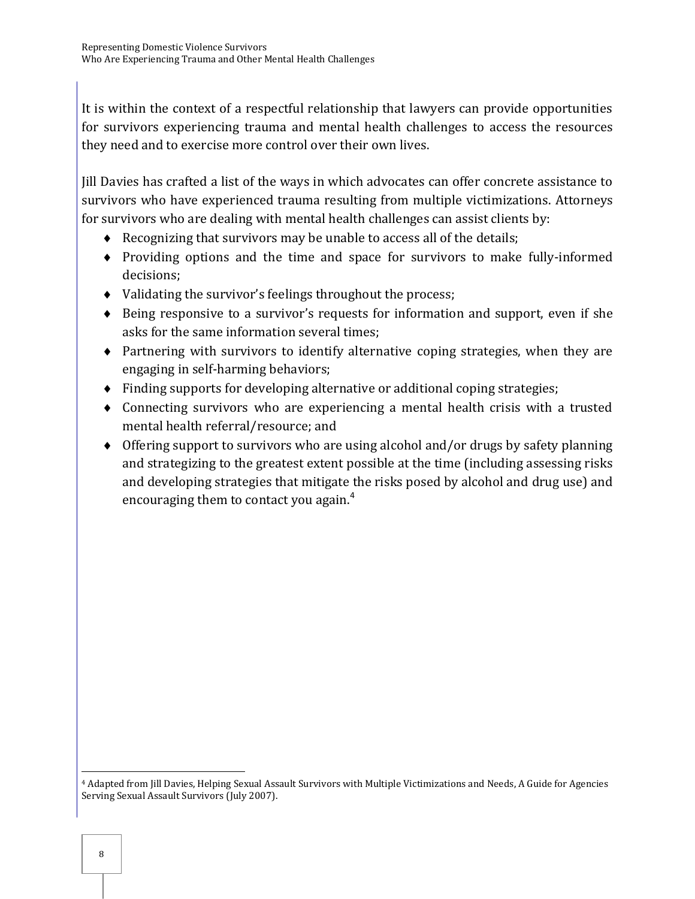It is within the context of a respectful relationship that lawyers can provide opportunities for survivors experiencing trauma and mental health challenges to access the resources they need and to exercise more control over their own lives.

Jill Davies has crafted a list of the ways in which advocates can offer concrete assistance to survivors who have experienced trauma resulting from multiple victimizations. Attorneys for survivors who are dealing with mental health challenges can assist clients by:

- Recognizing that survivors may be unable to access all of the details;
- Providing options and the time and space for survivors to make fully-informed decisions;
- Validating the survivor's feelings throughout the process;
- Being responsive to a survivor's requests for information and support, even if she asks for the same information several times;
- Partnering with survivors to identify alternative coping strategies, when they are engaging in self-harming behaviors;
- Finding supports for developing alternative or additional coping strategies;
- Connecting survivors who are experiencing a mental health crisis with a trusted mental health referral/resource; and
- Offering support to survivors who are using alcohol and/or drugs by safety planning and strategizing to the greatest extent possible at the time (including assessing risks and developing strategies that mitigate the risks posed by alcohol and drug use) and encouraging them to contact you again.[4]

---

[4] Adapted from Jill Davies, Helping Sexual Assault Survivors with Multiple Victimizations and Needs, A Guide for Agencies Serving Sexual Assault Survivors (July 2007).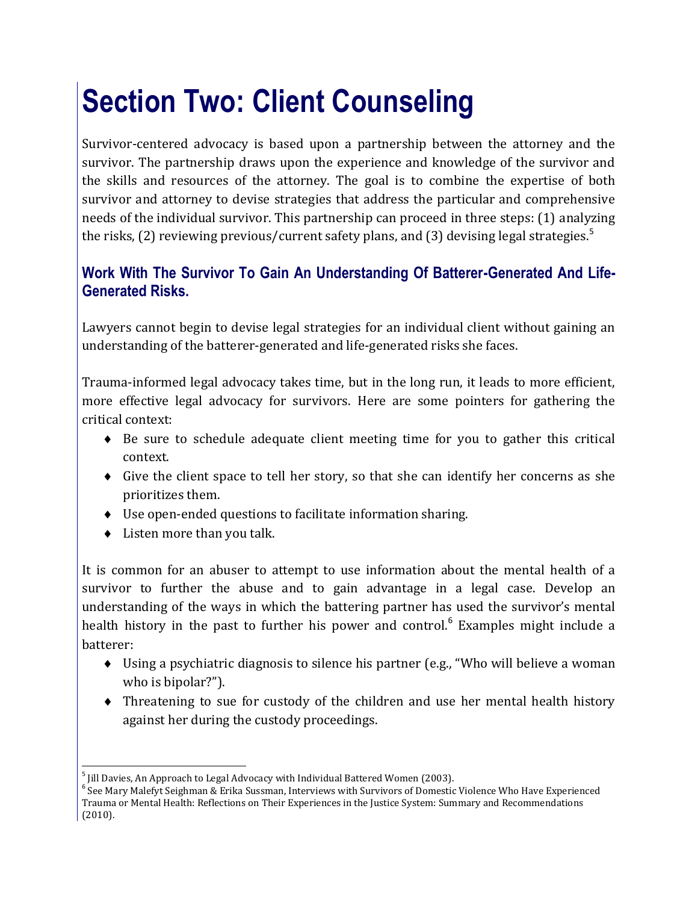# Section Two: Client Counseling

Survivor-centered advocacy is based upon a partnership between the attorney and the survivor. The partnership draws upon the experience and knowledge of the survivor and the skills and resources of the attorney. The goal is to combine the expertise of both survivor and attorney to devise strategies that address the particular and comprehensive needs of the individual survivor. This partnership can proceed in three steps: (1) analyzing the risks, (2) reviewing previous/current safety plans, and (3) devising legal strategies.[5]

## Work With The Survivor To Gain An Understanding Of Batterer-Generated And Life-Generated Risks.

Lawyers cannot begin to devise legal strategies for an individual client without gaining an understanding of the batterer-generated and life-generated risks she faces.

Trauma-informed legal advocacy takes time, but in the long run, it leads to more efficient, more effective legal advocacy for survivors. Here are some pointers for gathering the critical context:

- Be sure to schedule adequate client meeting time for you to gather this critical context.
- Give the client space to tell her story, so that she can identify her concerns as she prioritizes them.
- Use open-ended questions to facilitate information sharing.
- Listen more than you talk.

It is common for an abuser to attempt to use information about the mental health of a survivor to further the abuse and to gain advantage in a legal case. Develop an understanding of the ways in which the battering partner has used the survivor's mental health history in the past to further his power and control.[6] Examples might include a batterer:

- Using a psychiatric diagnosis to silence his partner (e.g., "Who will believe a woman who is bipolar?").
- Threatening to sue for custody of the children and use her mental health history against her during the custody proceedings.

---

[5] Jill Davies, An Approach to Legal Advocacy with Individual Battered Women (2003).

[6] See Mary Malefyt Seighman & Erika Sussman, Interviews with Survivors of Domestic Violence Who Have Experienced Trauma or Mental Health: Reflections on Their Experiences in the Justice System: Summary and Recommendations (2010).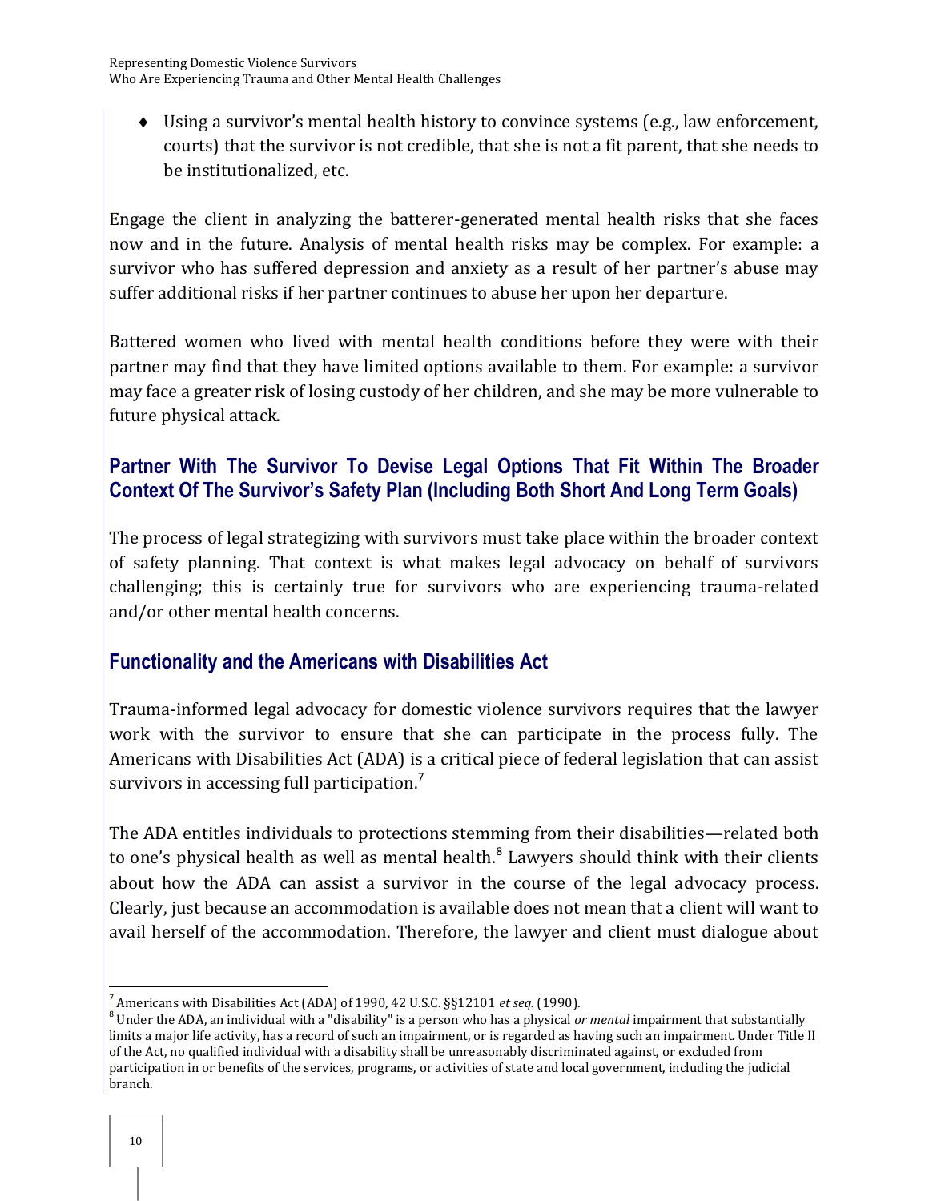- Using a survivor's mental health history to convince systems (e.g., law enforcement, courts) that the survivor is not credible, that she is not a fit parent, that she needs to be institutionalized, etc.

Engage the client in analyzing the batterer-generated mental health risks that she faces now and in the future. Analysis of mental health risks may be complex. For example: a survivor who has suffered depression and anxiety as a result of her partner's abuse may suffer additional risks if her partner continues to abuse her upon her departure.

Battered women who lived with mental health conditions before they were with their partner may find that they have limited options available to them. For example: a survivor may face a greater risk of losing custody of her children, and she may be more vulnerable to future physical attack.

## Partner With The Survivor To Devise Legal Options That Fit Within The Broader Context Of The Survivor's Safety Plan (Including Both Short And Long Term Goals)

The process of legal strategizing with survivors must take place within the broader context of safety planning. That context is what makes legal advocacy on behalf of survivors challenging; this is certainly true for survivors who are experiencing trauma-related and/or other mental health concerns.

## Functionality and the Americans with Disabilities Act

Trauma-informed legal advocacy for domestic violence survivors requires that the lawyer work with the survivor to ensure that she can participate in the process fully. The Americans with Disabilities Act (ADA) is a critical piece of federal legislation that can assist survivors in accessing full participation.[7]

The ADA entitles individuals to protections stemming from their disabilities—related both to one's physical health as well as mental health.[8] Lawyers should think with their clients about how the ADA can assist a survivor in the course of the legal advocacy process. Clearly, just because an accommodation is available does not mean that a client will want to avail herself of the accommodation. Therefore, the lawyer and client must dialogue about

---

[7] Americans with Disabilities Act (ADA) of 1990, 42 U.S.C. §§12101 *et seq.* (1990).

[8] Under the ADA, an individual with a "disability" is a person who has a physical *or mental* impairment that substantially limits a major life activity, has a record of such an impairment, or is regarded as having such an impairment. Under Title II of the Act, no qualified individual with a disability shall be unreasonably discriminated against, or excluded from participation in or benefits of the services, programs, or activities of state and local government, including the judicial branch.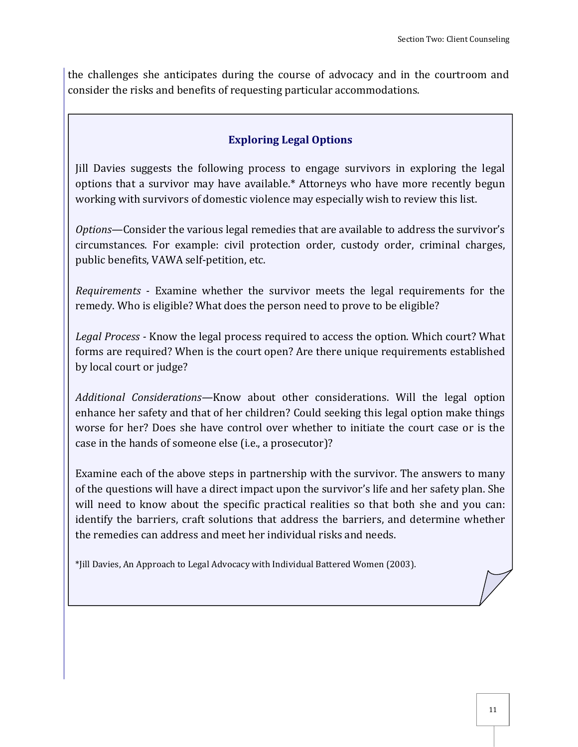the challenges she anticipates during the course of advocacy and in the courtroom and consider the risks and benefits of requesting particular accommodations.

### Exploring Legal Options

Jill Davies suggests the following process to engage survivors in exploring the legal options that a survivor may have available.* Attorneys who have more recently begun working with survivors of domestic violence may especially wish to review this list.

*Options*—Consider the various legal remedies that are available to address the survivor's circumstances. For example: civil protection order, custody order, criminal charges, public benefits, VAWA self-petition, etc.

*Requirements* - Examine whether the survivor meets the legal requirements for the remedy. Who is eligible? What does the person need to prove to be eligible?

*Legal Process* - Know the legal process required to access the option. Which court? What forms are required? When is the court open? Are there unique requirements established by local court or judge?

*Additional Considerations*—Know about other considerations. Will the legal option enhance her safety and that of her children? Could seeking this legal option make things worse for her? Does she have control over whether to initiate the court case or is the case in the hands of someone else (i.e., a prosecutor)?

Examine each of the above steps in partnership with the survivor. The answers to many of the questions will have a direct impact upon the survivor's life and her safety plan. She will need to know about the specific practical realities so that both she and you can: identify the barriers, craft solutions that address the barriers, and determine whether the remedies can address and meet her individual risks and needs.

*Jill Davies, An Approach to Legal Advocacy with Individual Battered Women (2003).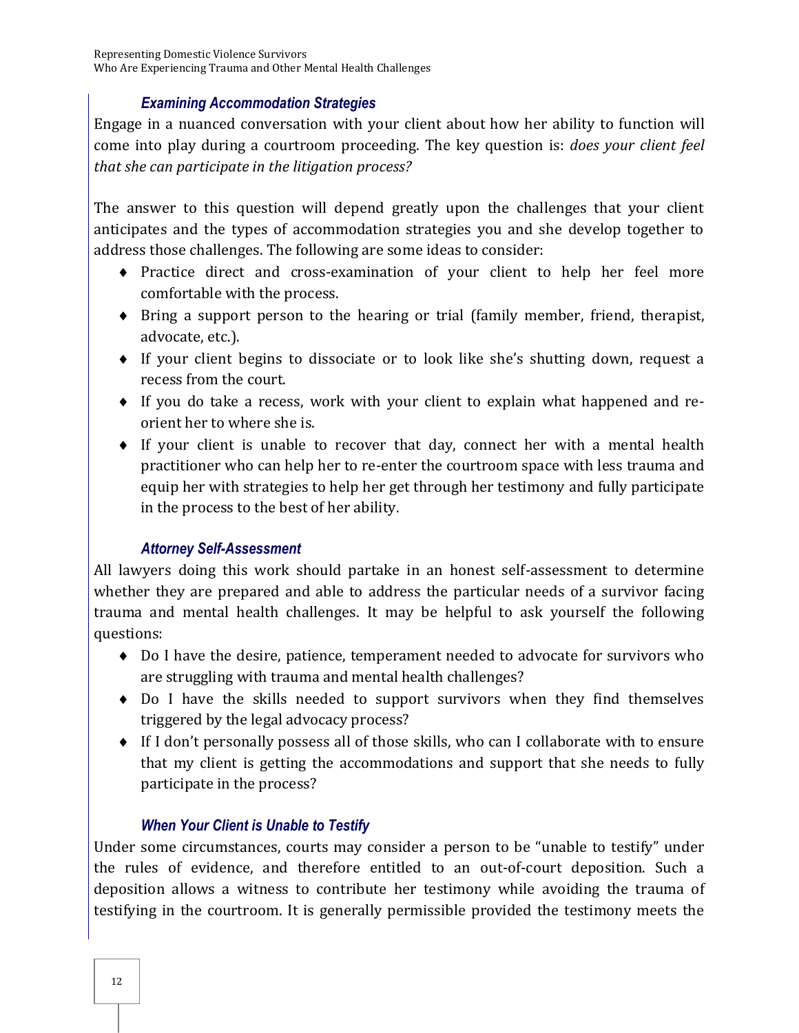### Examining Accommodation Strategies

Engage in a nuanced conversation with your client about how her ability to function will come into play during a courtroom proceeding. The key question is: *does your client feel that she can participate in the litigation process?*

The answer to this question will depend greatly upon the challenges that your client anticipates and the types of accommodation strategies you and she develop together to address those challenges. The following are some ideas to consider:

- Practice direct and cross-examination of your client to help her feel more comfortable with the process.
- Bring a support person to the hearing or trial (family member, friend, therapist, advocate, etc.).
- If your client begins to dissociate or to look like she's shutting down, request a recess from the court.
- If you do take a recess, work with your client to explain what happened and re-orient her to where she is.
- If your client is unable to recover that day, connect her with a mental health practitioner who can help her to re-enter the courtroom space with less trauma and equip her with strategies to help her get through her testimony and fully participate in the process to the best of her ability.

### Attorney Self-Assessment

All lawyers doing this work should partake in an honest self-assessment to determine whether they are prepared and able to address the particular needs of a survivor facing trauma and mental health challenges. It may be helpful to ask yourself the following questions:

- Do I have the desire, patience, temperament needed to advocate for survivors who are struggling with trauma and mental health challenges?
- Do I have the skills needed to support survivors when they find themselves triggered by the legal advocacy process?
- If I don't personally possess all of those skills, who can I collaborate with to ensure that my client is getting the accommodations and support that she needs to fully participate in the process?

### When Your Client is Unable to Testify

Under some circumstances, courts may consider a person to be "unable to testify" under the rules of evidence, and therefore entitled to an out-of-court deposition. Such a deposition allows a witness to contribute her testimony while avoiding the trauma of testifying in the courtroom. It is generally permissible provided the testimony meets the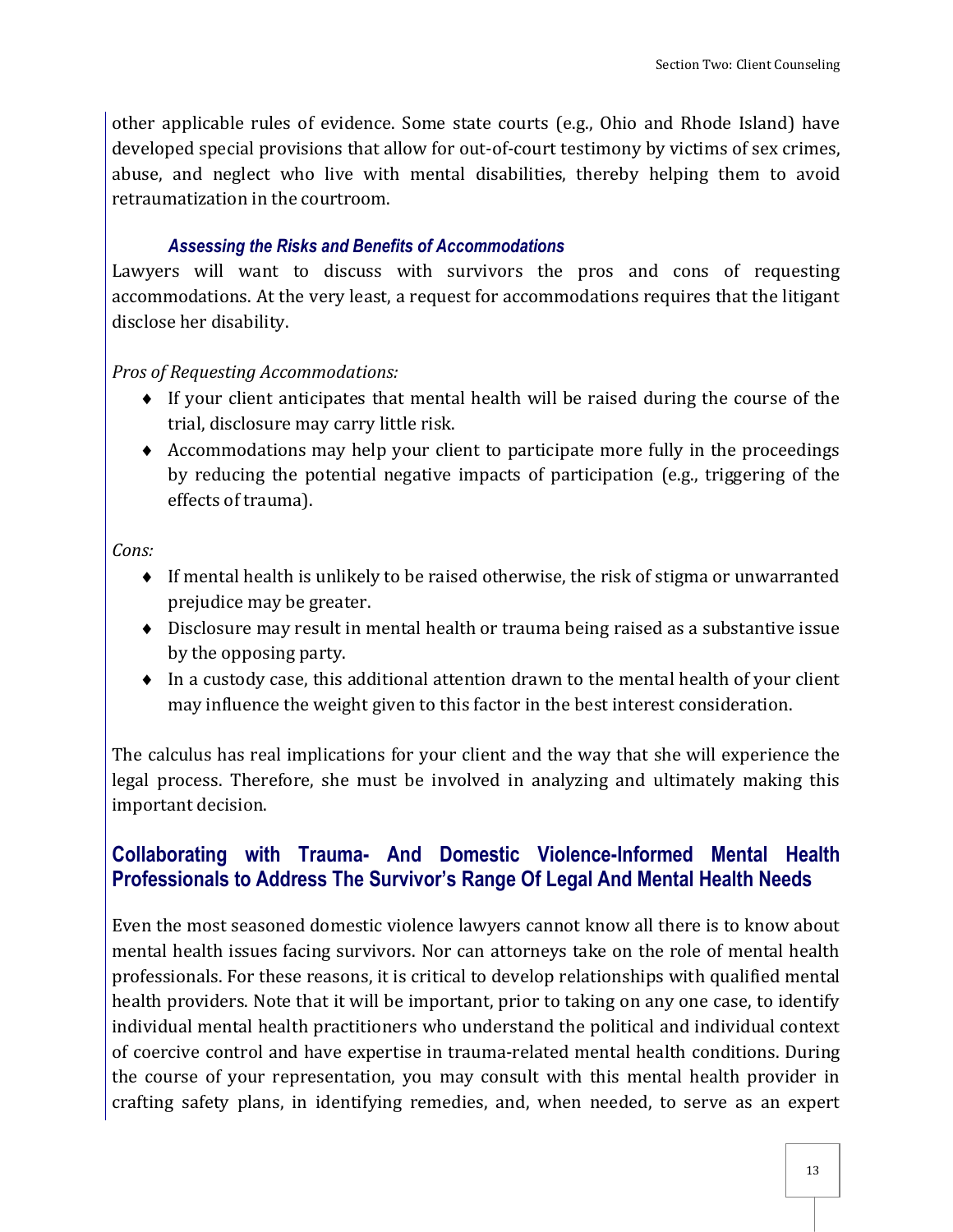other applicable rules of evidence. Some state courts (e.g., Ohio and Rhode Island) have developed special provisions that allow for out-of-court testimony by victims of sex crimes, abuse, and neglect who live with mental disabilities, thereby helping them to avoid retraumatization in the courtroom.

### *Assessing the Risks and Benefits of Accommodations*

Lawyers will want to discuss with survivors the pros and cons of requesting accommodations. At the very least, a request for accommodations requires that the litigant disclose her disability.

*Pros of Requesting Accommodations:*

- If your client anticipates that mental health will be raised during the course of the trial, disclosure may carry little risk.
- Accommodations may help your client to participate more fully in the proceedings by reducing the potential negative impacts of participation (e.g., triggering of the effects of trauma).

*Cons:*

- If mental health is unlikely to be raised otherwise, the risk of stigma or unwarranted prejudice may be greater.
- Disclosure may result in mental health or trauma being raised as a substantive issue by the opposing party.
- In a custody case, this additional attention drawn to the mental health of your client may influence the weight given to this factor in the best interest consideration.

The calculus has real implications for your client and the way that she will experience the legal process. Therefore, she must be involved in analyzing and ultimately making this important decision.

## Collaborating with Trauma- And Domestic Violence-Informed Mental Health Professionals to Address The Survivor's Range Of Legal And Mental Health Needs

Even the most seasoned domestic violence lawyers cannot know all there is to know about mental health issues facing survivors. Nor can attorneys take on the role of mental health professionals. For these reasons, it is critical to develop relationships with qualified mental health providers. Note that it will be important, prior to taking on any one case, to identify individual mental health practitioners who understand the political and individual context of coercive control and have expertise in trauma-related mental health conditions. During the course of your representation, you may consult with this mental health provider in crafting safety plans, in identifying remedies, and, when needed, to serve as an expert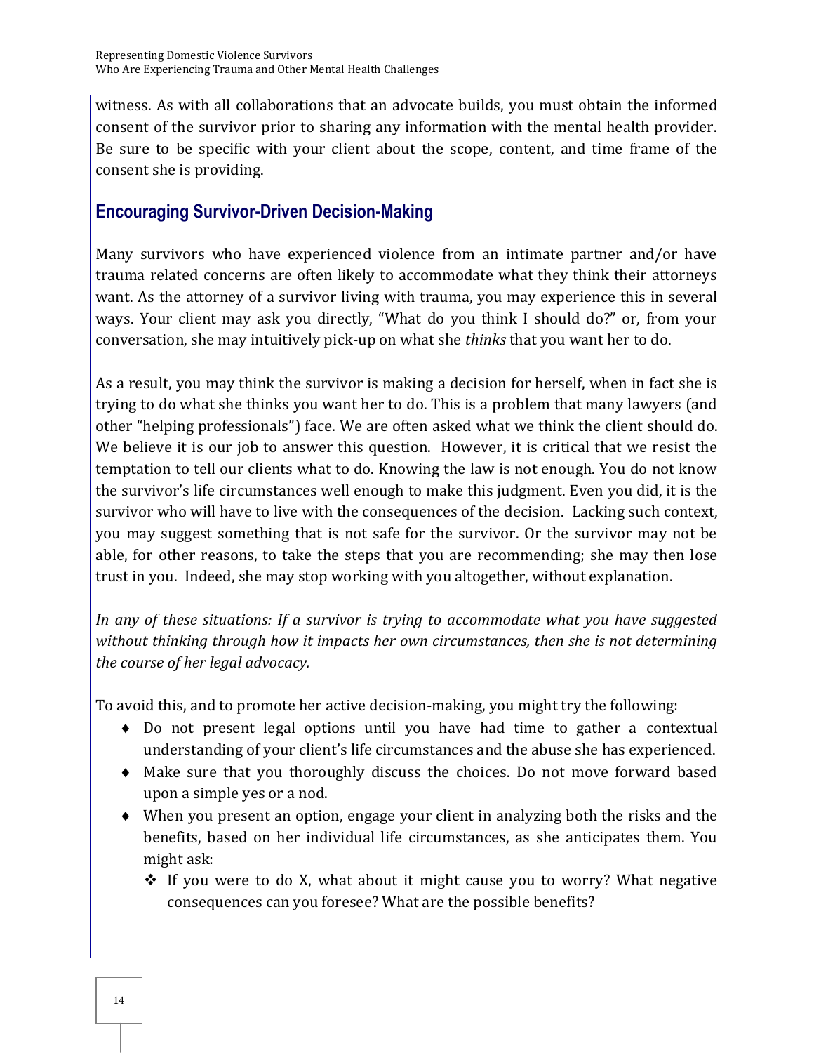witness. As with all collaborations that an advocate builds, you must obtain the informed consent of the survivor prior to sharing any information with the mental health provider. Be sure to be specific with your client about the scope, content, and time frame of the consent she is providing.

## Encouraging Survivor-Driven Decision-Making

Many survivors who have experienced violence from an intimate partner and/or have trauma related concerns are often likely to accommodate what they think their attorneys want. As the attorney of a survivor living with trauma, you may experience this in several ways. Your client may ask you directly, "What do you think I should do?" or, from your conversation, she may intuitively pick-up on what she *thinks* that you want her to do.

As a result, you may think the survivor is making a decision for herself, when in fact she is trying to do what she thinks you want her to do. This is a problem that many lawyers (and other "helping professionals") face. We are often asked what we think the client should do. We believe it is our job to answer this question. However, it is critical that we resist the temptation to tell our clients what to do. Knowing the law is not enough. You do not know the survivor's life circumstances well enough to make this judgment. Even you did, it is the survivor who will have to live with the consequences of the decision. Lacking such context, you may suggest something that is not safe for the survivor. Or the survivor may not be able, for other reasons, to take the steps that you are recommending; she may then lose trust in you. Indeed, she may stop working with you altogether, without explanation.

*In any of these situations: If a survivor is trying to accommodate what you have suggested without thinking through how it impacts her own circumstances, then she is not determining the course of her legal advocacy.*

To avoid this, and to promote her active decision-making, you might try the following:

- Do not present legal options until you have had time to gather a contextual understanding of your client's life circumstances and the abuse she has experienced.
- Make sure that you thoroughly discuss the choices. Do not move forward based upon a simple yes or a nod.
- When you present an option, engage your client in analyzing both the risks and the benefits, based on her individual life circumstances, as she anticipates them. You might ask:
  - If you were to do X, what about it might cause you to worry? What negative consequences can you foresee? What are the possible benefits?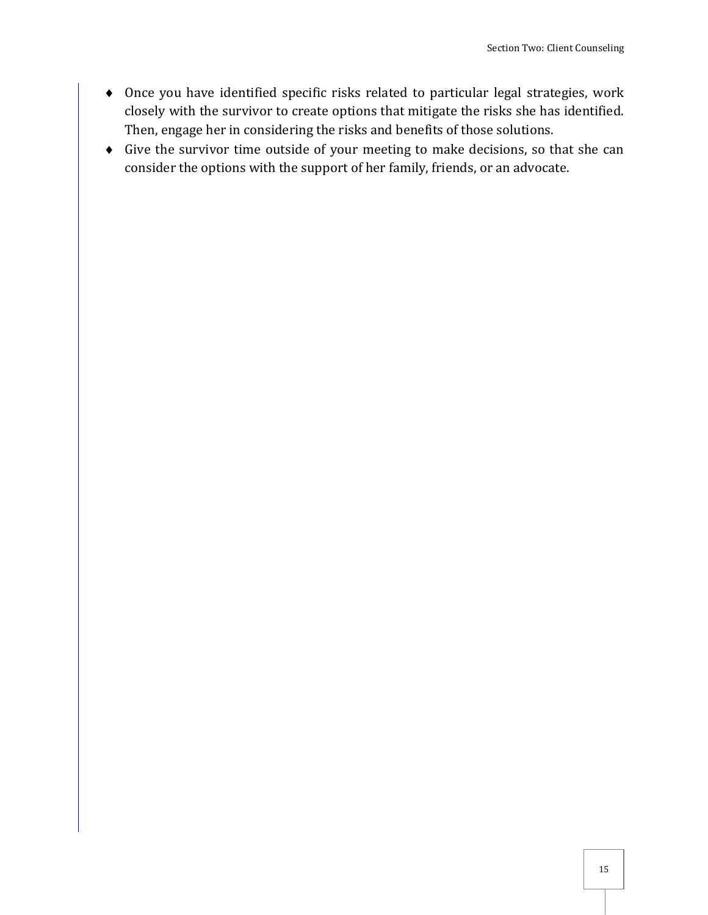- Once you have identified specific risks related to particular legal strategies, work closely with the survivor to create options that mitigate the risks she has identified. Then, engage her in considering the risks and benefits of those solutions.
- Give the survivor time outside of your meeting to make decisions, so that she can consider the options with the support of her family, friends, or an advocate.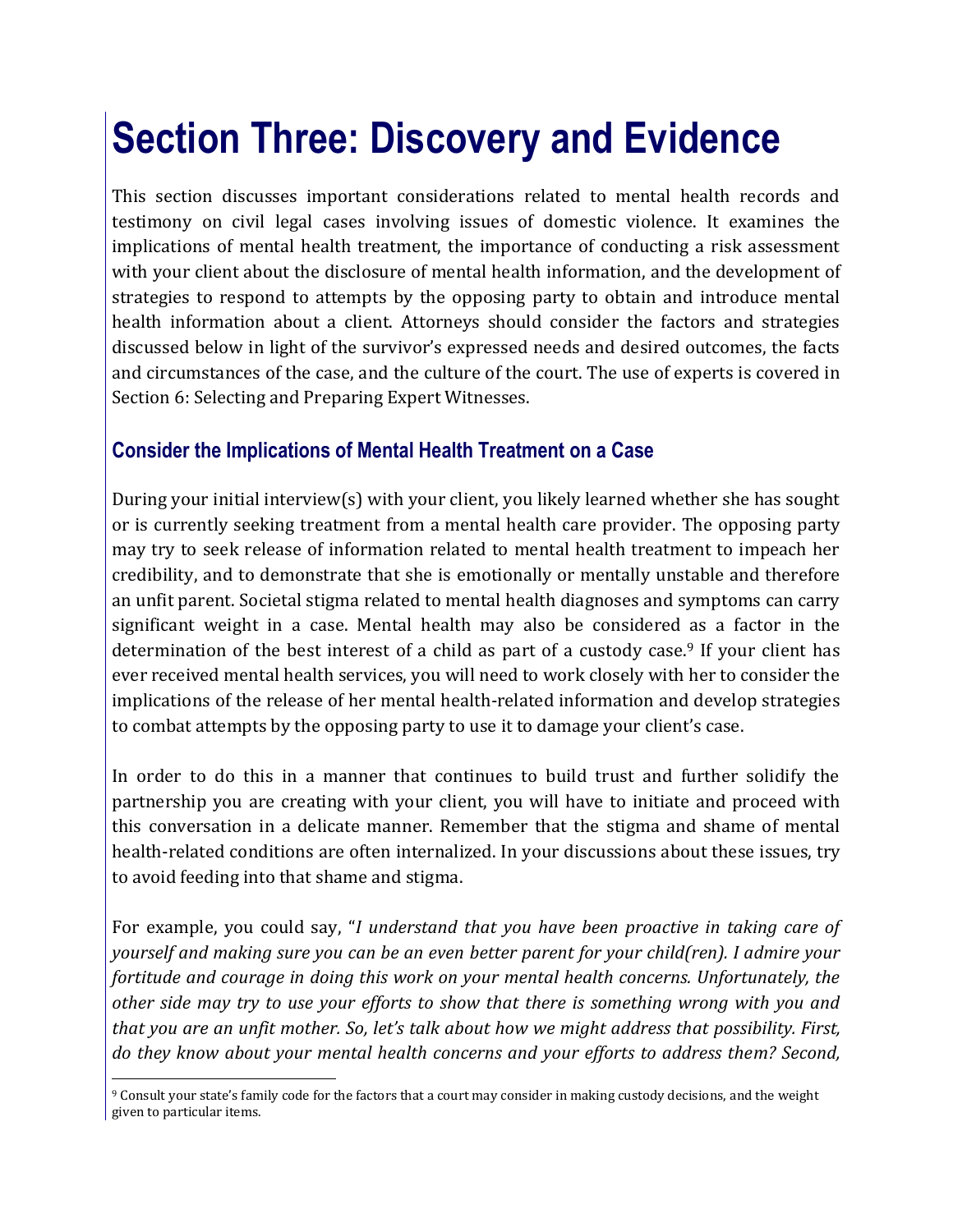# Section Three: Discovery and Evidence

This section discusses important considerations related to mental health records and testimony on civil legal cases involving issues of domestic violence. It examines the implications of mental health treatment, the importance of conducting a risk assessment with your client about the disclosure of mental health information, and the development of strategies to respond to attempts by the opposing party to obtain and introduce mental health information about a client. Attorneys should consider the factors and strategies discussed below in light of the survivor's expressed needs and desired outcomes, the facts and circumstances of the case, and the culture of the court. The use of experts is covered in Section 6: Selecting and Preparing Expert Witnesses.

## Consider the Implications of Mental Health Treatment on a Case

During your initial interview(s) with your client, you likely learned whether she has sought or is currently seeking treatment from a mental health care provider. The opposing party may try to seek release of information related to mental health treatment to impeach her credibility, and to demonstrate that she is emotionally or mentally unstable and therefore an unfit parent. Societal stigma related to mental health diagnoses and symptoms can carry significant weight in a case. Mental health may also be considered as a factor in the determination of the best interest of a child as part of a custody case.[9] If your client has ever received mental health services, you will need to work closely with her to consider the implications of the release of her mental health-related information and develop strategies to combat attempts by the opposing party to use it to damage your client's case.

In order to do this in a manner that continues to build trust and further solidify the partnership you are creating with your client, you will have to initiate and proceed with this conversation in a delicate manner. Remember that the stigma and shame of mental health-related conditions are often internalized. In your discussions about these issues, try to avoid feeding into that shame and stigma.

For example, you could say, "*I understand that you have been proactive in taking care of yourself and making sure you can be an even better parent for your child(ren). I admire your fortitude and courage in doing this work on your mental health concerns. Unfortunately, the other side may try to use your efforts to show that there is something wrong with you and that you are an unfit mother. So, let's talk about how we might address that possibility. First, do they know about your mental health concerns and your efforts to address them? Second,*

[9] Consult your state's family code for the factors that a court may consider in making custody decisions, and the weight given to particular items.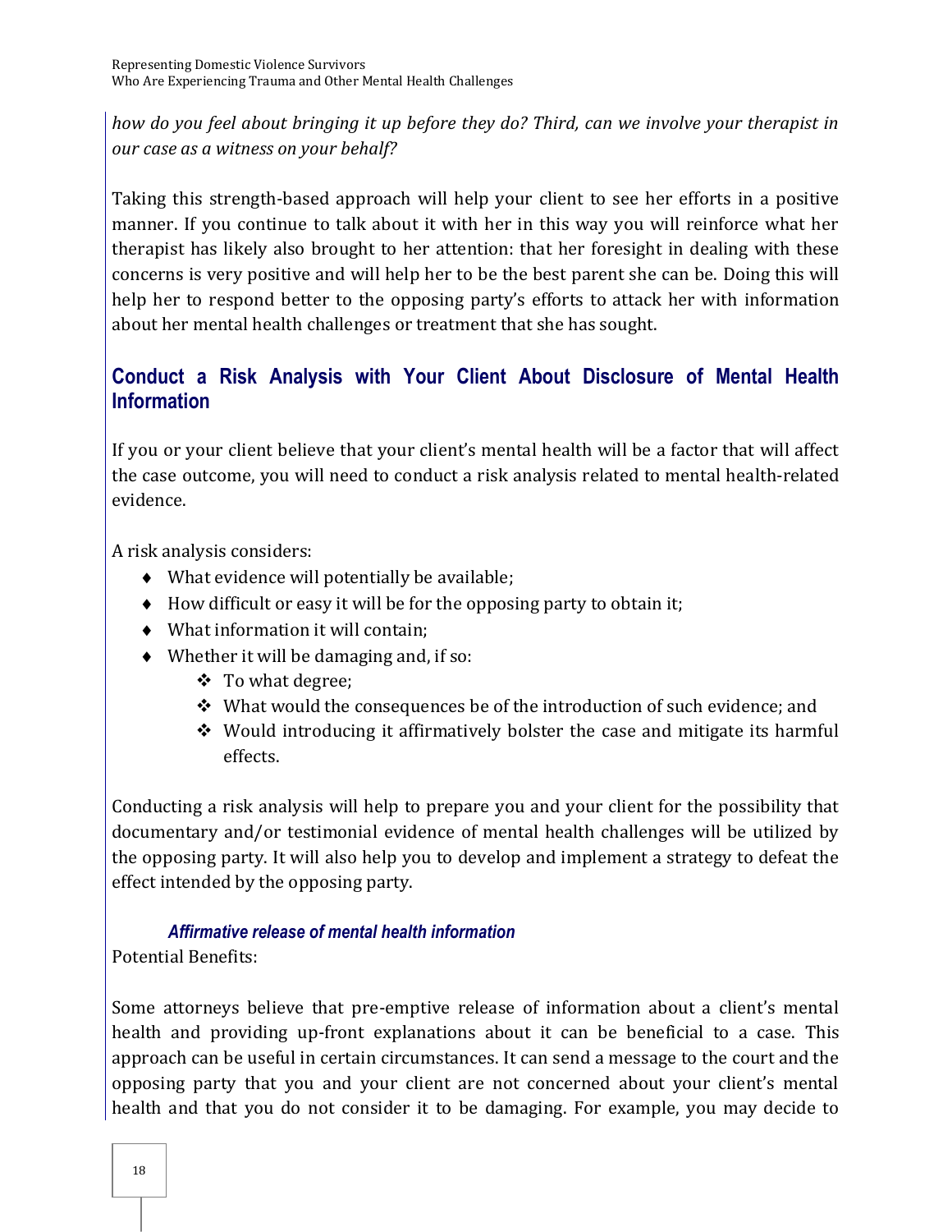*how do you feel about bringing it up before they do? Third, can we involve your therapist in our case as a witness on your behalf?*

Taking this strength-based approach will help your client to see her efforts in a positive manner. If you continue to talk about it with her in this way you will reinforce what her therapist has likely also brought to her attention: that her foresight in dealing with these concerns is very positive and will help her to be the best parent she can be. Doing this will help her to respond better to the opposing party's efforts to attack her with information about her mental health challenges or treatment that she has sought.

## Conduct a Risk Analysis with Your Client About Disclosure of Mental Health Information

If you or your client believe that your client's mental health will be a factor that will affect the case outcome, you will need to conduct a risk analysis related to mental health-related evidence.

A risk analysis considers:

- What evidence will potentially be available;
- How difficult or easy it will be for the opposing party to obtain it;
- What information it will contain;
- Whether it will be damaging and, if so:
  - To what degree;
  - What would the consequences be of the introduction of such evidence; and
  - Would introducing it affirmatively bolster the case and mitigate its harmful effects.

Conducting a risk analysis will help to prepare you and your client for the possibility that documentary and/or testimonial evidence of mental health challenges will be utilized by the opposing party. It will also help you to develop and implement a strategy to defeat the effect intended by the opposing party.

### *Affirmative release of mental health information*

Potential Benefits:

Some attorneys believe that pre-emptive release of information about a client's mental health and providing up-front explanations about it can be beneficial to a case. This approach can be useful in certain circumstances. It can send a message to the court and the opposing party that you and your client are not concerned about your client's mental health and that you do not consider it to be damaging. For example, you may decide to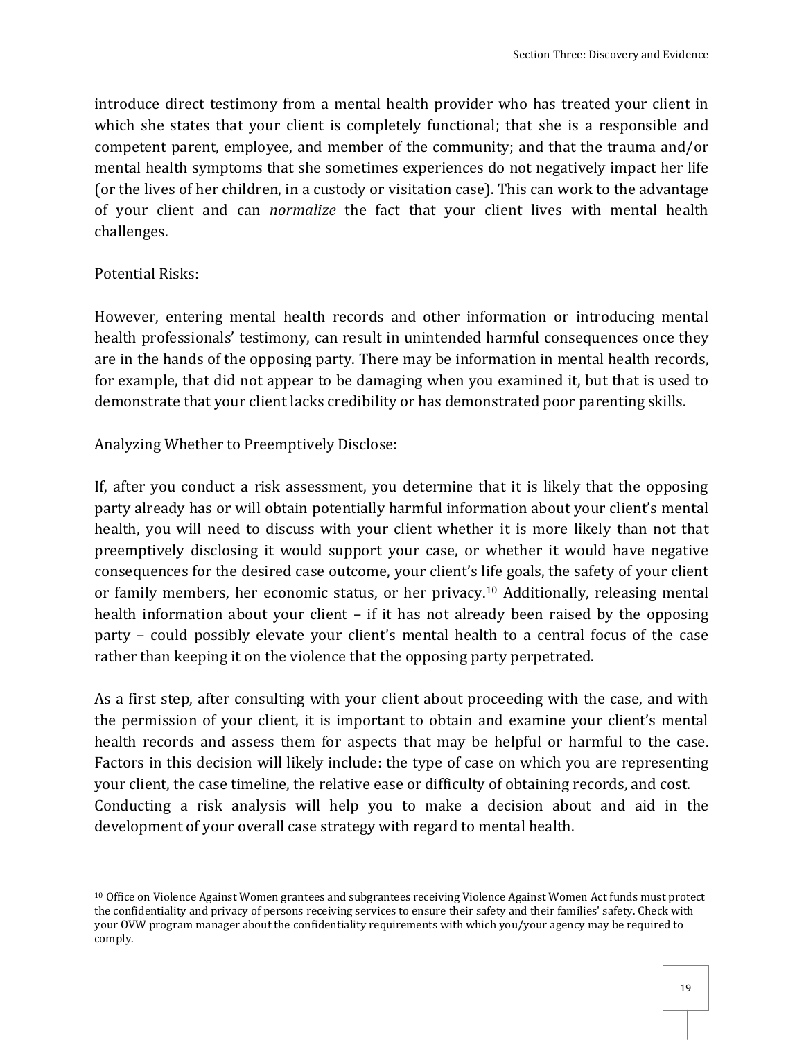introduce direct testimony from a mental health provider who has treated your client in which she states that your client is completely functional; that she is a responsible and competent parent, employee, and member of the community; and that the trauma and/or mental health symptoms that she sometimes experiences do not negatively impact her life (or the lives of her children, in a custody or visitation case). This can work to the advantage of your client and can *normalize* the fact that your client lives with mental health challenges.

Potential Risks:

However, entering mental health records and other information or introducing mental health professionals' testimony, can result in unintended harmful consequences once they are in the hands of the opposing party. There may be information in mental health records, for example, that did not appear to be damaging when you examined it, but that is used to demonstrate that your client lacks credibility or has demonstrated poor parenting skills.

Analyzing Whether to Preemptively Disclose:

If, after you conduct a risk assessment, you determine that it is likely that the opposing party already has or will obtain potentially harmful information about your client's mental health, you will need to discuss with your client whether it is more likely than not that preemptively disclosing it would support your case, or whether it would have negative consequences for the desired case outcome, your client's life goals, the safety of your client or family members, her economic status, or her privacy.[10] Additionally, releasing mental health information about your client – if it has not already been raised by the opposing party – could possibly elevate your client's mental health to a central focus of the case rather than keeping it on the violence that the opposing party perpetrated.

As a first step, after consulting with your client about proceeding with the case, and with the permission of your client, it is important to obtain and examine your client's mental health records and assess them for aspects that may be helpful or harmful to the case. Factors in this decision will likely include: the type of case on which you are representing your client, the case timeline, the relative ease or difficulty of obtaining records, and cost. Conducting a risk analysis will help you to make a decision about and aid in the development of your overall case strategy with regard to mental health.

---

[10] Office on Violence Against Women grantees and subgrantees receiving Violence Against Women Act funds must protect the confidentiality and privacy of persons receiving services to ensure their safety and their families' safety. Check with your OVW program manager about the confidentiality requirements with which you/your agency may be required to comply.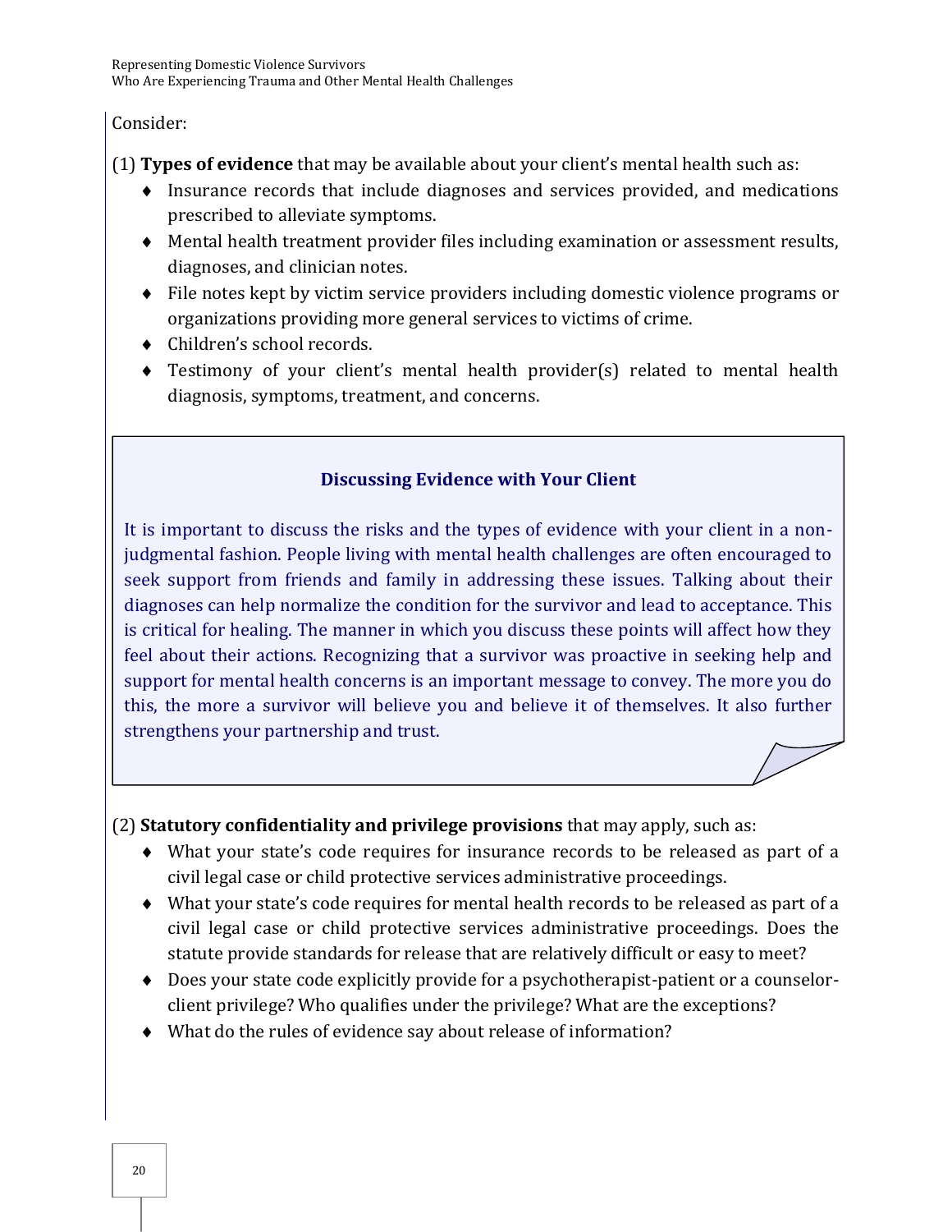Consider:

(1) **Types of evidence** that may be available about your client's mental health such as:

- Insurance records that include diagnoses and services provided, and medications prescribed to alleviate symptoms.
- Mental health treatment provider files including examination or assessment results, diagnoses, and clinician notes.
- File notes kept by victim service providers including domestic violence programs or organizations providing more general services to victims of crime.
- Children's school records.
- Testimony of your client's mental health provider(s) related to mental health diagnosis, symptoms, treatment, and concerns.

> **Discussing Evidence with Your Client**
>
> It is important to discuss the risks and the types of evidence with your client in a non-judgmental fashion. People living with mental health challenges are often encouraged to seek support from friends and family in addressing these issues. Talking about their diagnoses can help normalize the condition for the survivor and lead to acceptance. This is critical for healing. The manner in which you discuss these points will affect how they feel about their actions. Recognizing that a survivor was proactive in seeking help and support for mental health concerns is an important message to convey. The more you do this, the more a survivor will believe you and believe it of themselves. It also further strengthens your partnership and trust.

(2) **Statutory confidentiality and privilege provisions** that may apply, such as:

- What your state's code requires for insurance records to be released as part of a civil legal case or child protective services administrative proceedings.
- What your state's code requires for mental health records to be released as part of a civil legal case or child protective services administrative proceedings. Does the statute provide standards for release that are relatively difficult or easy to meet?
- Does your state code explicitly provide for a psychotherapist-patient or a counselor-client privilege? Who qualifies under the privilege? What are the exceptions?
- What do the rules of evidence say about release of information?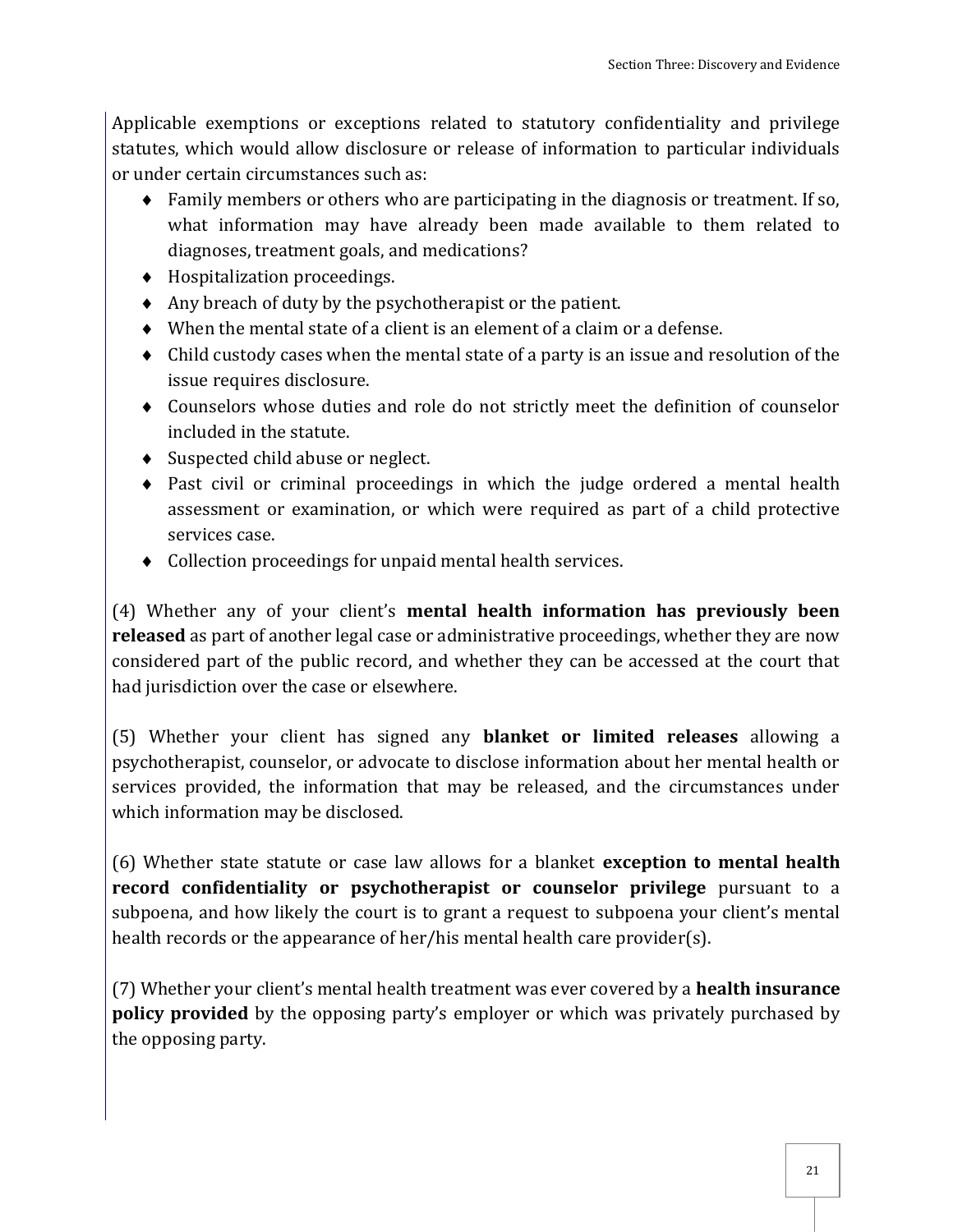Applicable exemptions or exceptions related to statutory confidentiality and privilege statutes, which would allow disclosure or release of information to particular individuals or under certain circumstances such as:

- Family members or others who are participating in the diagnosis or treatment. If so, what information may have already been made available to them related to diagnoses, treatment goals, and medications?
- Hospitalization proceedings.
- Any breach of duty by the psychotherapist or the patient.
- When the mental state of a client is an element of a claim or a defense.
- Child custody cases when the mental state of a party is an issue and resolution of the issue requires disclosure.
- Counselors whose duties and role do not strictly meet the definition of counselor included in the statute.
- Suspected child abuse or neglect.
- Past civil or criminal proceedings in which the judge ordered a mental health assessment or examination, or which were required as part of a child protective services case.
- Collection proceedings for unpaid mental health services.

(4) Whether any of your client's **mental health information has previously been released** as part of another legal case or administrative proceedings, whether they are now considered part of the public record, and whether they can be accessed at the court that had jurisdiction over the case or elsewhere.

(5) Whether your client has signed any **blanket or limited releases** allowing a psychotherapist, counselor, or advocate to disclose information about her mental health or services provided, the information that may be released, and the circumstances under which information may be disclosed.

(6) Whether state statute or case law allows for a blanket **exception to mental health record confidentiality or psychotherapist or counselor privilege** pursuant to a subpoena, and how likely the court is to grant a request to subpoena your client's mental health records or the appearance of her/his mental health care provider(s).

(7) Whether your client's mental health treatment was ever covered by a **health insurance policy provided** by the opposing party's employer or which was privately purchased by the opposing party.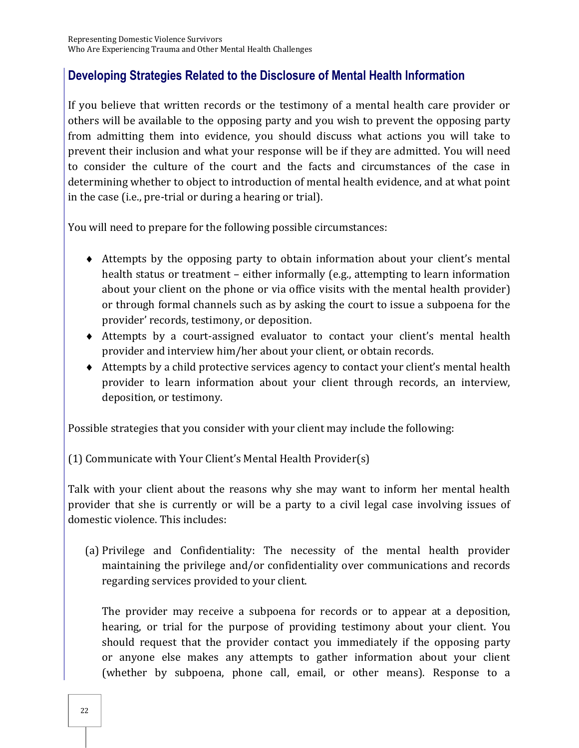## Developing Strategies Related to the Disclosure of Mental Health Information

If you believe that written records or the testimony of a mental health care provider or others will be available to the opposing party and you wish to prevent the opposing party from admitting them into evidence, you should discuss what actions you will take to prevent their inclusion and what your response will be if they are admitted. You will need to consider the culture of the court and the facts and circumstances of the case in determining whether to object to introduction of mental health evidence, and at what point in the case (i.e., pre-trial or during a hearing or trial).

You will need to prepare for the following possible circumstances:

- Attempts by the opposing party to obtain information about your client's mental health status or treatment – either informally (e.g., attempting to learn information about your client on the phone or via office visits with the mental health provider) or through formal channels such as by asking the court to issue a subpoena for the provider' records, testimony, or deposition.
- Attempts by a court-assigned evaluator to contact your client's mental health provider and interview him/her about your client, or obtain records.
- Attempts by a child protective services agency to contact your client's mental health provider to learn information about your client through records, an interview, deposition, or testimony.

Possible strategies that you consider with your client may include the following:

(1) Communicate with Your Client's Mental Health Provider(s)

Talk with your client about the reasons why she may want to inform her mental health provider that she is currently or will be a party to a civil legal case involving issues of domestic violence. This includes:

(a) Privilege and Confidentiality: The necessity of the mental health provider maintaining the privilege and/or confidentiality over communications and records regarding services provided to your client.

The provider may receive a subpoena for records or to appear at a deposition, hearing, or trial for the purpose of providing testimony about your client. You should request that the provider contact you immediately if the opposing party or anyone else makes any attempts to gather information about your client (whether by subpoena, phone call, email, or other means). Response to a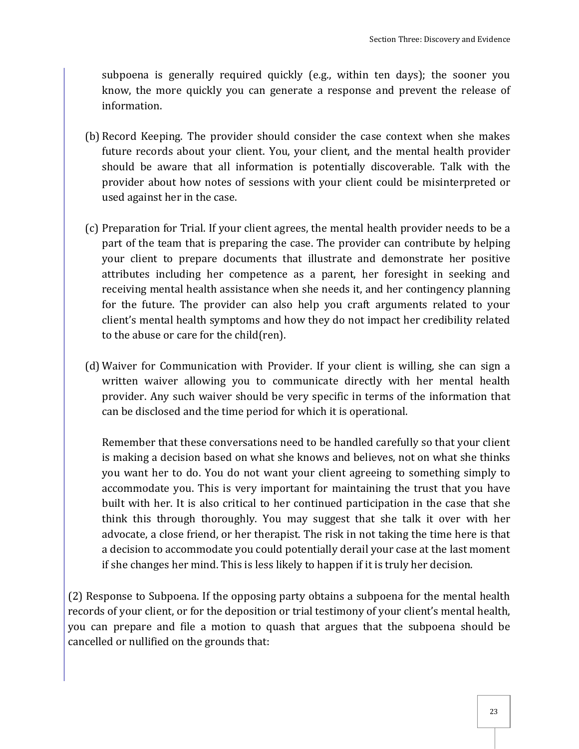subpoena is generally required quickly (e.g., within ten days); the sooner you know, the more quickly you can generate a response and prevent the release of information.

(b) Record Keeping. The provider should consider the case context when she makes future records about your client. You, your client, and the mental health provider should be aware that all information is potentially discoverable. Talk with the provider about how notes of sessions with your client could be misinterpreted or used against her in the case.

(c) Preparation for Trial. If your client agrees, the mental health provider needs to be a part of the team that is preparing the case. The provider can contribute by helping your client to prepare documents that illustrate and demonstrate her positive attributes including her competence as a parent, her foresight in seeking and receiving mental health assistance when she needs it, and her contingency planning for the future. The provider can also help you craft arguments related to your client's mental health symptoms and how they do not impact her credibility related to the abuse or care for the child(ren).

(d) Waiver for Communication with Provider. If your client is willing, she can sign a written waiver allowing you to communicate directly with her mental health provider. Any such waiver should be very specific in terms of the information that can be disclosed and the time period for which it is operational.

Remember that these conversations need to be handled carefully so that your client is making a decision based on what she knows and believes, not on what she thinks you want her to do. You do not want your client agreeing to something simply to accommodate you. This is very important for maintaining the trust that you have built with her. It is also critical to her continued participation in the case that she think this through thoroughly. You may suggest that she talk it over with her advocate, a close friend, or her therapist. The risk in not taking the time here is that a decision to accommodate you could potentially derail your case at the last moment if she changes her mind. This is less likely to happen if it is truly her decision.

(2) Response to Subpoena. If the opposing party obtains a subpoena for the mental health records of your client, or for the deposition or trial testimony of your client's mental health, you can prepare and file a motion to quash that argues that the subpoena should be cancelled or nullified on the grounds that: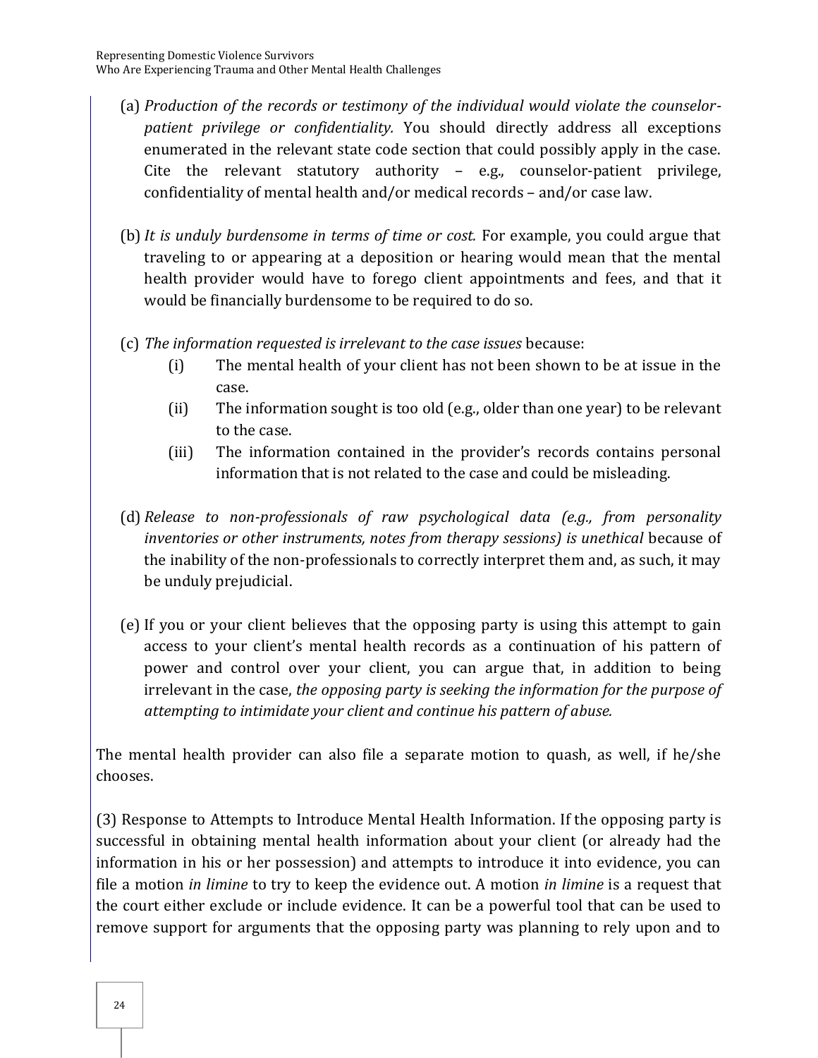(a) *Production of the records or testimony of the individual would violate the counselor-patient privilege or confidentiality.* You should directly address all exceptions enumerated in the relevant state code section that could possibly apply in the case. Cite the relevant statutory authority – e.g., counselor-patient privilege, confidentiality of mental health and/or medical records – and/or case law.

(b) *It is unduly burdensome in terms of time or cost.* For example, you could argue that traveling to or appearing at a deposition or hearing would mean that the mental health provider would have to forego client appointments and fees, and that it would be financially burdensome to be required to do so.

(c) *The information requested is irrelevant to the case issues* because:

   (i) The mental health of your client has not been shown to be at issue in the case.

   (ii) The information sought is too old (e.g., older than one year) to be relevant to the case.

   (iii) The information contained in the provider's records contains personal information that is not related to the case and could be misleading.

(d) *Release to non-professionals of raw psychological data (e.g., from personality inventories or other instruments, notes from therapy sessions) is unethical* because of the inability of the non-professionals to correctly interpret them and, as such, it may be unduly prejudicial.

(e) If you or your client believes that the opposing party is using this attempt to gain access to your client's mental health records as a continuation of his pattern of power and control over your client, you can argue that, in addition to being irrelevant in the case, *the opposing party is seeking the information for the purpose of attempting to intimidate your client and continue his pattern of abuse.*

The mental health provider can also file a separate motion to quash, as well, if he/she chooses.

(3) Response to Attempts to Introduce Mental Health Information. If the opposing party is successful in obtaining mental health information about your client (or already had the information in his or her possession) and attempts to introduce it into evidence, you can file a motion *in limine* to try to keep the evidence out. A motion *in limine* is a request that the court either exclude or include evidence. It can be a powerful tool that can be used to remove support for arguments that the opposing party was planning to rely upon and to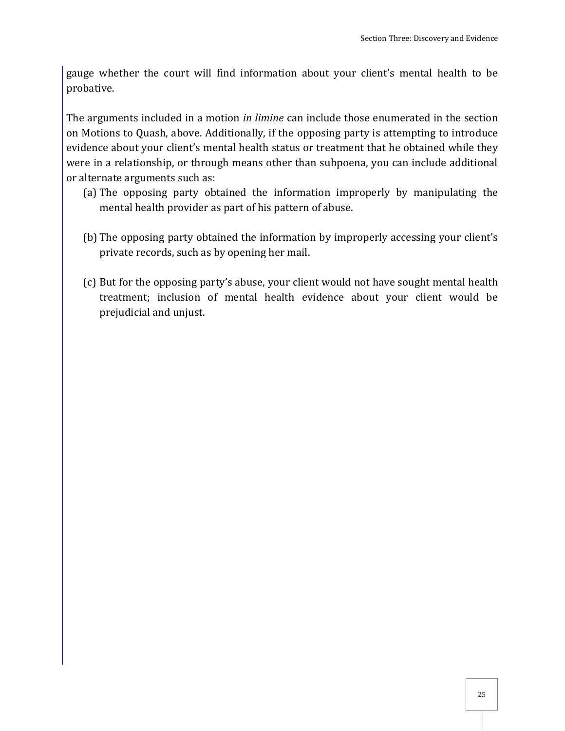gauge whether the court will find information about your client's mental health to be probative.

The arguments included in a motion *in limine* can include those enumerated in the section on Motions to Quash, above. Additionally, if the opposing party is attempting to introduce evidence about your client's mental health status or treatment that he obtained while they were in a relationship, or through means other than subpoena, you can include additional or alternate arguments such as:

(a) The opposing party obtained the information improperly by manipulating the mental health provider as part of his pattern of abuse.

(b) The opposing party obtained the information by improperly accessing your client's private records, such as by opening her mail.

(c) But for the opposing party's abuse, your client would not have sought mental health treatment; inclusion of mental health evidence about your client would be prejudicial and unjust.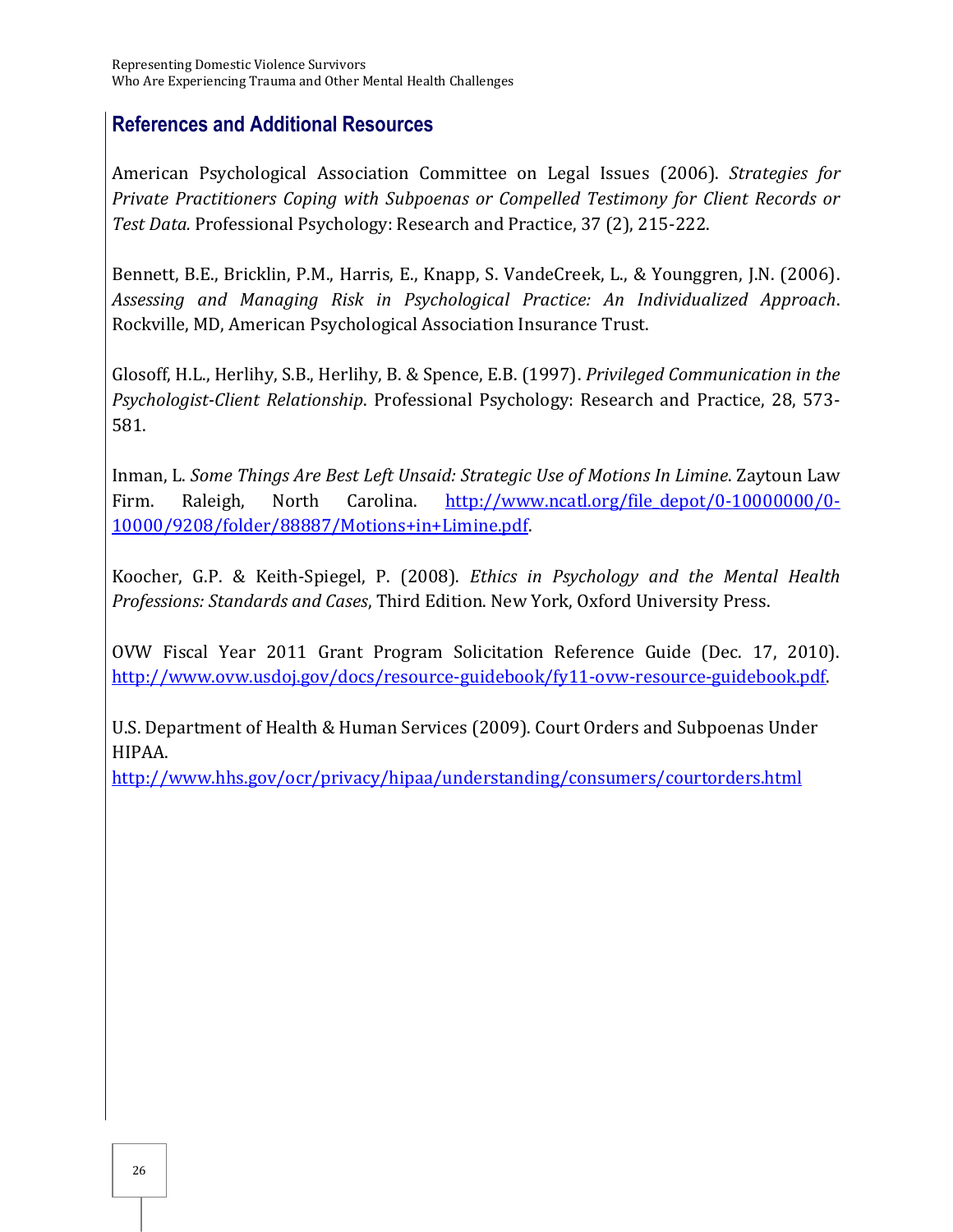## References and Additional Resources

American Psychological Association Committee on Legal Issues (2006). *Strategies for Private Practitioners Coping with Subpoenas or Compelled Testimony for Client Records or Test Data.* Professional Psychology: Research and Practice, 37 (2), 215-222.

Bennett, B.E., Bricklin, P.M., Harris, E., Knapp, S. VandeCreek, L., & Younggren, J.N. (2006). *Assessing and Managing Risk in Psychological Practice: An Individualized Approach*. Rockville, MD, American Psychological Association Insurance Trust.

Glosoff, H.L., Herlihy, S.B., Herlihy, B. & Spence, E.B. (1997). *Privileged Communication in the Psychologist-Client Relationship*. Professional Psychology: Research and Practice, 28, 573-581.

Inman, L. *Some Things Are Best Left Unsaid: Strategic Use of Motions In Limine*. Zaytoun Law Firm. Raleigh, North Carolina. [http://www.ncatl.org/file_depot/0-10000000/0-10000/9208/folder/88887/Motions+in+Limine.pdf](http://www.ncatl.org/file_depot/0-10000000/0-10000/9208/folder/88887/Motions+in+Limine.pdf).

Koocher, G.P. & Keith-Spiegel, P. (2008). *Ethics in Psychology and the Mental Health Professions: Standards and Cases*, Third Edition. New York, Oxford University Press.

OVW Fiscal Year 2011 Grant Program Solicitation Reference Guide (Dec. 17, 2010). [http://www.ovw.usdoj.gov/docs/resource-guidebook/fy11-ovw-resource-guidebook.pdf](http://www.ovw.usdoj.gov/docs/resource-guidebook/fy11-ovw-resource-guidebook.pdf).

U.S. Department of Health & Human Services (2009). Court Orders and Subpoenas Under HIPAA.
[http://www.hhs.gov/ocr/privacy/hipaa/understanding/consumers/courtorders.html](http://www.hhs.gov/ocr/privacy/hipaa/understanding/consumers/courtorders.html)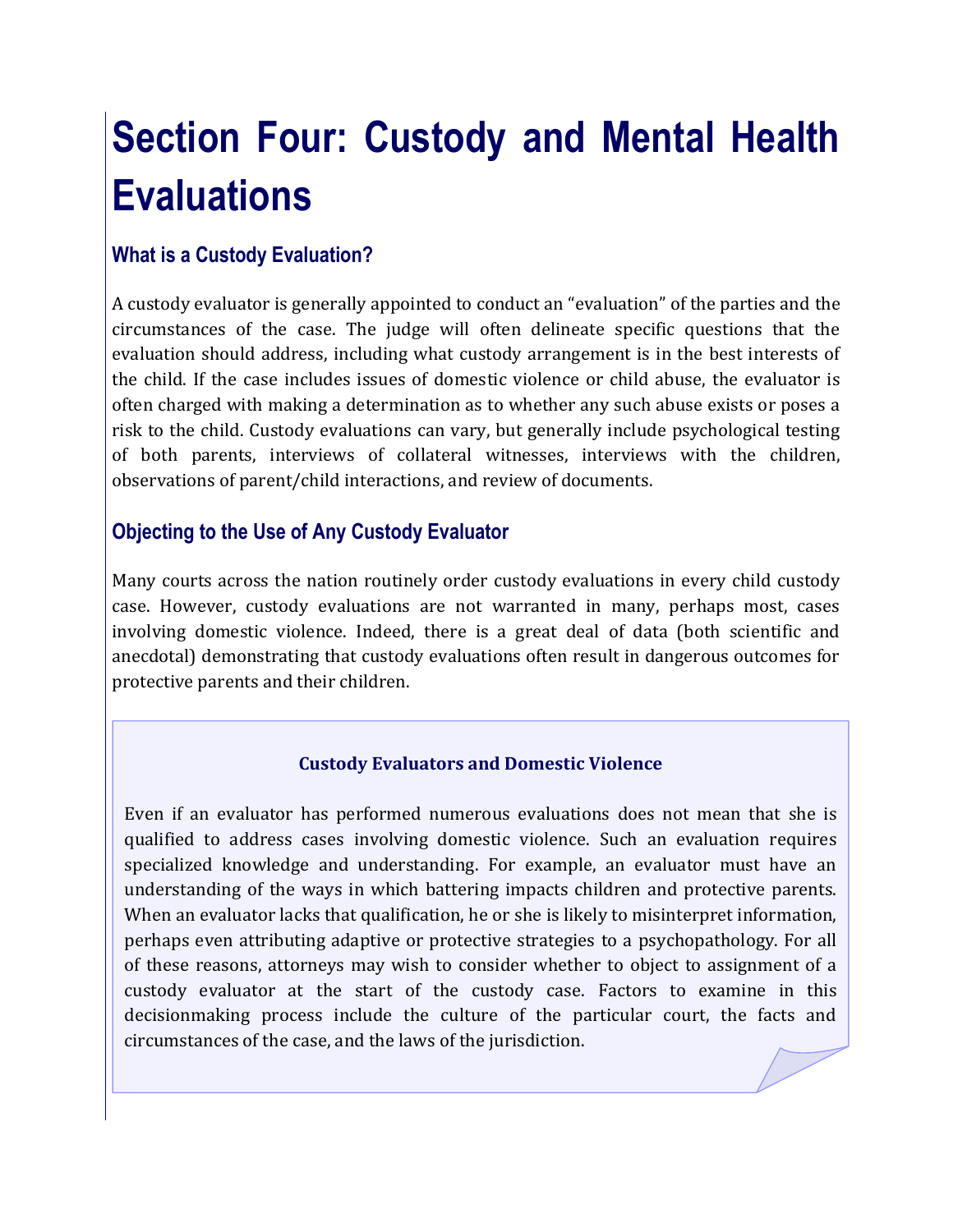# Section Four: Custody and Mental Health Evaluations

## What is a Custody Evaluation?

A custody evaluator is generally appointed to conduct an "evaluation" of the parties and the circumstances of the case. The judge will often delineate specific questions that the evaluation should address, including what custody arrangement is in the best interests of the child. If the case includes issues of domestic violence or child abuse, the evaluator is often charged with making a determination as to whether any such abuse exists or poses a risk to the child. Custody evaluations can vary, but generally include psychological testing of both parents, interviews of collateral witnesses, interviews with the children, observations of parent/child interactions, and review of documents.

## Objecting to the Use of Any Custody Evaluator

Many courts across the nation routinely order custody evaluations in every child custody case. However, custody evaluations are not warranted in many, perhaps most, cases involving domestic violence. Indeed, there is a great deal of data (both scientific and anecdotal) demonstrating that custody evaluations often result in dangerous outcomes for protective parents and their children.

### Custody Evaluators and Domestic Violence

Even if an evaluator has performed numerous evaluations does not mean that she is qualified to address cases involving domestic violence. Such an evaluation requires specialized knowledge and understanding. For example, an evaluator must have an understanding of the ways in which battering impacts children and protective parents. When an evaluator lacks that qualification, he or she is likely to misinterpret information, perhaps even attributing adaptive or protective strategies to a psychopathology. For all of these reasons, attorneys may wish to consider whether to object to assignment of a custody evaluator at the start of the custody case. Factors to examine in this decisionmaking process include the culture of the particular court, the facts and circumstances of the case, and the laws of the jurisdiction.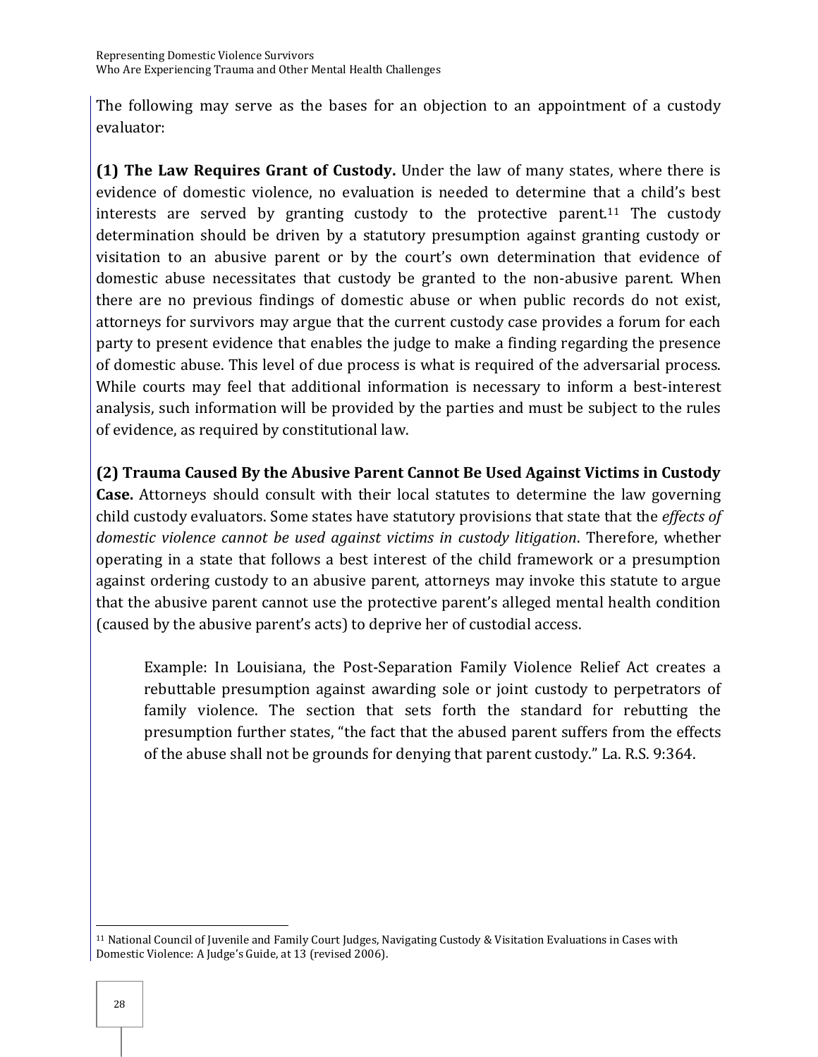The following may serve as the bases for an objection to an appointment of a custody evaluator:

**(1) The Law Requires Grant of Custody.** Under the law of many states, where there is evidence of domestic violence, no evaluation is needed to determine that a child's best interests are served by granting custody to the protective parent.[11] The custody determination should be driven by a statutory presumption against granting custody or visitation to an abusive parent or by the court's own determination that evidence of domestic abuse necessitates that custody be granted to the non-abusive parent. When there are no previous findings of domestic abuse or when public records do not exist, attorneys for survivors may argue that the current custody case provides a forum for each party to present evidence that enables the judge to make a finding regarding the presence of domestic abuse. This level of due process is what is required of the adversarial process. While courts may feel that additional information is necessary to inform a best-interest analysis, such information will be provided by the parties and must be subject to the rules of evidence, as required by constitutional law.

**(2) Trauma Caused By the Abusive Parent Cannot Be Used Against Victims in Custody Case.** Attorneys should consult with their local statutes to determine the law governing child custody evaluators. Some states have statutory provisions that state that the *effects of domestic violence cannot be used against victims in custody litigation*. Therefore, whether operating in a state that follows a best interest of the child framework or a presumption against ordering custody to an abusive parent, attorneys may invoke this statute to argue that the abusive parent cannot use the protective parent's alleged mental health condition (caused by the abusive parent's acts) to deprive her of custodial access.

> Example: In Louisiana, the Post-Separation Family Violence Relief Act creates a rebuttable presumption against awarding sole or joint custody to perpetrators of family violence. The section that sets forth the standard for rebutting the presumption further states, "the fact that the abused parent suffers from the effects of the abuse shall not be grounds for denying that parent custody." La. R.S. 9:364.

---

[11] National Council of Juvenile and Family Court Judges, Navigating Custody & Visitation Evaluations in Cases with Domestic Violence: A Judge's Guide, at 13 (revised 2006).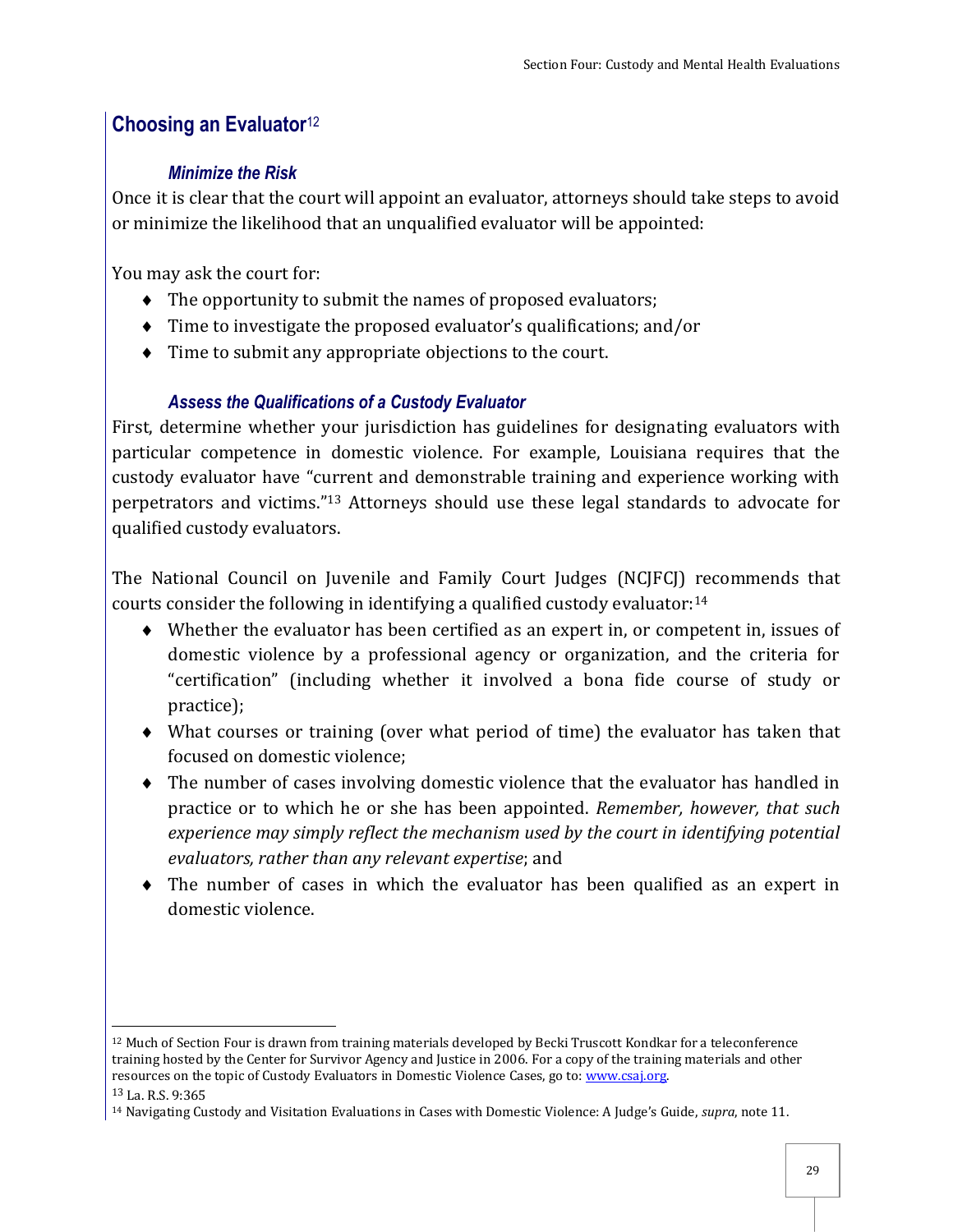## Choosing an Evaluator[12]

### *Minimize the Risk*

Once it is clear that the court will appoint an evaluator, attorneys should take steps to avoid or minimize the likelihood that an unqualified evaluator will be appointed:

You may ask the court for:

- The opportunity to submit the names of proposed evaluators;
- Time to investigate the proposed evaluator's qualifications; and/or
- Time to submit any appropriate objections to the court.

### *Assess the Qualifications of a Custody Evaluator*

First, determine whether your jurisdiction has guidelines for designating evaluators with particular competence in domestic violence. For example, Louisiana requires that the custody evaluator have "current and demonstrable training and experience working with perpetrators and victims."[13] Attorneys should use these legal standards to advocate for qualified custody evaluators.

The National Council on Juvenile and Family Court Judges (NCJFCJ) recommends that courts consider the following in identifying a qualified custody evaluator:[14]

- Whether the evaluator has been certified as an expert in, or competent in, issues of domestic violence by a professional agency or organization, and the criteria for "certification" (including whether it involved a bona fide course of study or practice);
- What courses or training (over what period of time) the evaluator has taken that focused on domestic violence;
- The number of cases involving domestic violence that the evaluator has handled in practice or to which he or she has been appointed. *Remember, however, that such experience may simply reflect the mechanism used by the court in identifying potential evaluators, rather than any relevant expertise*; and
- The number of cases in which the evaluator has been qualified as an expert in domestic violence.

---

[12] Much of Section Four is drawn from training materials developed by Becki Truscott Kondkar for a teleconference training hosted by the Center for Survivor Agency and Justice in 2006. For a copy of the training materials and other resources on the topic of Custody Evaluators in Domestic Violence Cases, go to: www.csaj.org.

[13] La. R.S. 9:365

[14] Navigating Custody and Visitation Evaluations in Cases with Domestic Violence: A Judge's Guide, *supra*, note 11.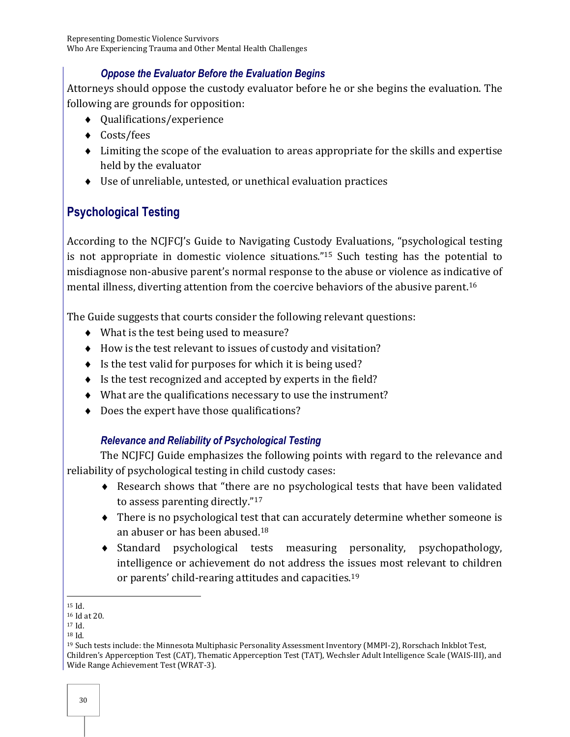### *Oppose the Evaluator Before the Evaluation Begins*

Attorneys should oppose the custody evaluator before he or she begins the evaluation. The following are grounds for opposition:

- Qualifications/experience
- Costs/fees
- Limiting the scope of the evaluation to areas appropriate for the skills and expertise held by the evaluator
- Use of unreliable, untested, or unethical evaluation practices

## Psychological Testing

According to the NCJFCJ's Guide to Navigating Custody Evaluations, "psychological testing is not appropriate in domestic violence situations."[15] Such testing has the potential to misdiagnose non-abusive parent's normal response to the abuse or violence as indicative of mental illness, diverting attention from the coercive behaviors of the abusive parent.[16]

The Guide suggests that courts consider the following relevant questions:

- What is the test being used to measure?
- How is the test relevant to issues of custody and visitation?
- Is the test valid for purposes for which it is being used?
- Is the test recognized and accepted by experts in the field?
- What are the qualifications necessary to use the instrument?
- Does the expert have those qualifications?

### *Relevance and Reliability of Psychological Testing*

The NCJFCJ Guide emphasizes the following points with regard to the relevance and reliability of psychological testing in child custody cases:

- Research shows that "there are no psychological tests that have been validated to assess parenting directly."[17]
- There is no psychological test that can accurately determine whether someone is an abuser or has been abused.[18]
- Standard psychological tests measuring personality, psychopathology, intelligence or achievement do not address the issues most relevant to children or parents' child-rearing attitudes and capacities.[19]

---

[15] Id.
[16] Id at 20.
[17] Id.
[18] Id.
[19] Such tests include: the Minnesota Multiphasic Personality Assessment Inventory (MMPI-2), Rorschach Inkblot Test, Children's Apperception Test (CAT), Thematic Apperception Test (TAT), Wechsler Adult Intelligence Scale (WAIS-III), and Wide Range Achievement Test (WRAT-3).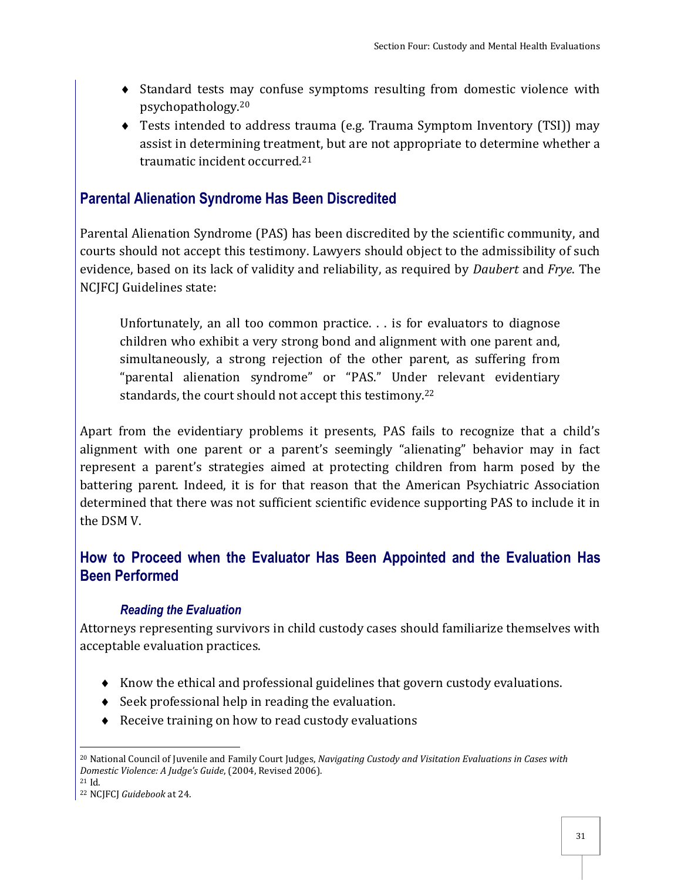- Standard tests may confuse symptoms resulting from domestic violence with psychopathology.[20]
- Tests intended to address trauma (e.g. Trauma Symptom Inventory (TSI)) may assist in determining treatment, but are not appropriate to determine whether a traumatic incident occurred.[21]

## Parental Alienation Syndrome Has Been Discredited

Parental Alienation Syndrome (PAS) has been discredited by the scientific community, and courts should not accept this testimony. Lawyers should object to the admissibility of such evidence, based on its lack of validity and reliability, as required by *Daubert* and *Frye*. The NCJFCJ Guidelines state:

> Unfortunately, an all too common practice. . . is for evaluators to diagnose children who exhibit a very strong bond and alignment with one parent and, simultaneously, a strong rejection of the other parent, as suffering from "parental alienation syndrome" or "PAS." Under relevant evidentiary standards, the court should not accept this testimony.[22]

Apart from the evidentiary problems it presents, PAS fails to recognize that a child's alignment with one parent or a parent's seemingly "alienating" behavior may in fact represent a parent's strategies aimed at protecting children from harm posed by the battering parent. Indeed, it is for that reason that the American Psychiatric Association determined that there was not sufficient scientific evidence supporting PAS to include it in the DSM V.

## How to Proceed when the Evaluator Has Been Appointed and the Evaluation Has Been Performed

### *Reading the Evaluation*

Attorneys representing survivors in child custody cases should familiarize themselves with acceptable evaluation practices.

- Know the ethical and professional guidelines that govern custody evaluations.
- Seek professional help in reading the evaluation.
- Receive training on how to read custody evaluations

---

[20] National Council of Juvenile and Family Court Judges, *Navigating Custody and Visitation Evaluations in Cases with Domestic Violence: A Judge's Guide*, (2004, Revised 2006).

[21] Id.

[22] NCJFCJ *Guidebook* at 24.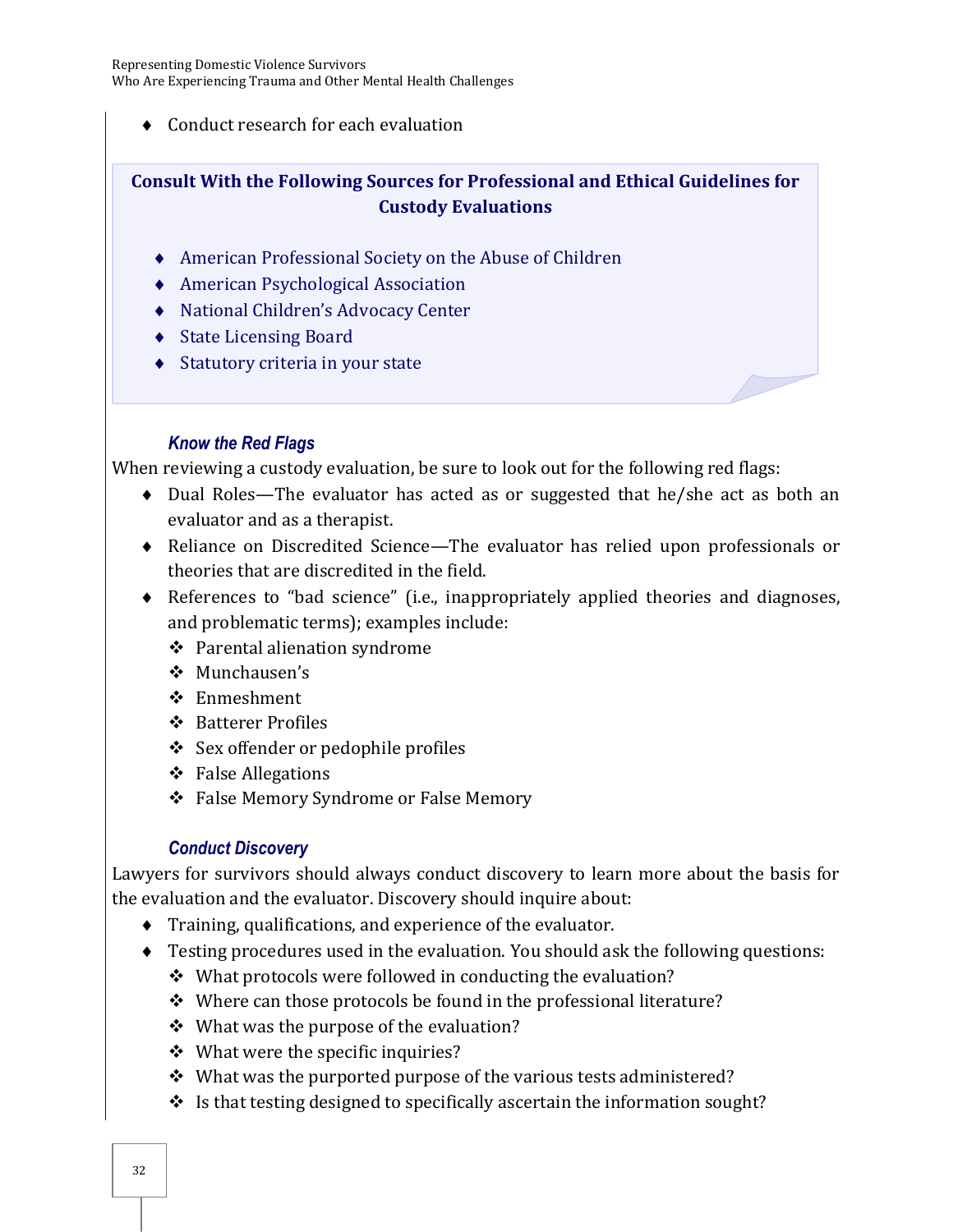- Conduct research for each evaluation

**Consult With the Following Sources for Professional and Ethical Guidelines for Custody Evaluations**

- American Professional Society on the Abuse of Children
- American Psychological Association
- National Children's Advocacy Center
- State Licensing Board
- Statutory criteria in your state

### *Know the Red Flags*

When reviewing a custody evaluation, be sure to look out for the following red flags:

- Dual Roles—The evaluator has acted as or suggested that he/she act as both an evaluator and as a therapist.
- Reliance on Discredited Science—The evaluator has relied upon professionals or theories that are discredited in the field.
- References to "bad science" (i.e., inappropriately applied theories and diagnoses, and problematic terms); examples include:
  - Parental alienation syndrome
  - Munchausen's
  - Enmeshment
  - Batterer Profiles
  - Sex offender or pedophile profiles
  - False Allegations
  - False Memory Syndrome or False Memory

### *Conduct Discovery*

Lawyers for survivors should always conduct discovery to learn more about the basis for the evaluation and the evaluator. Discovery should inquire about:

- Training, qualifications, and experience of the evaluator.
- Testing procedures used in the evaluation. You should ask the following questions:
  - What protocols were followed in conducting the evaluation?
  - Where can those protocols be found in the professional literature?
  - What was the purpose of the evaluation?
  - What were the specific inquiries?
  - What was the purported purpose of the various tests administered?
  - Is that testing designed to specifically ascertain the information sought?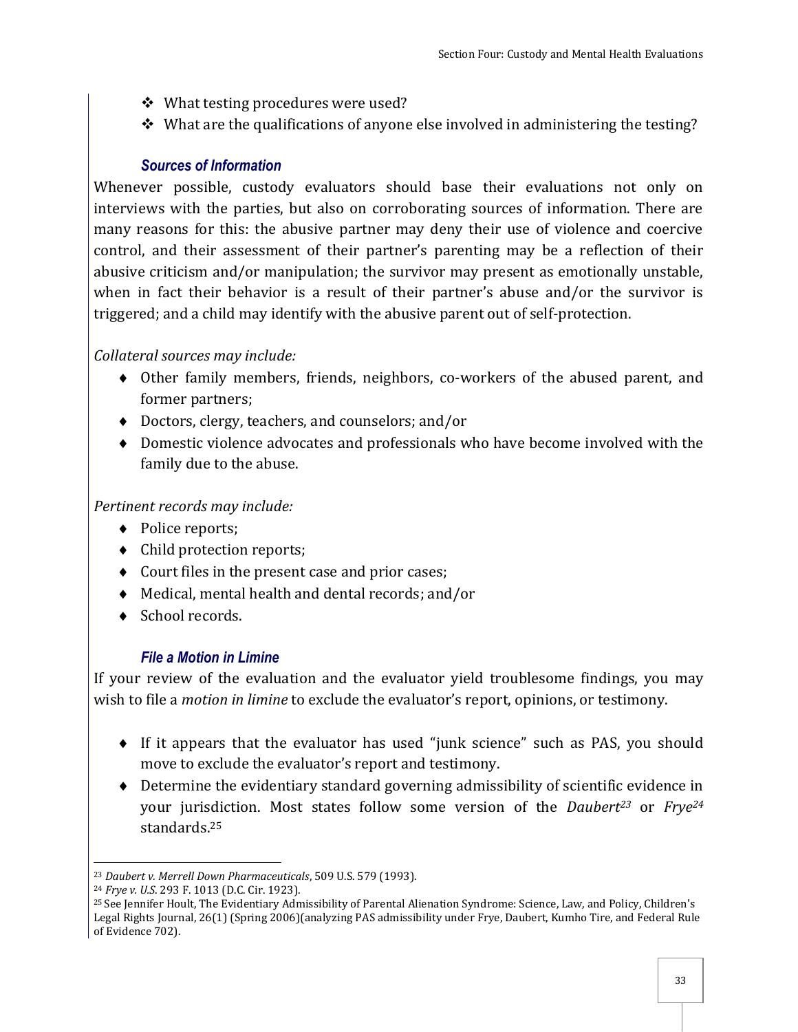- What testing procedures were used?
- What are the qualifications of anyone else involved in administering the testing?

### *Sources of Information*

Whenever possible, custody evaluators should base their evaluations not only on interviews with the parties, but also on corroborating sources of information. There are many reasons for this: the abusive partner may deny their use of violence and coercive control, and their assessment of their partner's parenting may be a reflection of their abusive criticism and/or manipulation; the survivor may present as emotionally unstable, when in fact their behavior is a result of their partner's abuse and/or the survivor is triggered; and a child may identify with the abusive parent out of self-protection.

*Collateral sources may include:*

- Other family members, friends, neighbors, co-workers of the abused parent, and former partners;
- Doctors, clergy, teachers, and counselors; and/or
- Domestic violence advocates and professionals who have become involved with the family due to the abuse.

*Pertinent records may include:*

- Police reports;
- Child protection reports;
- Court files in the present case and prior cases;
- Medical, mental health and dental records; and/or
- School records.

### *File a Motion in Limine*

If your review of the evaluation and the evaluator yield troublesome findings, you may wish to file a *motion in limine* to exclude the evaluator's report, opinions, or testimony.

- If it appears that the evaluator has used "junk science" such as PAS, you should move to exclude the evaluator's report and testimony.
- Determine the evidentiary standard governing admissibility of scientific evidence in your jurisdiction. Most states follow some version of the *Daubert*[23] or *Frye*[24] standards.[25]

---

[23] *Daubert v. Merrell Down Pharmaceuticals*, 509 U.S. 579 (1993).

[24] *Frye v. U.S.* 293 F. 1013 (D.C. Cir. 1923).

[25] See Jennifer Hoult, The Evidentiary Admissibility of Parental Alienation Syndrome: Science, Law, and Policy, Children's Legal Rights Journal, 26(1) (Spring 2006)(analyzing PAS admissibility under Frye, Daubert, Kumho Tire, and Federal Rule of Evidence 702).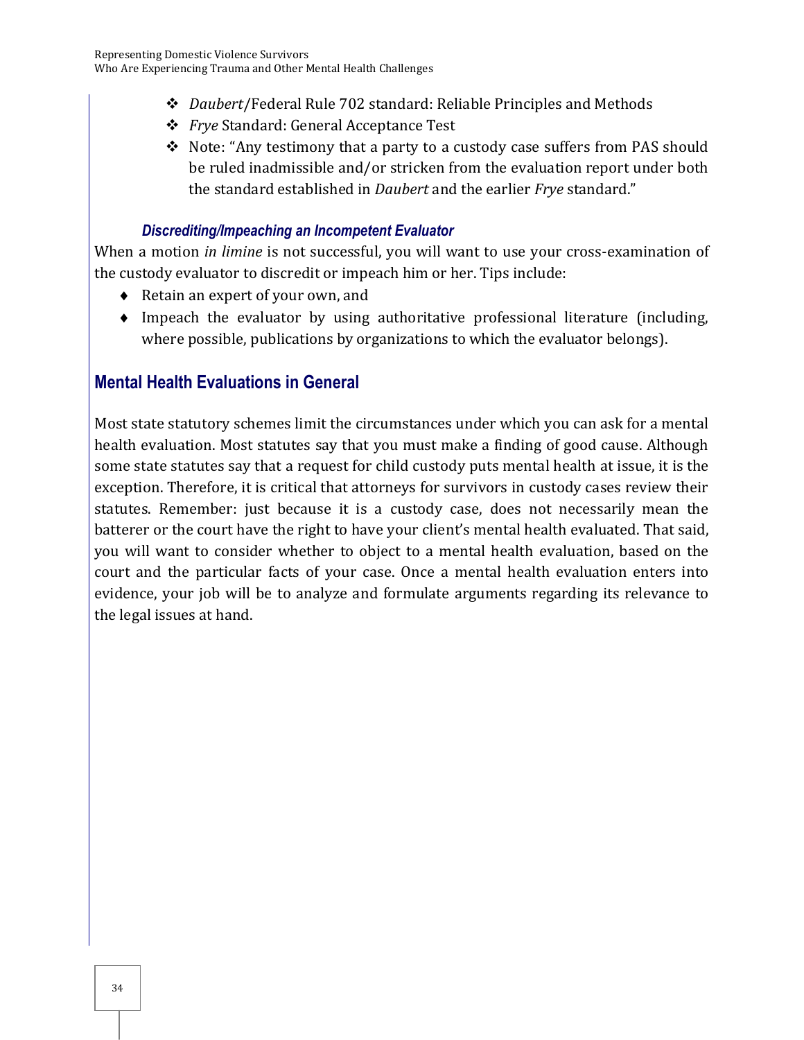- *Daubert*/Federal Rule 702 standard: Reliable Principles and Methods
- *Frye* Standard: General Acceptance Test
- Note: "Any testimony that a party to a custody case suffers from PAS should be ruled inadmissible and/or stricken from the evaluation report under both the standard established in *Daubert* and the earlier *Frye* standard."

#### *Discrediting/Impeaching an Incompetent Evaluator*

When a motion *in limine* is not successful, you will want to use your cross-examination of the custody evaluator to discredit or impeach him or her. Tips include:

- Retain an expert of your own, and
- Impeach the evaluator by using authoritative professional literature (including, where possible, publications by organizations to which the evaluator belongs).

## Mental Health Evaluations in General

Most state statutory schemes limit the circumstances under which you can ask for a mental health evaluation. Most statutes say that you must make a finding of good cause. Although some state statutes say that a request for child custody puts mental health at issue, it is the exception. Therefore, it is critical that attorneys for survivors in custody cases review their statutes. Remember: just because it is a custody case, does not necessarily mean the batterer or the court have the right to have your client's mental health evaluated. That said, you will want to consider whether to object to a mental health evaluation, based on the court and the particular facts of your case. Once a mental health evaluation enters into evidence, your job will be to analyze and formulate arguments regarding its relevance to the legal issues at hand.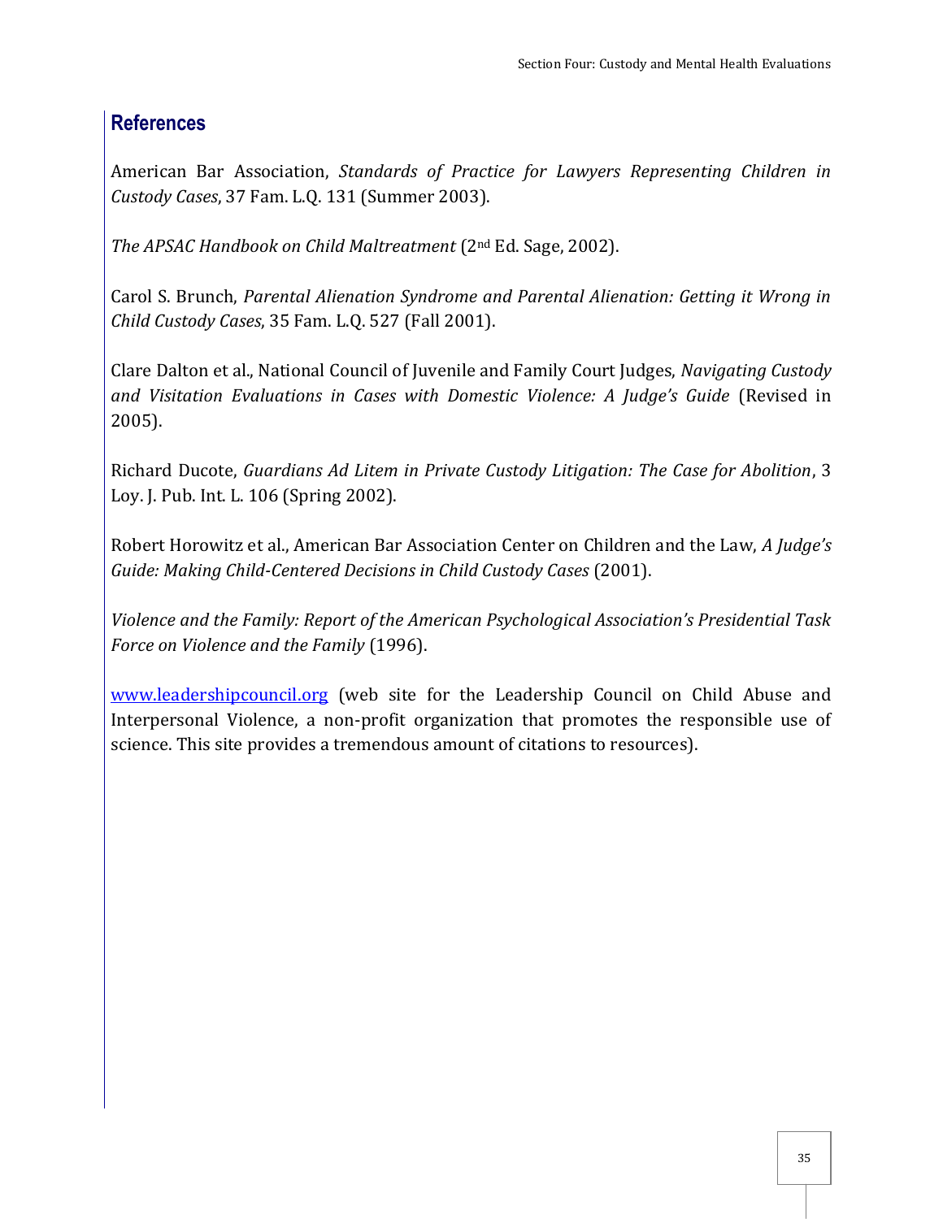## References

American Bar Association, *Standards of Practice for Lawyers Representing Children in Custody Cases*, 37 Fam. L.Q. 131 (Summer 2003).

*The APSAC Handbook on Child Maltreatment* (2nd Ed. Sage, 2002).

Carol S. Brunch, *Parental Alienation Syndrome and Parental Alienation: Getting it Wrong in Child Custody Cases*, 35 Fam. L.Q. 527 (Fall 2001).

Clare Dalton et al., National Council of Juvenile and Family Court Judges, *Navigating Custody and Visitation Evaluations in Cases with Domestic Violence: A Judge's Guide* (Revised in 2005).

Richard Ducote, *Guardians Ad Litem in Private Custody Litigation: The Case for Abolition*, 3 Loy. J. Pub. Int. L. 106 (Spring 2002).

Robert Horowitz et al., American Bar Association Center on Children and the Law, *A Judge's Guide: Making Child-Centered Decisions in Child Custody Cases* (2001).

*Violence and the Family: Report of the American Psychological Association's Presidential Task Force on Violence and the Family* (1996).

www.leadershipcouncil.org (web site for the Leadership Council on Child Abuse and Interpersonal Violence, a non-profit organization that promotes the responsible use of science. This site provides a tremendous amount of citations to resources).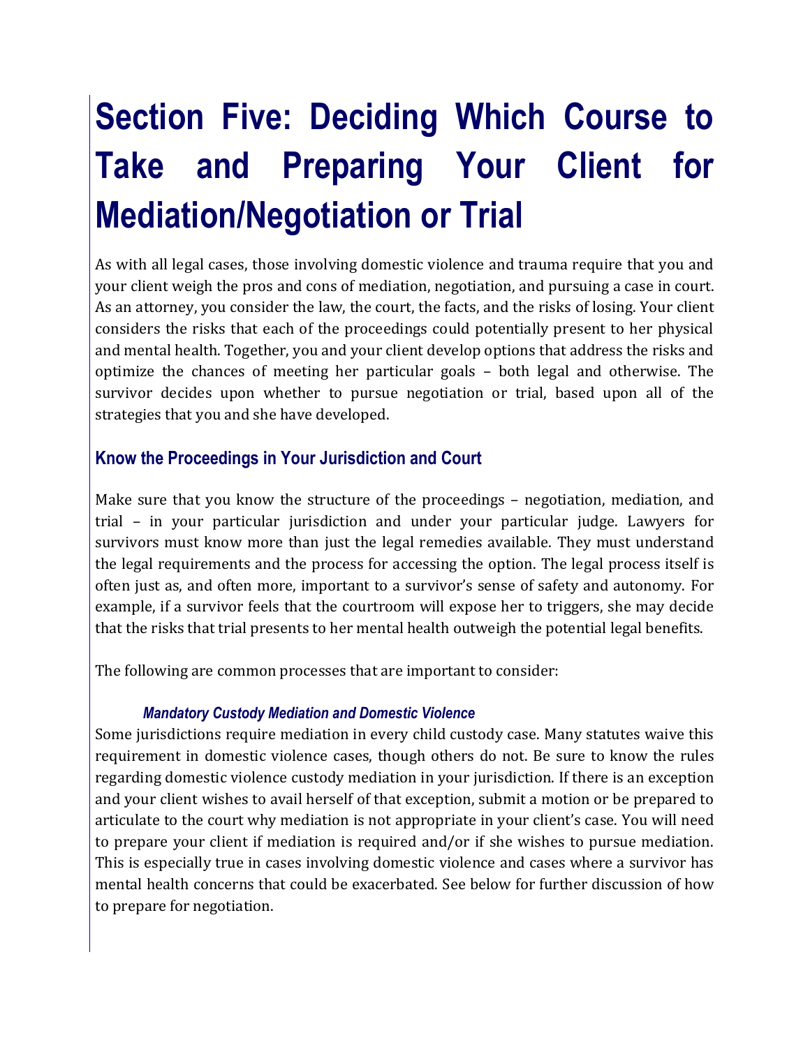# Section Five: Deciding Which Course to Take and Preparing Your Client for Mediation/Negotiation or Trial

As with all legal cases, those involving domestic violence and trauma require that you and your client weigh the pros and cons of mediation, negotiation, and pursuing a case in court. As an attorney, you consider the law, the court, the facts, and the risks of losing. Your client considers the risks that each of the proceedings could potentially present to her physical and mental health. Together, you and your client develop options that address the risks and optimize the chances of meeting her particular goals – both legal and otherwise. The survivor decides upon whether to pursue negotiation or trial, based upon all of the strategies that you and she have developed.

## Know the Proceedings in Your Jurisdiction and Court

Make sure that you know the structure of the proceedings – negotiation, mediation, and trial – in your particular jurisdiction and under your particular judge. Lawyers for survivors must know more than just the legal remedies available. They must understand the legal requirements and the process for accessing the option. The legal process itself is often just as, and often more, important to a survivor's sense of safety and autonomy. For example, if a survivor feels that the courtroom will expose her to triggers, she may decide that the risks that trial presents to her mental health outweigh the potential legal benefits.

The following are common processes that are important to consider:

### *Mandatory Custody Mediation and Domestic Violence*

Some jurisdictions require mediation in every child custody case. Many statutes waive this requirement in domestic violence cases, though others do not. Be sure to know the rules regarding domestic violence custody mediation in your jurisdiction. If there is an exception and your client wishes to avail herself of that exception, submit a motion or be prepared to articulate to the court why mediation is not appropriate in your client's case. You will need to prepare your client if mediation is required and/or if she wishes to pursue mediation. This is especially true in cases involving domestic violence and cases where a survivor has mental health concerns that could be exacerbated. See below for further discussion of how to prepare for negotiation.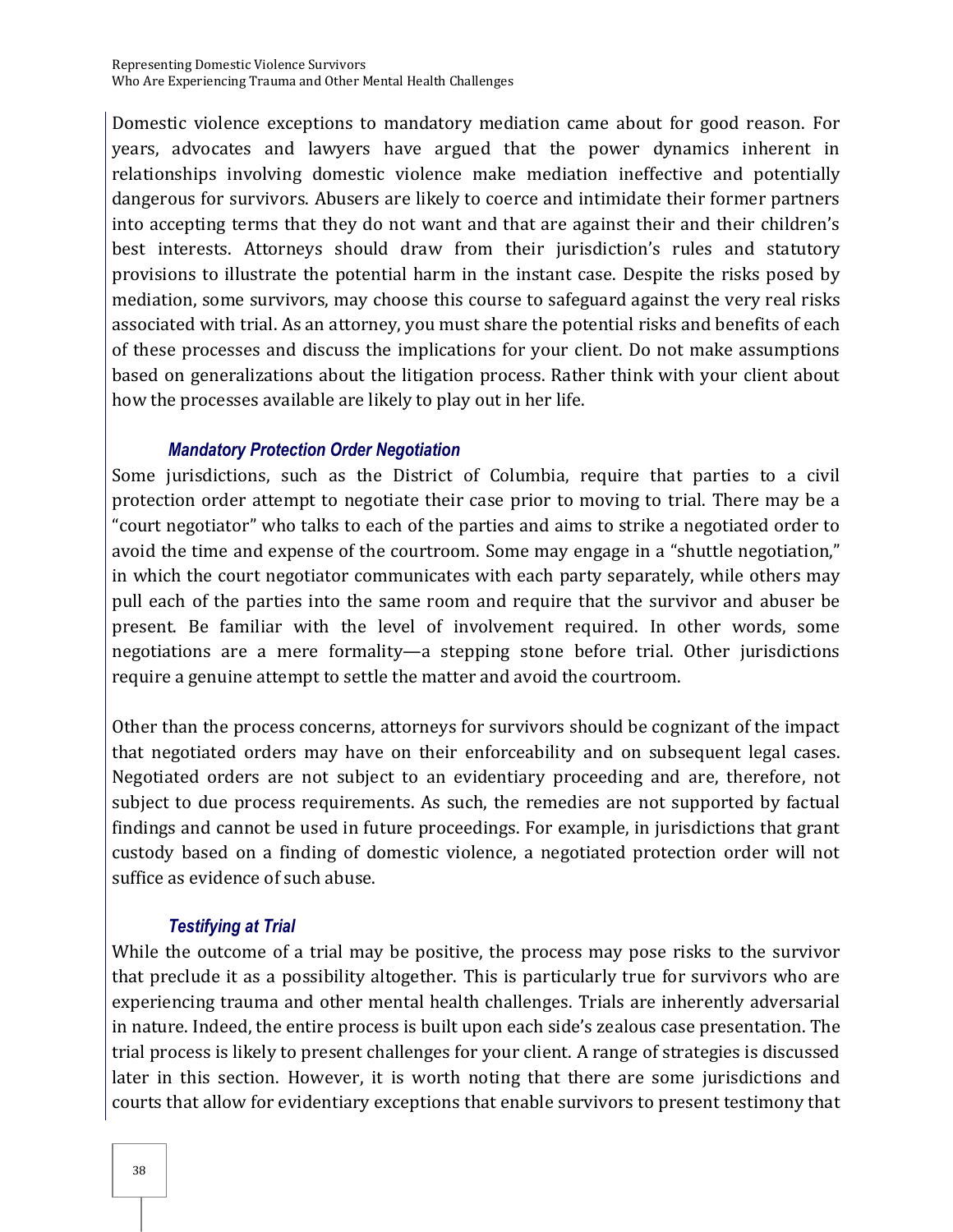Domestic violence exceptions to mandatory mediation came about for good reason. For years, advocates and lawyers have argued that the power dynamics inherent in relationships involving domestic violence make mediation ineffective and potentially dangerous for survivors. Abusers are likely to coerce and intimidate their former partners into accepting terms that they do not want and that are against their and their children's best interests. Attorneys should draw from their jurisdiction's rules and statutory provisions to illustrate the potential harm in the instant case. Despite the risks posed by mediation, some survivors, may choose this course to safeguard against the very real risks associated with trial. As an attorney, you must share the potential risks and benefits of each of these processes and discuss the implications for your client. Do not make assumptions based on generalizations about the litigation process. Rather think with your client about how the processes available are likely to play out in her life.

### *Mandatory Protection Order Negotiation*

Some jurisdictions, such as the District of Columbia, require that parties to a civil protection order attempt to negotiate their case prior to moving to trial. There may be a "court negotiator" who talks to each of the parties and aims to strike a negotiated order to avoid the time and expense of the courtroom. Some may engage in a "shuttle negotiation," in which the court negotiator communicates with each party separately, while others may pull each of the parties into the same room and require that the survivor and abuser be present. Be familiar with the level of involvement required. In other words, some negotiations are a mere formality—a stepping stone before trial. Other jurisdictions require a genuine attempt to settle the matter and avoid the courtroom.

Other than the process concerns, attorneys for survivors should be cognizant of the impact that negotiated orders may have on their enforceability and on subsequent legal cases. Negotiated orders are not subject to an evidentiary proceeding and are, therefore, not subject to due process requirements. As such, the remedies are not supported by factual findings and cannot be used in future proceedings. For example, in jurisdictions that grant custody based on a finding of domestic violence, a negotiated protection order will not suffice as evidence of such abuse.

### *Testifying at Trial*

While the outcome of a trial may be positive, the process may pose risks to the survivor that preclude it as a possibility altogether. This is particularly true for survivors who are experiencing trauma and other mental health challenges. Trials are inherently adversarial in nature. Indeed, the entire process is built upon each side's zealous case presentation. The trial process is likely to present challenges for your client. A range of strategies is discussed later in this section. However, it is worth noting that there are some jurisdictions and courts that allow for evidentiary exceptions that enable survivors to present testimony that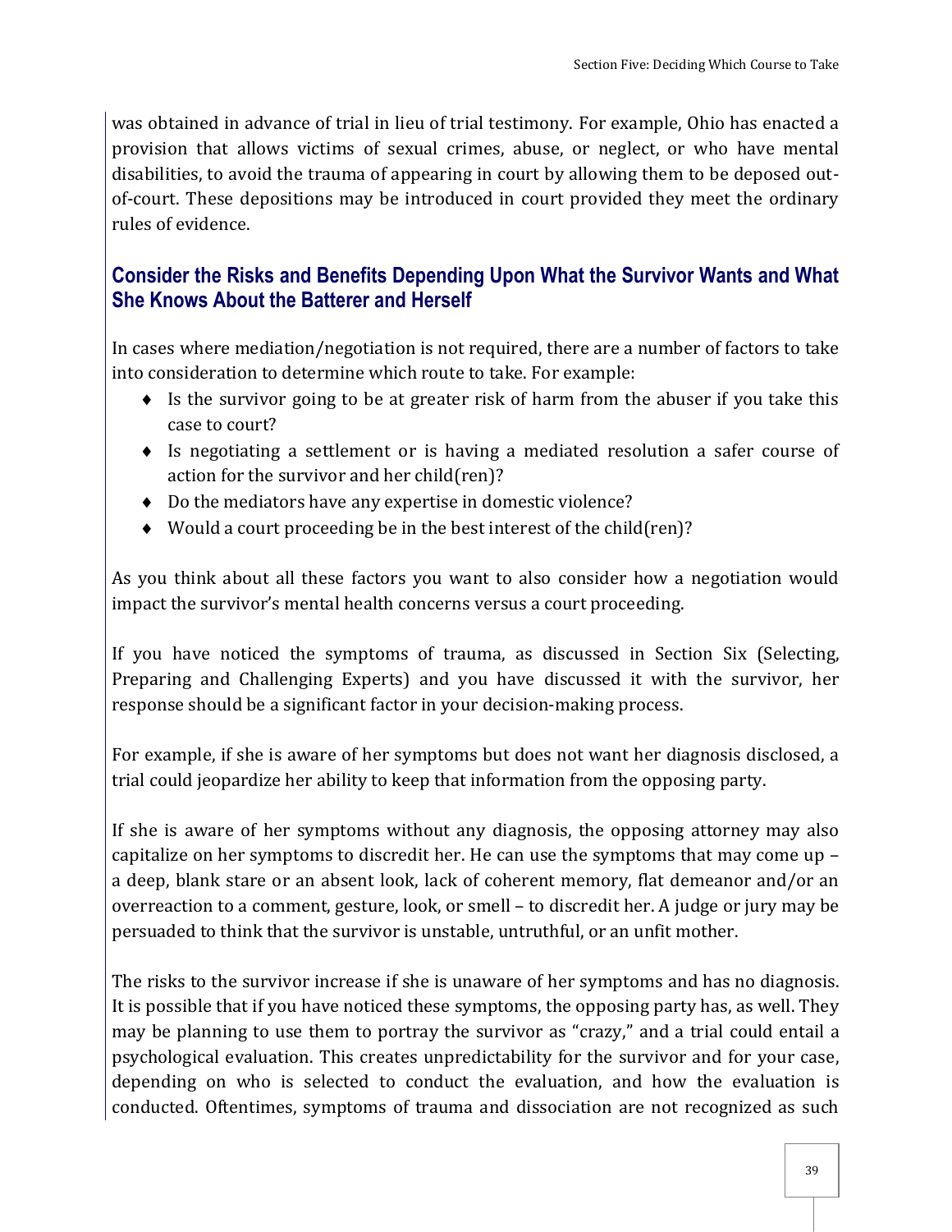was obtained in advance of trial in lieu of trial testimony. For example, Ohio has enacted a provision that allows victims of sexual crimes, abuse, or neglect, or who have mental disabilities, to avoid the trauma of appearing in court by allowing them to be deposed out-of-court. These depositions may be introduced in court provided they meet the ordinary rules of evidence.

## Consider the Risks and Benefits Depending Upon What the Survivor Wants and What She Knows About the Batterer and Herself

In cases where mediation/negotiation is not required, there are a number of factors to take into consideration to determine which route to take. For example:

- Is the survivor going to be at greater risk of harm from the abuser if you take this case to court?
- Is negotiating a settlement or is having a mediated resolution a safer course of action for the survivor and her child(ren)?
- Do the mediators have any expertise in domestic violence?
- Would a court proceeding be in the best interest of the child(ren)?

As you think about all these factors you want to also consider how a negotiation would impact the survivor's mental health concerns versus a court proceeding.

If you have noticed the symptoms of trauma, as discussed in Section Six (Selecting, Preparing and Challenging Experts) and you have discussed it with the survivor, her response should be a significant factor in your decision-making process.

For example, if she is aware of her symptoms but does not want her diagnosis disclosed, a trial could jeopardize her ability to keep that information from the opposing party.

If she is aware of her symptoms without any diagnosis, the opposing attorney may also capitalize on her symptoms to discredit her. He can use the symptoms that may come up – a deep, blank stare or an absent look, lack of coherent memory, flat demeanor and/or an overreaction to a comment, gesture, look, or smell – to discredit her. A judge or jury may be persuaded to think that the survivor is unstable, untruthful, or an unfit mother.

The risks to the survivor increase if she is unaware of her symptoms and has no diagnosis. It is possible that if you have noticed these symptoms, the opposing party has, as well. They may be planning to use them to portray the survivor as "crazy," and a trial could entail a psychological evaluation. This creates unpredictability for the survivor and for your case, depending on who is selected to conduct the evaluation, and how the evaluation is conducted. Oftentimes, symptoms of trauma and dissociation are not recognized as such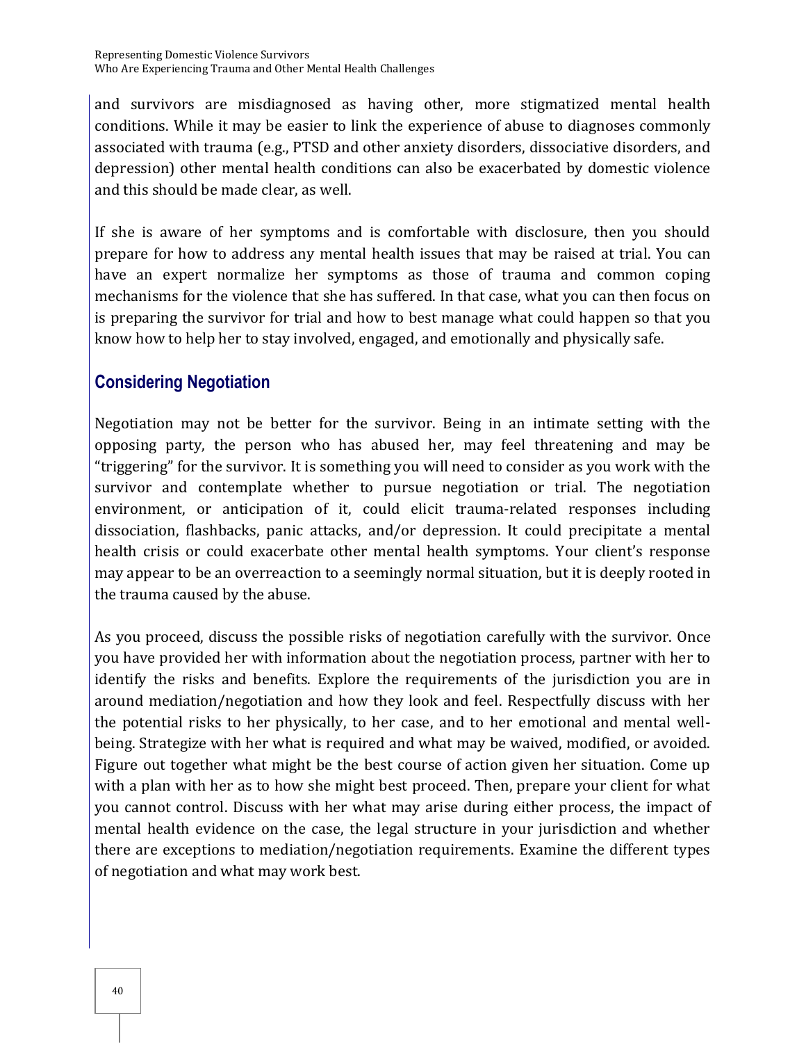and survivors are misdiagnosed as having other, more stigmatized mental health conditions. While it may be easier to link the experience of abuse to diagnoses commonly associated with trauma (e.g., PTSD and other anxiety disorders, dissociative disorders, and depression) other mental health conditions can also be exacerbated by domestic violence and this should be made clear, as well.

If she is aware of her symptoms and is comfortable with disclosure, then you should prepare for how to address any mental health issues that may be raised at trial. You can have an expert normalize her symptoms as those of trauma and common coping mechanisms for the violence that she has suffered. In that case, what you can then focus on is preparing the survivor for trial and how to best manage what could happen so that you know how to help her to stay involved, engaged, and emotionally and physically safe.

## Considering Negotiation

Negotiation may not be better for the survivor. Being in an intimate setting with the opposing party, the person who has abused her, may feel threatening and may be "triggering" for the survivor. It is something you will need to consider as you work with the survivor and contemplate whether to pursue negotiation or trial. The negotiation environment, or anticipation of it, could elicit trauma-related responses including dissociation, flashbacks, panic attacks, and/or depression. It could precipitate a mental health crisis or could exacerbate other mental health symptoms. Your client's response may appear to be an overreaction to a seemingly normal situation, but it is deeply rooted in the trauma caused by the abuse.

As you proceed, discuss the possible risks of negotiation carefully with the survivor. Once you have provided her with information about the negotiation process, partner with her to identify the risks and benefits. Explore the requirements of the jurisdiction you are in around mediation/negotiation and how they look and feel. Respectfully discuss with her the potential risks to her physically, to her case, and to her emotional and mental well-being. Strategize with her what is required and what may be waived, modified, or avoided. Figure out together what might be the best course of action given her situation. Come up with a plan with her as to how she might best proceed. Then, prepare your client for what you cannot control. Discuss with her what may arise during either process, the impact of mental health evidence on the case, the legal structure in your jurisdiction and whether there are exceptions to mediation/negotiation requirements. Examine the different types of negotiation and what may work best.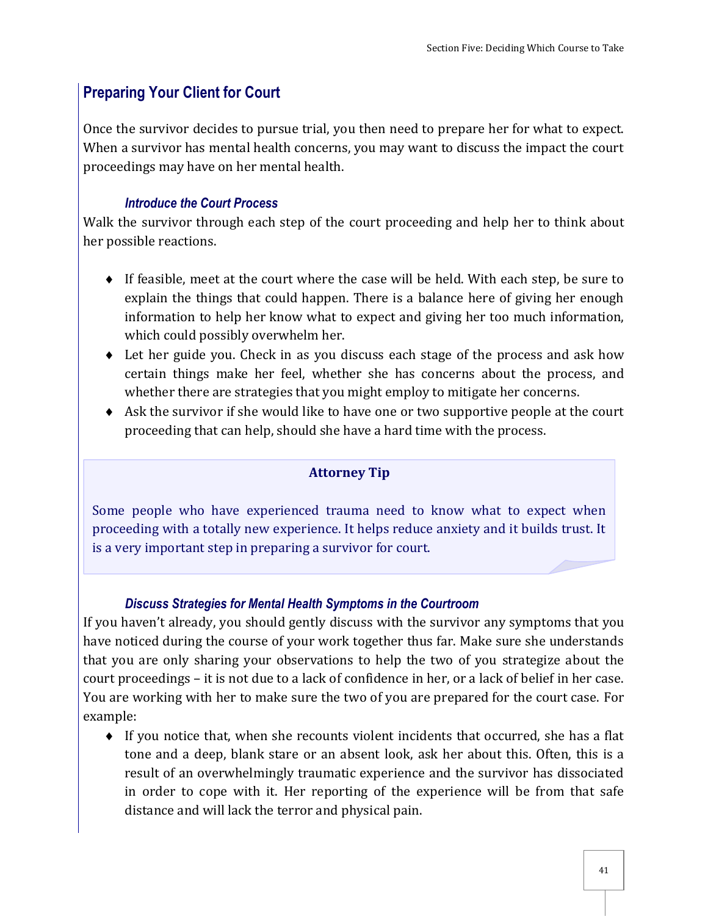## Preparing Your Client for Court

Once the survivor decides to pursue trial, you then need to prepare her for what to expect. When a survivor has mental health concerns, you may want to discuss the impact the court proceedings may have on her mental health.

### *Introduce the Court Process*

Walk the survivor through each step of the court proceeding and help her to think about her possible reactions.

- If feasible, meet at the court where the case will be held. With each step, be sure to explain the things that could happen. There is a balance here of giving her enough information to help her know what to expect and giving her too much information, which could possibly overwhelm her.
- Let her guide you. Check in as you discuss each stage of the process and ask how certain things make her feel, whether she has concerns about the process, and whether there are strategies that you might employ to mitigate her concerns.
- Ask the survivor if she would like to have one or two supportive people at the court proceeding that can help, should she have a hard time with the process.

> **Attorney Tip**
>
> Some people who have experienced trauma need to know what to expect when proceeding with a totally new experience. It helps reduce anxiety and it builds trust. It is a very important step in preparing a survivor for court.

### *Discuss Strategies for Mental Health Symptoms in the Courtroom*

If you haven't already, you should gently discuss with the survivor any symptoms that you have noticed during the course of your work together thus far. Make sure she understands that you are only sharing your observations to help the two of you strategize about the court proceedings – it is not due to a lack of confidence in her, or a lack of belief in her case. You are working with her to make sure the two of you are prepared for the court case. For example:

- If you notice that, when she recounts violent incidents that occurred, she has a flat tone and a deep, blank stare or an absent look, ask her about this. Often, this is a result of an overwhelmingly traumatic experience and the survivor has dissociated in order to cope with it. Her reporting of the experience will be from that safe distance and will lack the terror and physical pain.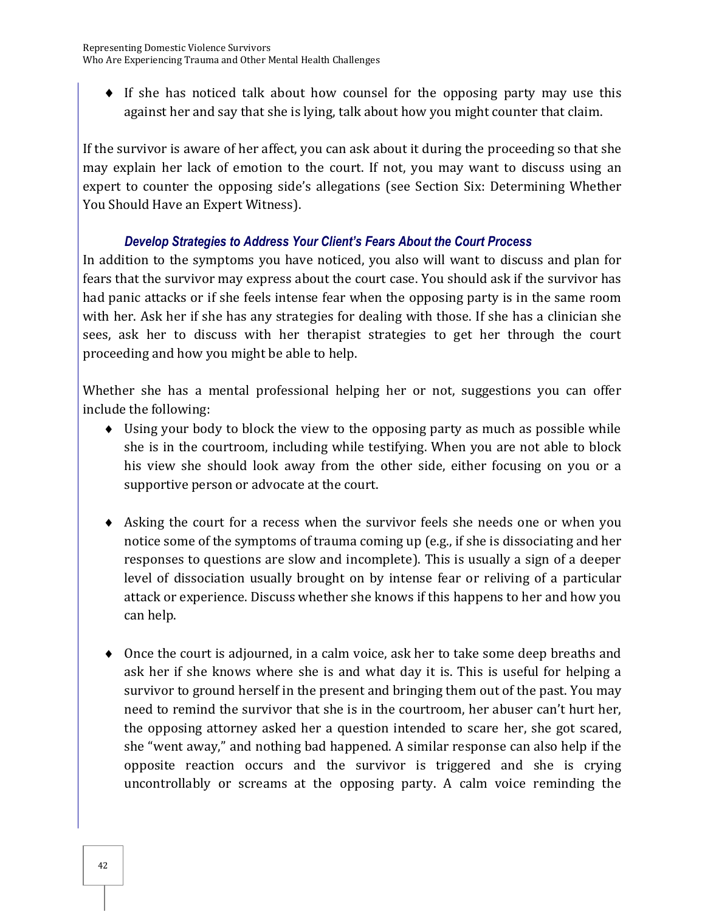- If she has noticed talk about how counsel for the opposing party may use this against her and say that she is lying, talk about how you might counter that claim.

If the survivor is aware of her affect, you can ask about it during the proceeding so that she may explain her lack of emotion to the court. If not, you may want to discuss using an expert to counter the opposing side's allegations (see Section Six: Determining Whether You Should Have an Expert Witness).

### *Develop Strategies to Address Your Client's Fears About the Court Process*

In addition to the symptoms you have noticed, you also will want to discuss and plan for fears that the survivor may express about the court case. You should ask if the survivor has had panic attacks or if she feels intense fear when the opposing party is in the same room with her. Ask her if she has any strategies for dealing with those. If she has a clinician she sees, ask her to discuss with her therapist strategies to get her through the court proceeding and how you might be able to help.

Whether she has a mental professional helping her or not, suggestions you can offer include the following:

- Using your body to block the view to the opposing party as much as possible while she is in the courtroom, including while testifying. When you are not able to block his view she should look away from the other side, either focusing on you or a supportive person or advocate at the court.

- Asking the court for a recess when the survivor feels she needs one or when you notice some of the symptoms of trauma coming up (e.g., if she is dissociating and her responses to questions are slow and incomplete). This is usually a sign of a deeper level of dissociation usually brought on by intense fear or reliving of a particular attack or experience. Discuss whether she knows if this happens to her and how you can help.

- Once the court is adjourned, in a calm voice, ask her to take some deep breaths and ask her if she knows where she is and what day it is. This is useful for helping a survivor to ground herself in the present and bringing them out of the past. You may need to remind the survivor that she is in the courtroom, her abuser can't hurt her, the opposing attorney asked her a question intended to scare her, she got scared, she "went away," and nothing bad happened. A similar response can also help if the opposite reaction occurs and the survivor is triggered and she is crying uncontrollably or screams at the opposing party. A calm voice reminding the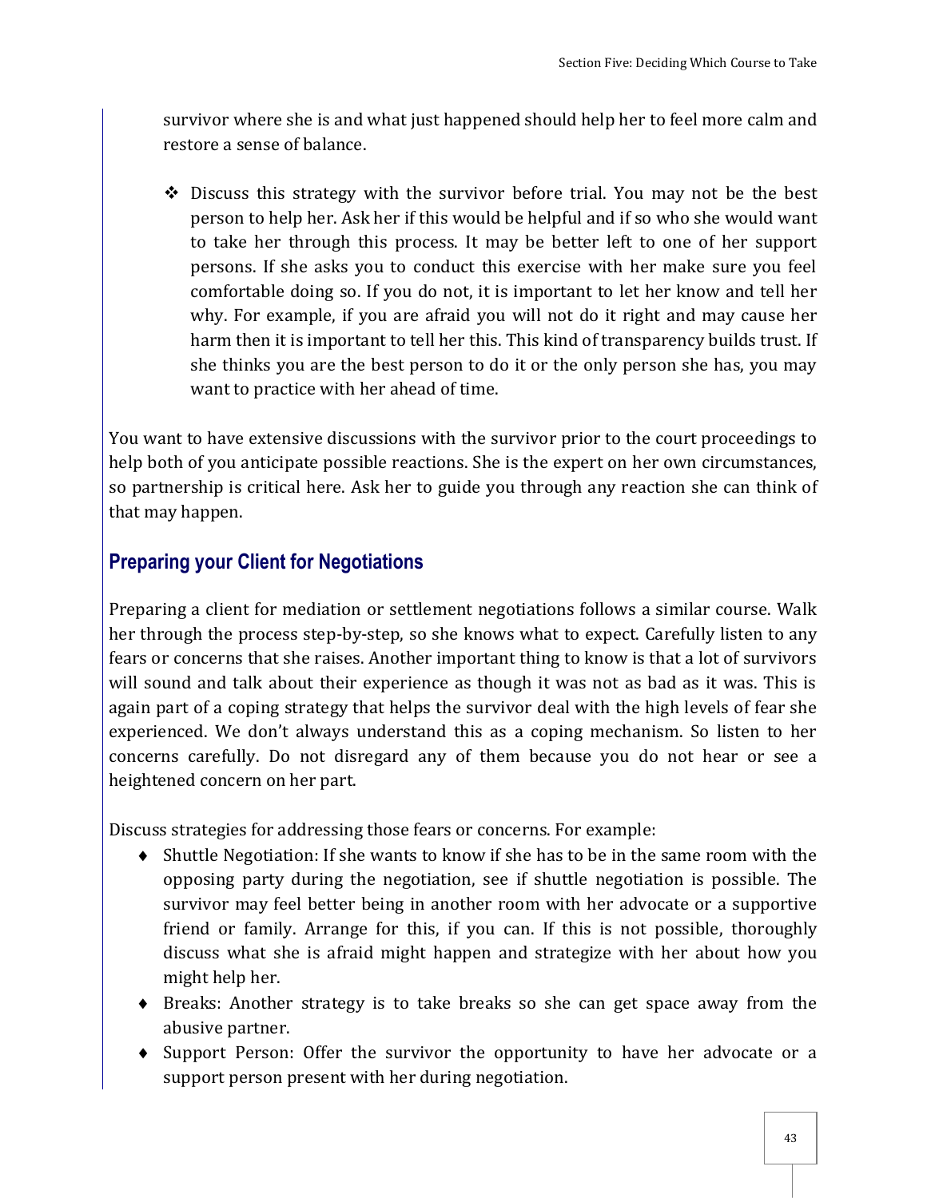survivor where she is and what just happened should help her to feel more calm and restore a sense of balance.

- Discuss this strategy with the survivor before trial. You may not be the best person to help her. Ask her if this would be helpful and if so who she would want to take her through this process. It may be better left to one of her support persons. If she asks you to conduct this exercise with her make sure you feel comfortable doing so. If you do not, it is important to let her know and tell her why. For example, if you are afraid you will not do it right and may cause her harm then it is important to tell her this. This kind of transparency builds trust. If she thinks you are the best person to do it or the only person she has, you may want to practice with her ahead of time.

You want to have extensive discussions with the survivor prior to the court proceedings to help both of you anticipate possible reactions. She is the expert on her own circumstances, so partnership is critical here. Ask her to guide you through any reaction she can think of that may happen.

## Preparing your Client for Negotiations

Preparing a client for mediation or settlement negotiations follows a similar course. Walk her through the process step-by-step, so she knows what to expect. Carefully listen to any fears or concerns that she raises. Another important thing to know is that a lot of survivors will sound and talk about their experience as though it was not as bad as it was. This is again part of a coping strategy that helps the survivor deal with the high levels of fear she experienced. We don't always understand this as a coping mechanism. So listen to her concerns carefully. Do not disregard any of them because you do not hear or see a heightened concern on her part.

Discuss strategies for addressing those fears or concerns. For example:

- Shuttle Negotiation: If she wants to know if she has to be in the same room with the opposing party during the negotiation, see if shuttle negotiation is possible. The survivor may feel better being in another room with her advocate or a supportive friend or family. Arrange for this, if you can. If this is not possible, thoroughly discuss what she is afraid might happen and strategize with her about how you might help her.
- Breaks: Another strategy is to take breaks so she can get space away from the abusive partner.
- Support Person: Offer the survivor the opportunity to have her advocate or a support person present with her during negotiation.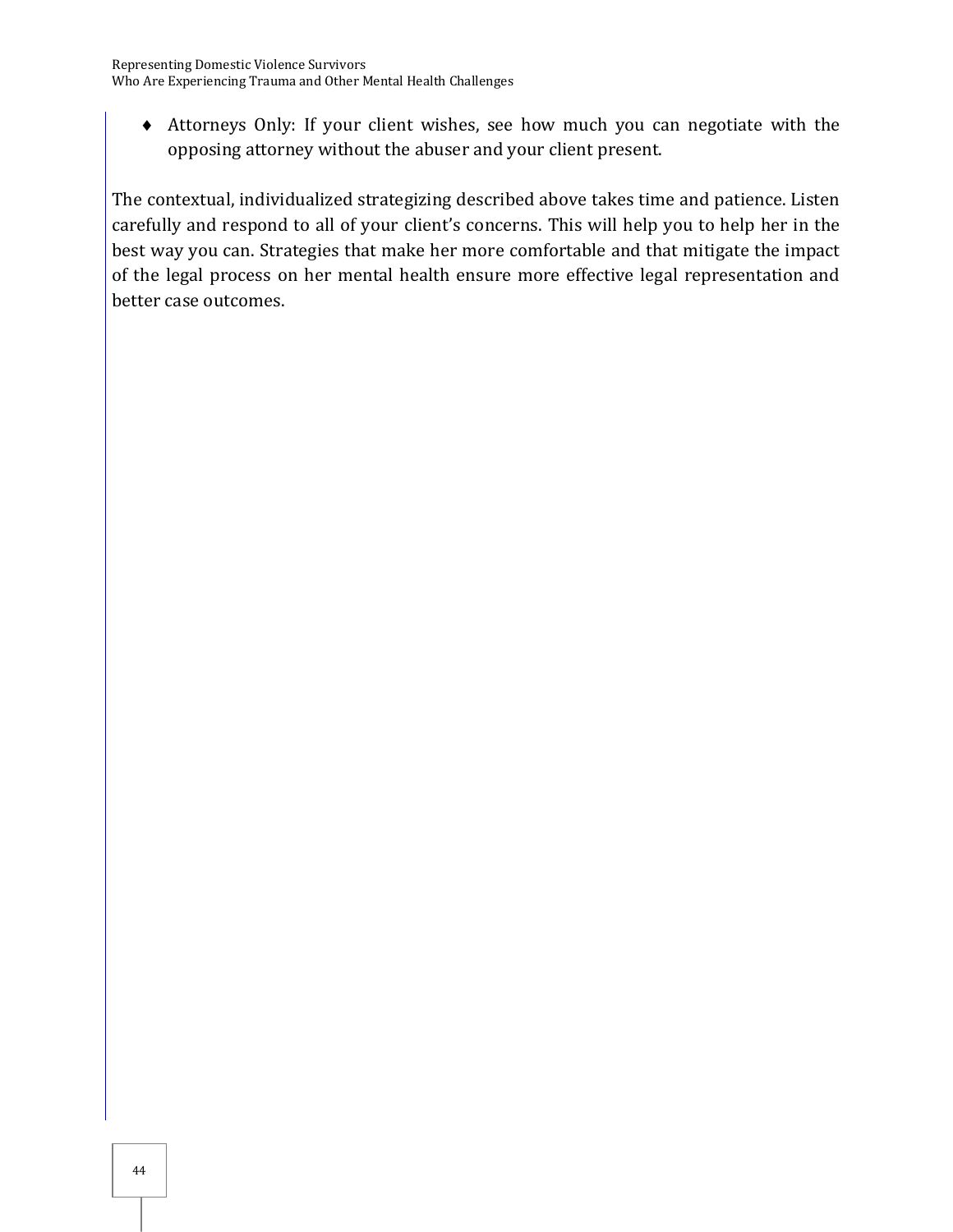- Attorneys Only: If your client wishes, see how much you can negotiate with the opposing attorney without the abuser and your client present.

The contextual, individualized strategizing described above takes time and patience. Listen carefully and respond to all of your client's concerns. This will help you to help her in the best way you can. Strategies that make her more comfortable and that mitigate the impact of the legal process on her mental health ensure more effective legal representation and better case outcomes.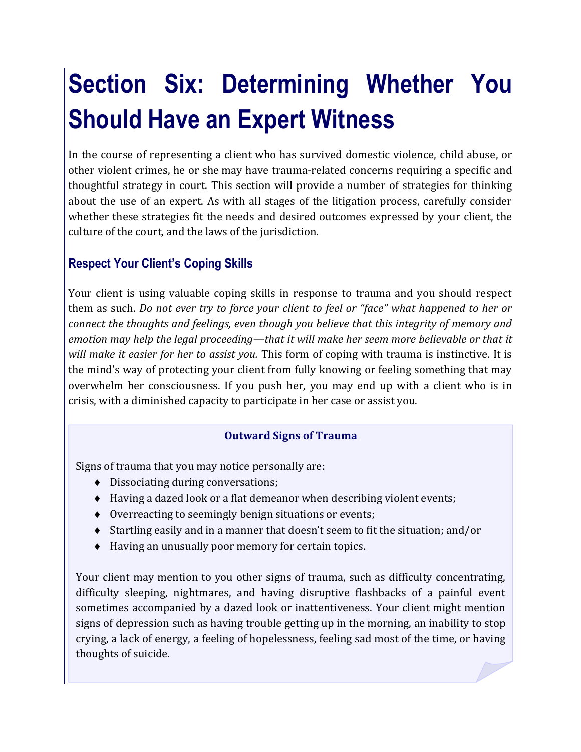# Section Six: Determining Whether You Should Have an Expert Witness

In the course of representing a client who has survived domestic violence, child abuse, or other violent crimes, he or she may have trauma-related concerns requiring a specific and thoughtful strategy in court. This section will provide a number of strategies for thinking about the use of an expert. As with all stages of the litigation process, carefully consider whether these strategies fit the needs and desired outcomes expressed by your client, the culture of the court, and the laws of the jurisdiction.

## Respect Your Client's Coping Skills

Your client is using valuable coping skills in response to trauma and you should respect them as such. *Do not ever try to force your client to feel or "face" what happened to her or connect the thoughts and feelings, even though you believe that this integrity of memory and emotion may help the legal proceeding—that it will make her seem more believable or that it will make it easier for her to assist you.* This form of coping with trauma is instinctive. It is the mind's way of protecting your client from fully knowing or feeling something that may overwhelm her consciousness. If you push her, you may end up with a client who is in crisis, with a diminished capacity to participate in her case or assist you.

**Outward Signs of Trauma**

Signs of trauma that you may notice personally are:

- Dissociating during conversations;
- Having a dazed look or a flat demeanor when describing violent events;
- Overreacting to seemingly benign situations or events;
- Startling easily and in a manner that doesn't seem to fit the situation; and/or
- Having an unusually poor memory for certain topics.

Your client may mention to you other signs of trauma, such as difficulty concentrating, difficulty sleeping, nightmares, and having disruptive flashbacks of a painful event sometimes accompanied by a dazed look or inattentiveness. Your client might mention signs of depression such as having trouble getting up in the morning, an inability to stop crying, a lack of energy, a feeling of hopelessness, feeling sad most of the time, or having thoughts of suicide.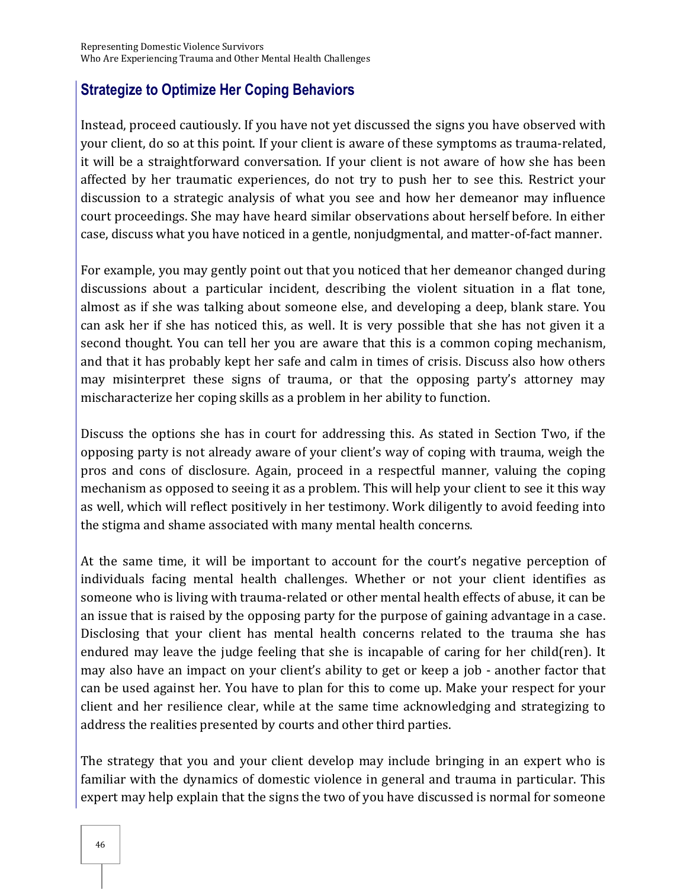## Strategize to Optimize Her Coping Behaviors

Instead, proceed cautiously. If you have not yet discussed the signs you have observed with your client, do so at this point. If your client is aware of these symptoms as trauma-related, it will be a straightforward conversation. If your client is not aware of how she has been affected by her traumatic experiences, do not try to push her to see this. Restrict your discussion to a strategic analysis of what you see and how her demeanor may influence court proceedings. She may have heard similar observations about herself before. In either case, discuss what you have noticed in a gentle, nonjudgmental, and matter-of-fact manner.

For example, you may gently point out that you noticed that her demeanor changed during discussions about a particular incident, describing the violent situation in a flat tone, almost as if she was talking about someone else, and developing a deep, blank stare. You can ask her if she has noticed this, as well. It is very possible that she has not given it a second thought. You can tell her you are aware that this is a common coping mechanism, and that it has probably kept her safe and calm in times of crisis. Discuss also how others may misinterpret these signs of trauma, or that the opposing party's attorney may mischaracterize her coping skills as a problem in her ability to function.

Discuss the options she has in court for addressing this. As stated in Section Two, if the opposing party is not already aware of your client's way of coping with trauma, weigh the pros and cons of disclosure. Again, proceed in a respectful manner, valuing the coping mechanism as opposed to seeing it as a problem. This will help your client to see it this way as well, which will reflect positively in her testimony. Work diligently to avoid feeding into the stigma and shame associated with many mental health concerns.

At the same time, it will be important to account for the court's negative perception of individuals facing mental health challenges. Whether or not your client identifies as someone who is living with trauma-related or other mental health effects of abuse, it can be an issue that is raised by the opposing party for the purpose of gaining advantage in a case. Disclosing that your client has mental health concerns related to the trauma she has endured may leave the judge feeling that she is incapable of caring for her child(ren). It may also have an impact on your client's ability to get or keep a job - another factor that can be used against her. You have to plan for this to come up. Make your respect for your client and her resilience clear, while at the same time acknowledging and strategizing to address the realities presented by courts and other third parties.

The strategy that you and your client develop may include bringing in an expert who is familiar with the dynamics of domestic violence in general and trauma in particular. This expert may help explain that the signs the two of you have discussed is normal for someone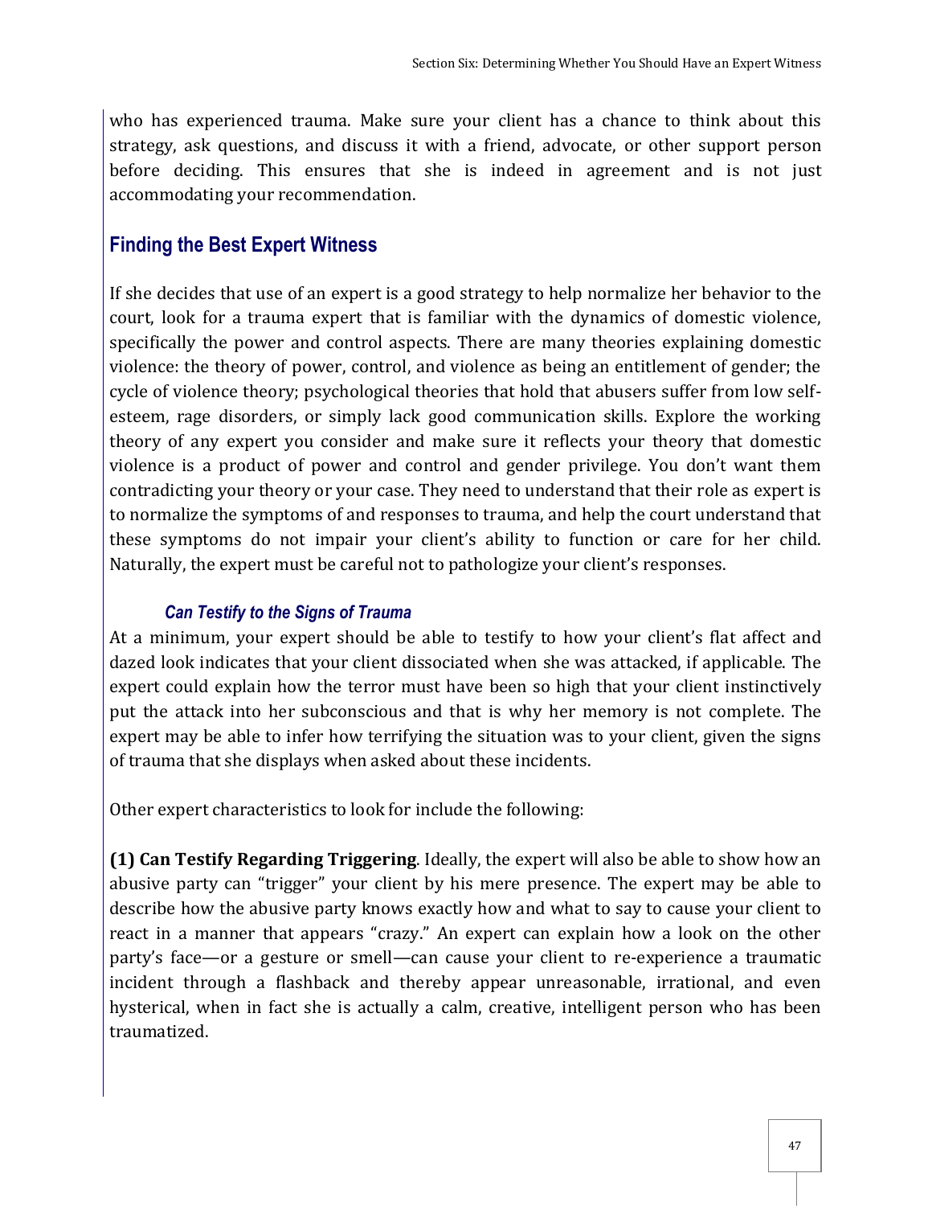who has experienced trauma. Make sure your client has a chance to think about this strategy, ask questions, and discuss it with a friend, advocate, or other support person before deciding. This ensures that she is indeed in agreement and is not just accommodating your recommendation.

## Finding the Best Expert Witness

If she decides that use of an expert is a good strategy to help normalize her behavior to the court, look for a trauma expert that is familiar with the dynamics of domestic violence, specifically the power and control aspects. There are many theories explaining domestic violence: the theory of power, control, and violence as being an entitlement of gender; the cycle of violence theory; psychological theories that hold that abusers suffer from low self-esteem, rage disorders, or simply lack good communication skills. Explore the working theory of any expert you consider and make sure it reflects your theory that domestic violence is a product of power and control and gender privilege. You don't want them contradicting your theory or your case. They need to understand that their role as expert is to normalize the symptoms of and responses to trauma, and help the court understand that these symptoms do not impair your client's ability to function or care for her child. Naturally, the expert must be careful not to pathologize your client's responses.

### *Can Testify to the Signs of Trauma*

At a minimum, your expert should be able to testify to how your client's flat affect and dazed look indicates that your client dissociated when she was attacked, if applicable. The expert could explain how the terror must have been so high that your client instinctively put the attack into her subconscious and that is why her memory is not complete. The expert may be able to infer how terrifying the situation was to your client, given the signs of trauma that she displays when asked about these incidents.

Other expert characteristics to look for include the following:

**(1) Can Testify Regarding Triggering**. Ideally, the expert will also be able to show how an abusive party can "trigger" your client by his mere presence. The expert may be able to describe how the abusive party knows exactly how and what to say to cause your client to react in a manner that appears "crazy." An expert can explain how a look on the other party's face—or a gesture or smell—can cause your client to re-experience a traumatic incident through a flashback and thereby appear unreasonable, irrational, and even hysterical, when in fact she is actually a calm, creative, intelligent person who has been traumatized.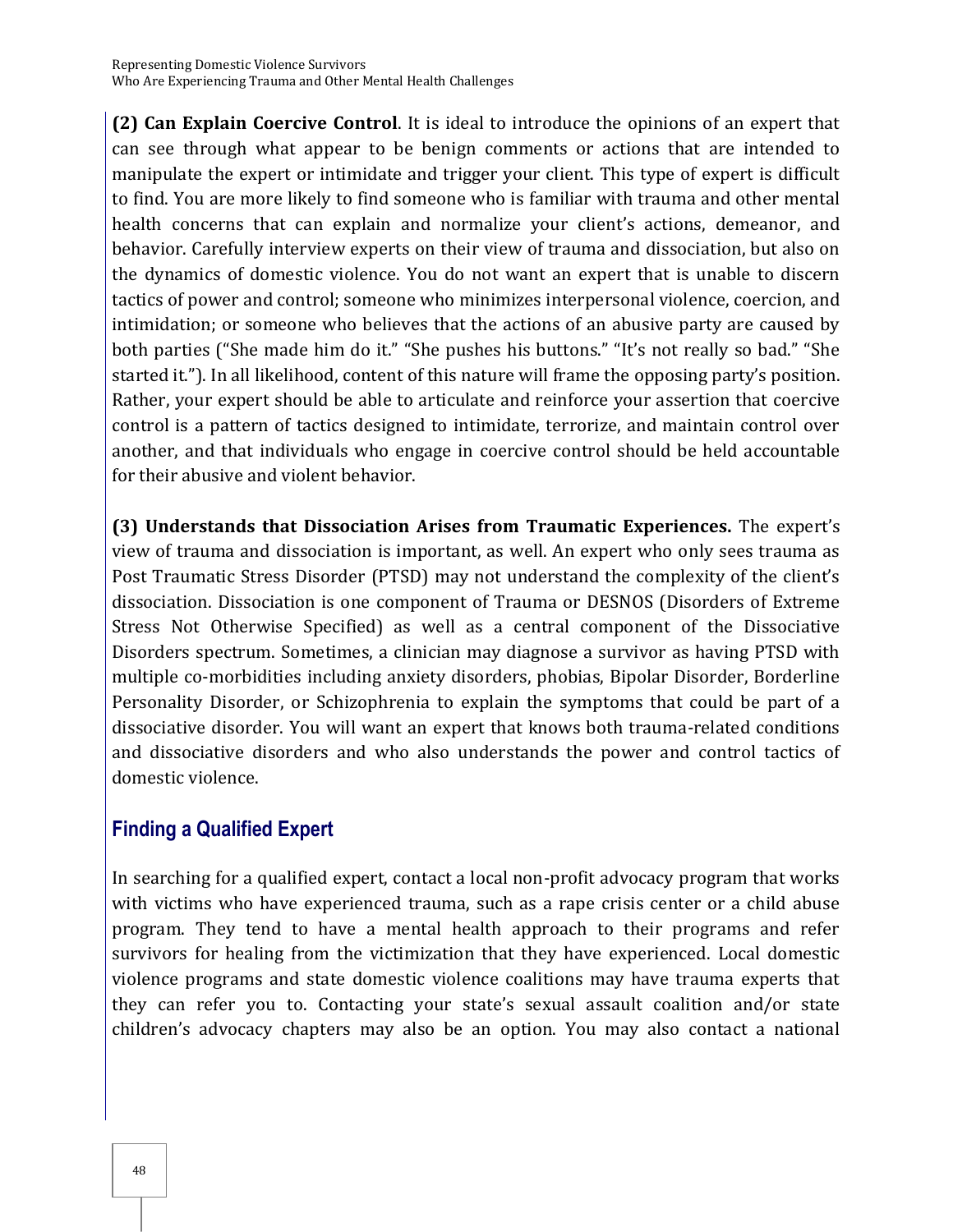**(2) Can Explain Coercive Control**. It is ideal to introduce the opinions of an expert that can see through what appear to be benign comments or actions that are intended to manipulate the expert or intimidate and trigger your client. This type of expert is difficult to find. You are more likely to find someone who is familiar with trauma and other mental health concerns that can explain and normalize your client's actions, demeanor, and behavior. Carefully interview experts on their view of trauma and dissociation, but also on the dynamics of domestic violence. You do not want an expert that is unable to discern tactics of power and control; someone who minimizes interpersonal violence, coercion, and intimidation; or someone who believes that the actions of an abusive party are caused by both parties ("She made him do it." "She pushes his buttons." "It's not really so bad." "She started it."). In all likelihood, content of this nature will frame the opposing party's position. Rather, your expert should be able to articulate and reinforce your assertion that coercive control is a pattern of tactics designed to intimidate, terrorize, and maintain control over another, and that individuals who engage in coercive control should be held accountable for their abusive and violent behavior.

**(3) Understands that Dissociation Arises from Traumatic Experiences.** The expert's view of trauma and dissociation is important, as well. An expert who only sees trauma as Post Traumatic Stress Disorder (PTSD) may not understand the complexity of the client's dissociation. Dissociation is one component of Trauma or DESNOS (Disorders of Extreme Stress Not Otherwise Specified) as well as a central component of the Dissociative Disorders spectrum. Sometimes, a clinician may diagnose a survivor as having PTSD with multiple co-morbidities including anxiety disorders, phobias, Bipolar Disorder, Borderline Personality Disorder, or Schizophrenia to explain the symptoms that could be part of a dissociative disorder. You will want an expert that knows both trauma-related conditions and dissociative disorders and who also understands the power and control tactics of domestic violence.

## Finding a Qualified Expert

In searching for a qualified expert, contact a local non-profit advocacy program that works with victims who have experienced trauma, such as a rape crisis center or a child abuse program. They tend to have a mental health approach to their programs and refer survivors for healing from the victimization that they have experienced. Local domestic violence programs and state domestic violence coalitions may have trauma experts that they can refer you to. Contacting your state's sexual assault coalition and/or state children's advocacy chapters may also be an option. You may also contact a national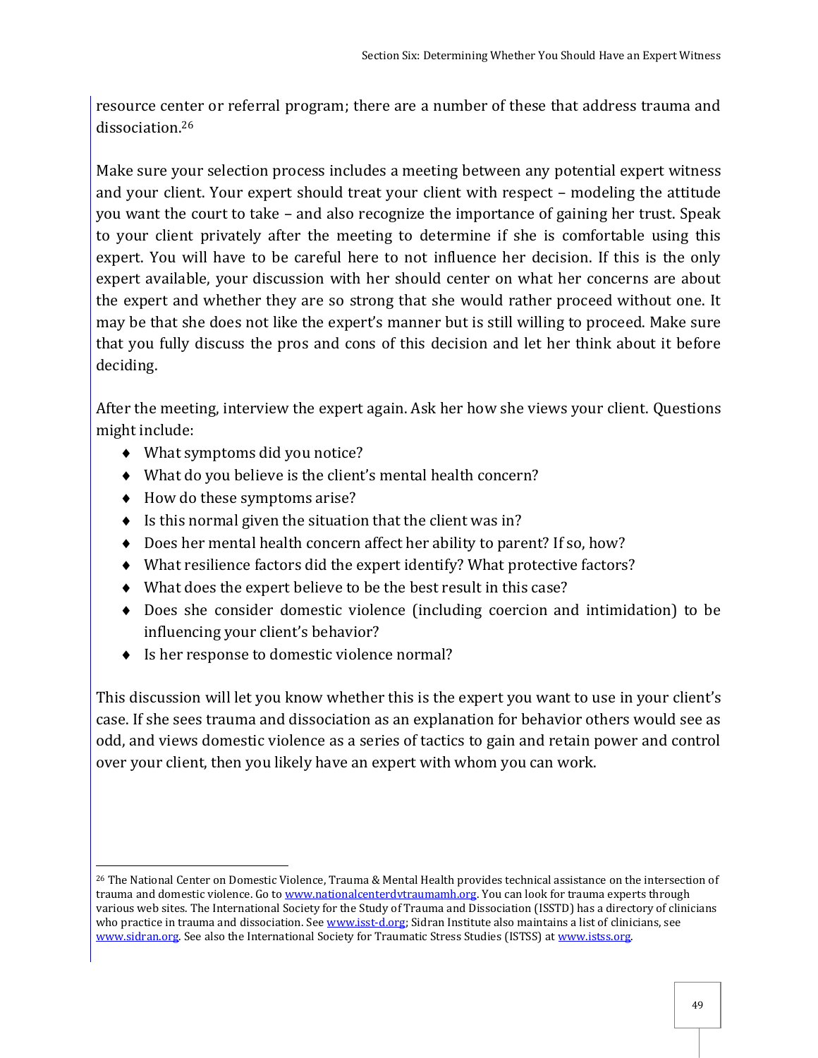resource center or referral program; there are a number of these that address trauma and dissociation.[26]

Make sure your selection process includes a meeting between any potential expert witness and your client. Your expert should treat your client with respect – modeling the attitude you want the court to take – and also recognize the importance of gaining her trust. Speak to your client privately after the meeting to determine if she is comfortable using this expert. You will have to be careful here to not influence her decision. If this is the only expert available, your discussion with her should center on what her concerns are about the expert and whether they are so strong that she would rather proceed without one. It may be that she does not like the expert's manner but is still willing to proceed. Make sure that you fully discuss the pros and cons of this decision and let her think about it before deciding.

After the meeting, interview the expert again. Ask her how she views your client. Questions might include:

- What symptoms did you notice?
- What do you believe is the client's mental health concern?
- How do these symptoms arise?
- Is this normal given the situation that the client was in?
- Does her mental health concern affect her ability to parent? If so, how?
- What resilience factors did the expert identify? What protective factors?
- What does the expert believe to be the best result in this case?
- Does she consider domestic violence (including coercion and intimidation) to be influencing your client's behavior?
- Is her response to domestic violence normal?

This discussion will let you know whether this is the expert you want to use in your client's case. If she sees trauma and dissociation as an explanation for behavior others would see as odd, and views domestic violence as a series of tactics to gain and retain power and control over your client, then you likely have an expert with whom you can work.

---

[26] The National Center on Domestic Violence, Trauma & Mental Health provides technical assistance on the intersection of trauma and domestic violence. Go to www.nationalcenterdvtraumamh.org. You can look for trauma experts through various web sites. The International Society for the Study of Trauma and Dissociation (ISSTD) has a directory of clinicians who practice in trauma and dissociation. See www.isst-d.org; Sidran Institute also maintains a list of clinicians, see www.sidran.org. See also the International Society for Traumatic Stress Studies (ISTSS) at www.istss.org.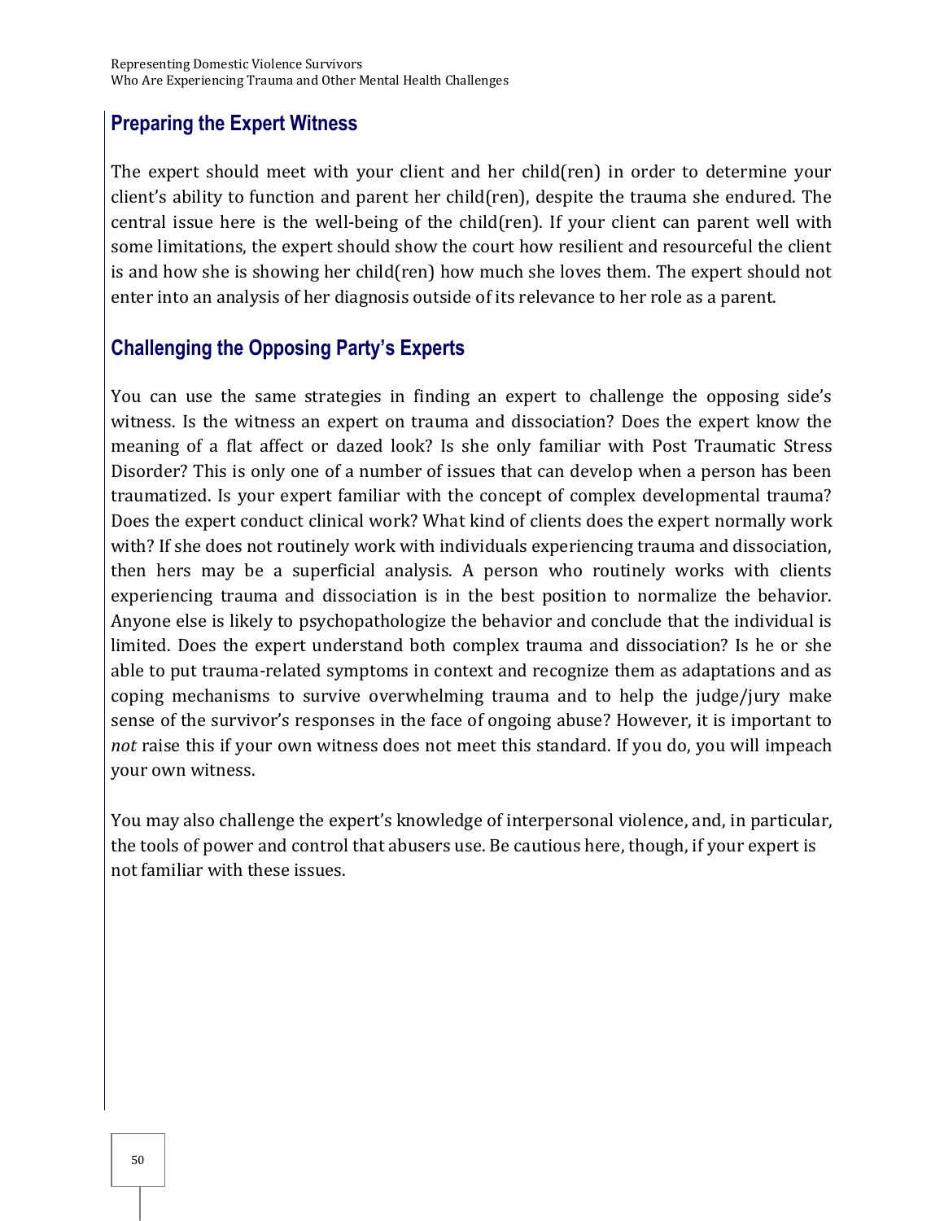## Preparing the Expert Witness

The expert should meet with your client and her child(ren) in order to determine your client's ability to function and parent her child(ren), despite the trauma she endured. The central issue here is the well-being of the child(ren). If your client can parent well with some limitations, the expert should show the court how resilient and resourceful the client is and how she is showing her child(ren) how much she loves them. The expert should not enter into an analysis of her diagnosis outside of its relevance to her role as a parent.

## Challenging the Opposing Party's Experts

You can use the same strategies in finding an expert to challenge the opposing side's witness. Is the witness an expert on trauma and dissociation? Does the expert know the meaning of a flat affect or dazed look? Is she only familiar with Post Traumatic Stress Disorder? This is only one of a number of issues that can develop when a person has been traumatized. Is your expert familiar with the concept of complex developmental trauma? Does the expert conduct clinical work? What kind of clients does the expert normally work with? If she does not routinely work with individuals experiencing trauma and dissociation, then hers may be a superficial analysis. A person who routinely works with clients experiencing trauma and dissociation is in the best position to normalize the behavior. Anyone else is likely to psychopathologize the behavior and conclude that the individual is limited. Does the expert understand both complex trauma and dissociation? Is he or she able to put trauma-related symptoms in context and recognize them as adaptations and as coping mechanisms to survive overwhelming trauma and to help the judge/jury make sense of the survivor's responses in the face of ongoing abuse? However, it is important to *not* raise this if your own witness does not meet this standard. If you do, you will impeach your own witness.

You may also challenge the expert's knowledge of interpersonal violence, and, in particular, the tools of power and control that abusers use. Be cautious here, though, if your expert is not familiar with these issues.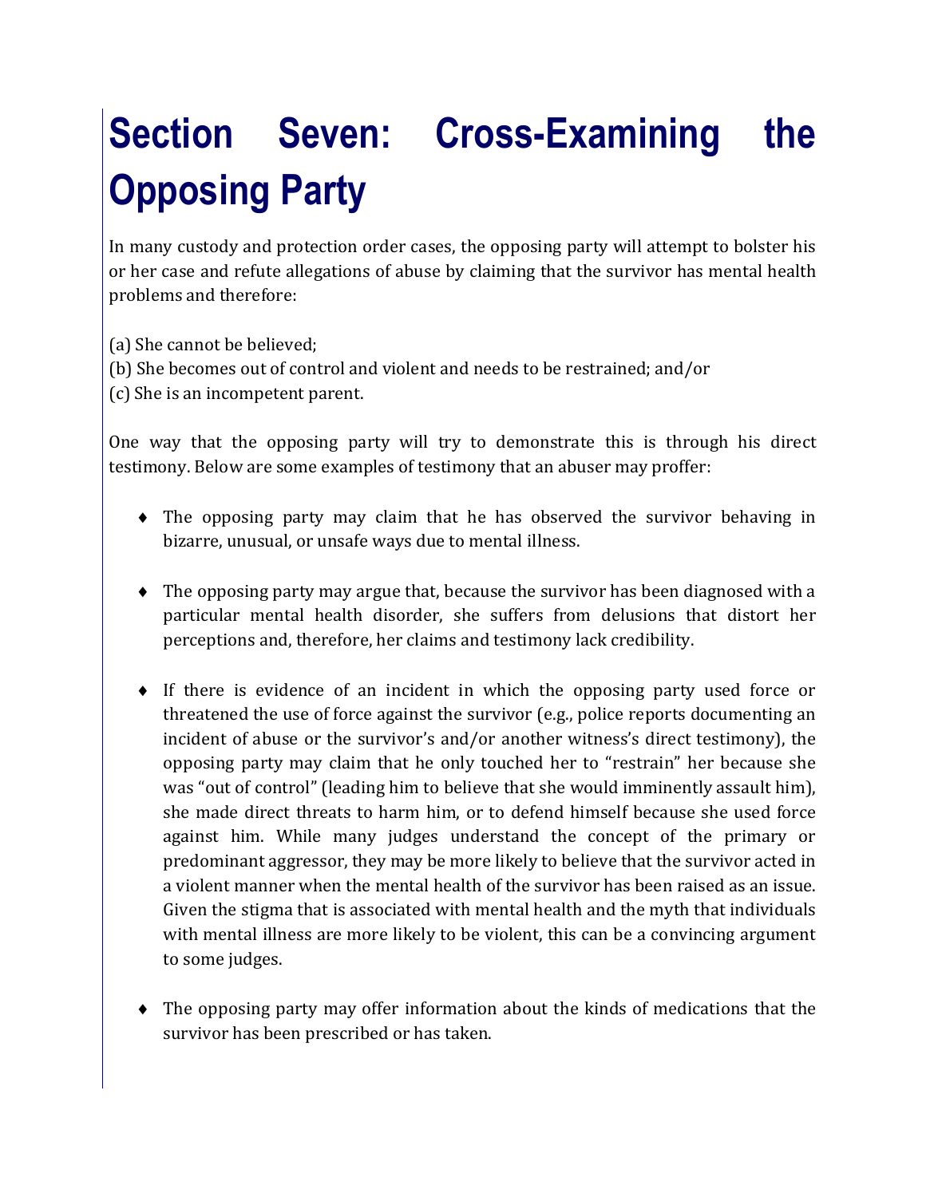# Section Seven: Cross-Examining the Opposing Party

In many custody and protection order cases, the opposing party will attempt to bolster his or her case and refute allegations of abuse by claiming that the survivor has mental health problems and therefore:

(a) She cannot be believed;
(b) She becomes out of control and violent and needs to be restrained; and/or
(c) She is an incompetent parent.

One way that the opposing party will try to demonstrate this is through his direct testimony. Below are some examples of testimony that an abuser may proffer:

- The opposing party may claim that he has observed the survivor behaving in bizarre, unusual, or unsafe ways due to mental illness.

- The opposing party may argue that, because the survivor has been diagnosed with a particular mental health disorder, she suffers from delusions that distort her perceptions and, therefore, her claims and testimony lack credibility.

- If there is evidence of an incident in which the opposing party used force or threatened the use of force against the survivor (e.g., police reports documenting an incident of abuse or the survivor's and/or another witness's direct testimony), the opposing party may claim that he only touched her to "restrain" her because she was "out of control" (leading him to believe that she would imminently assault him), she made direct threats to harm him, or to defend himself because she used force against him. While many judges understand the concept of the primary or predominant aggressor, they may be more likely to believe that the survivor acted in a violent manner when the mental health of the survivor has been raised as an issue. Given the stigma that is associated with mental health and the myth that individuals with mental illness are more likely to be violent, this can be a convincing argument to some judges.

- The opposing party may offer information about the kinds of medications that the survivor has been prescribed or has taken.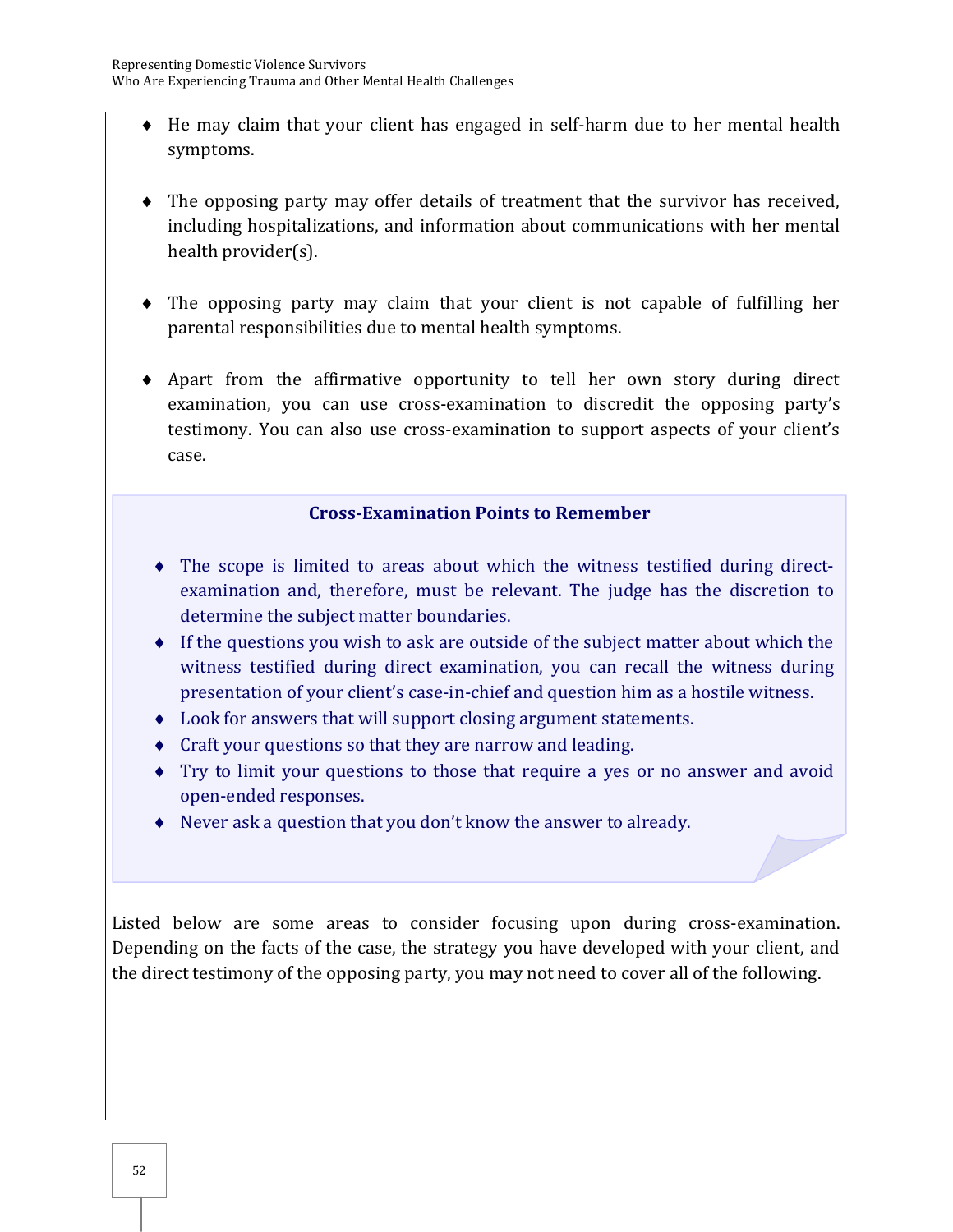- He may claim that your client has engaged in self-harm due to her mental health symptoms.

- The opposing party may offer details of treatment that the survivor has received, including hospitalizations, and information about communications with her mental health provider(s).

- The opposing party may claim that your client is not capable of fulfilling her parental responsibilities due to mental health symptoms.

- Apart from the affirmative opportunity to tell her own story during direct examination, you can use cross-examination to discredit the opposing party's testimony. You can also use cross-examination to support aspects of your client's case.

**Cross-Examination Points to Remember**

- The scope is limited to areas about which the witness testified during direct-examination and, therefore, must be relevant. The judge has the discretion to determine the subject matter boundaries.
- If the questions you wish to ask are outside of the subject matter about which the witness testified during direct examination, you can recall the witness during presentation of your client's case-in-chief and question him as a hostile witness.
- Look for answers that will support closing argument statements.
- Craft your questions so that they are narrow and leading.
- Try to limit your questions to those that require a yes or no answer and avoid open-ended responses.
- Never ask a question that you don't know the answer to already.

Listed below are some areas to consider focusing upon during cross-examination. Depending on the facts of the case, the strategy you have developed with your client, and the direct testimony of the opposing party, you may not need to cover all of the following.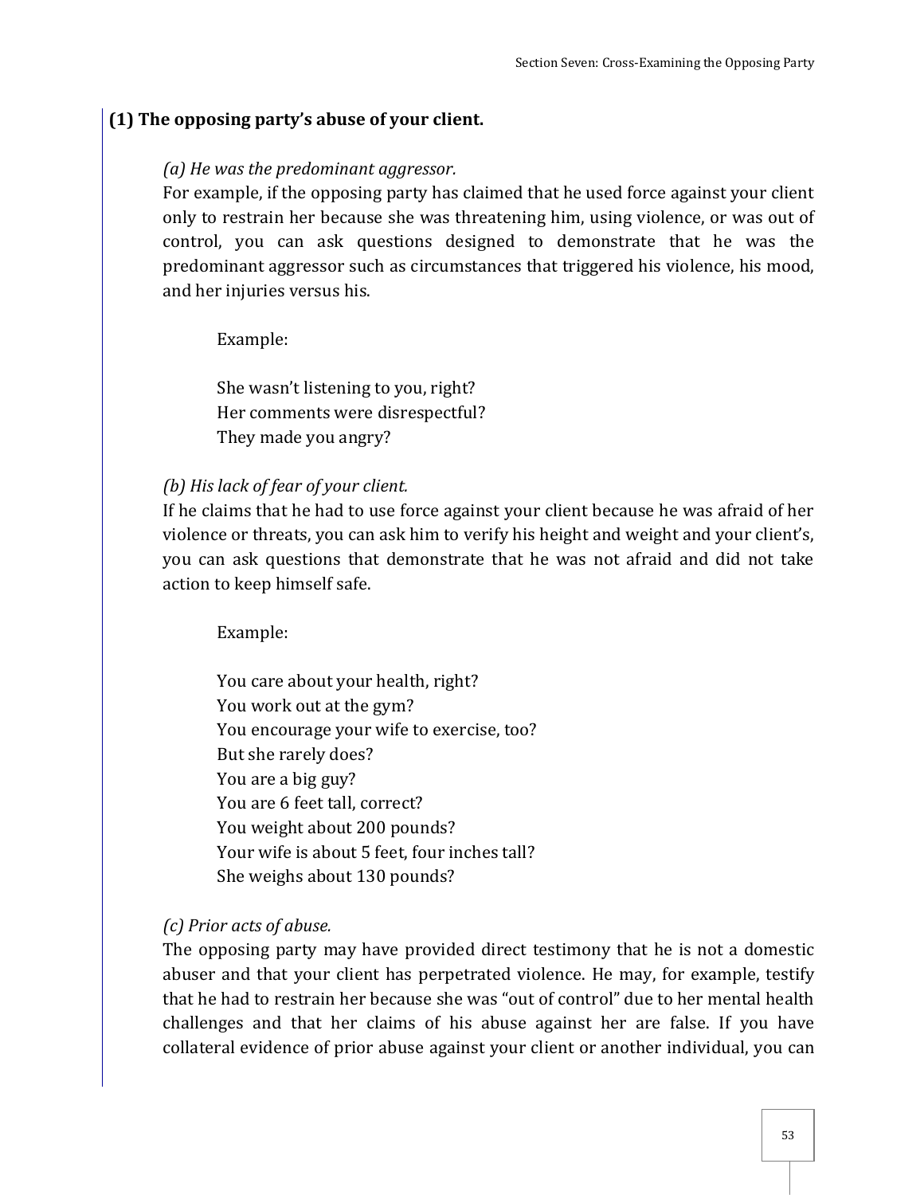### (1) The opposing party's abuse of your client.

*(a) He was the predominant aggressor.*

For example, if the opposing party has claimed that he used force against your client only to restrain her because she was threatening him, using violence, or was out of control, you can ask questions designed to demonstrate that he was the predominant aggressor such as circumstances that triggered his violence, his mood, and her injuries versus his.

> Example:
>
> She wasn't listening to you, right?
> Her comments were disrespectful?
> They made you angry?

*(b) His lack of fear of your client.*

If he claims that he had to use force against your client because he was afraid of her violence or threats, you can ask him to verify his height and weight and your client's, you can ask questions that demonstrate that he was not afraid and did not take action to keep himself safe.

> Example:
>
> You care about your health, right?
> You work out at the gym?
> You encourage your wife to exercise, too?
> But she rarely does?
> You are a big guy?
> You are 6 feet tall, correct?
> You weight about 200 pounds?
> Your wife is about 5 feet, four inches tall?
> She weighs about 130 pounds?

*(c) Prior acts of abuse.*

The opposing party may have provided direct testimony that he is not a domestic abuser and that your client has perpetrated violence. He may, for example, testify that he had to restrain her because she was "out of control" due to her mental health challenges and that her claims of his abuse against her are false. If you have collateral evidence of prior abuse against your client or another individual, you can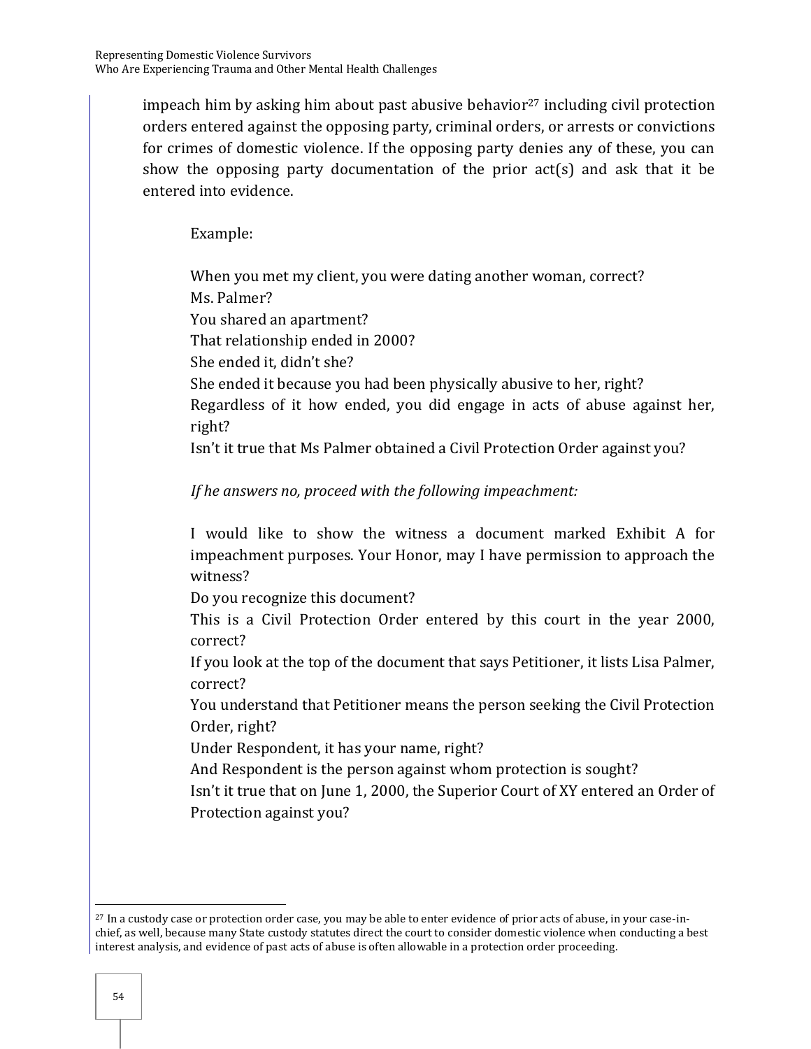impeach him by asking him about past abusive behavior[27] including civil protection orders entered against the opposing party, criminal orders, or arrests or convictions for crimes of domestic violence. If the opposing party denies any of these, you can show the opposing party documentation of the prior act(s) and ask that it be entered into evidence.

Example:

When you met my client, you were dating another woman, correct?
Ms. Palmer?
You shared an apartment?
That relationship ended in 2000?
She ended it, didn't she?
She ended it because you had been physically abusive to her, right?
Regardless of it how ended, you did engage in acts of abuse against her, right?
Isn't it true that Ms Palmer obtained a Civil Protection Order against you?

*If he answers no, proceed with the following impeachment:*

I would like to show the witness a document marked Exhibit A for impeachment purposes. Your Honor, may I have permission to approach the witness?
Do you recognize this document?
This is a Civil Protection Order entered by this court in the year 2000, correct?
If you look at the top of the document that says Petitioner, it lists Lisa Palmer, correct?
You understand that Petitioner means the person seeking the Civil Protection Order, right?
Under Respondent, it has your name, right?
And Respondent is the person against whom protection is sought?
Isn't it true that on June 1, 2000, the Superior Court of XY entered an Order of Protection against you?

---

[27] In a custody case or protection order case, you may be able to enter evidence of prior acts of abuse, in your case-in-chief, as well, because many State custody statutes direct the court to consider domestic violence when conducting a best interest analysis, and evidence of past acts of abuse is often allowable in a protection order proceeding.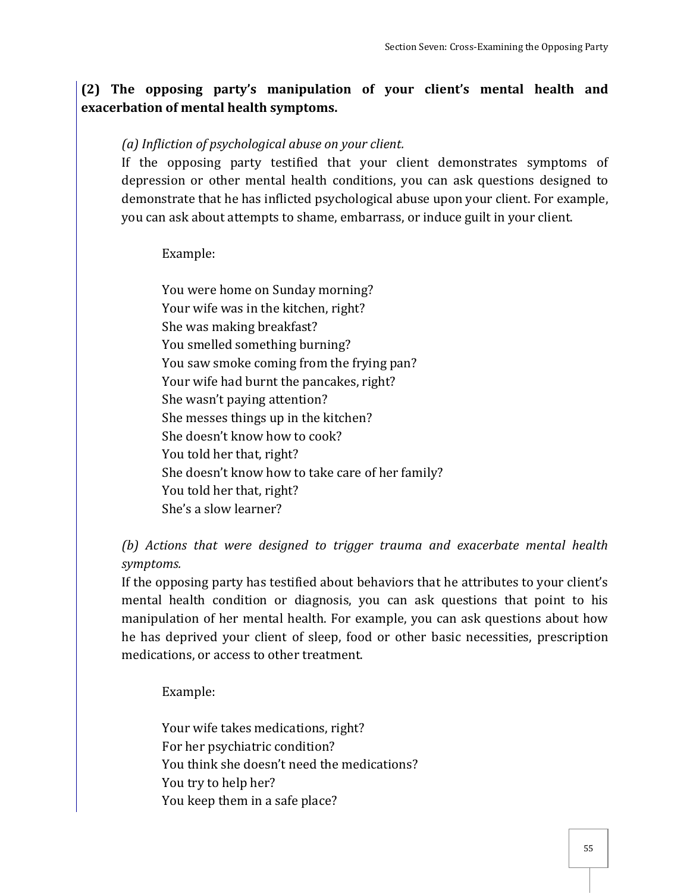**(2) The opposing party's manipulation of your client's mental health and exacerbation of mental health symptoms.**

*(a) Infliction of psychological abuse on your client.*

If the opposing party testified that your client demonstrates symptoms of depression or other mental health conditions, you can ask questions designed to demonstrate that he has inflicted psychological abuse upon your client. For example, you can ask about attempts to shame, embarrass, or induce guilt in your client.

Example:

You were home on Sunday morning?
Your wife was in the kitchen, right?
She was making breakfast?
You smelled something burning?
You saw smoke coming from the frying pan?
Your wife had burnt the pancakes, right?
She wasn't paying attention?
She messes things up in the kitchen?
She doesn't know how to cook?
You told her that, right?
She doesn't know how to take care of her family?
You told her that, right?
She's a slow learner?

*(b) Actions that were designed to trigger trauma and exacerbate mental health symptoms.*

If the opposing party has testified about behaviors that he attributes to your client's mental health condition or diagnosis, you can ask questions that point to his manipulation of her mental health. For example, you can ask questions about how he has deprived your client of sleep, food or other basic necessities, prescription medications, or access to other treatment.

Example:

Your wife takes medications, right?
For her psychiatric condition?
You think she doesn't need the medications?
You try to help her?
You keep them in a safe place?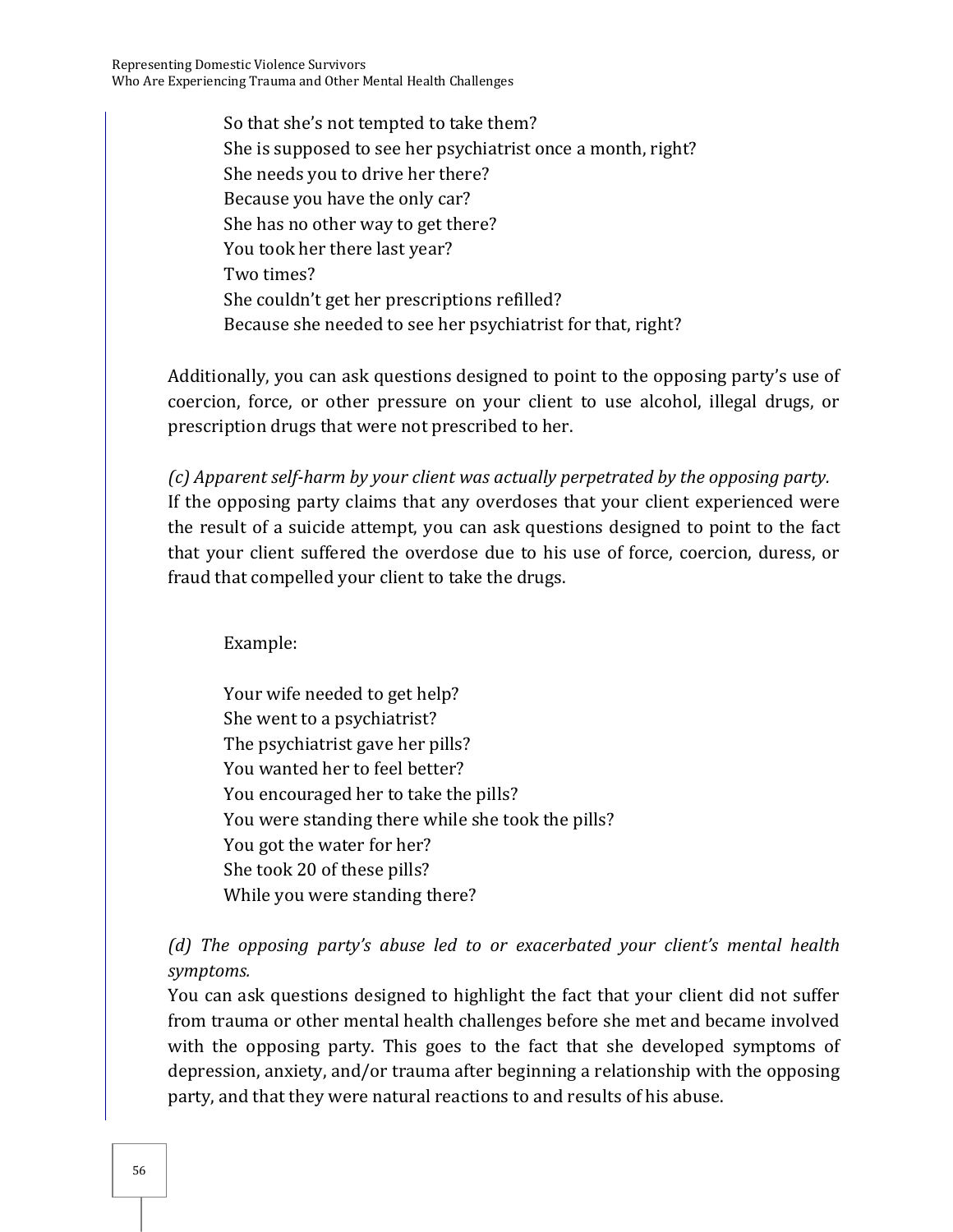So that she's not tempted to take them?
She is supposed to see her psychiatrist once a month, right?
She needs you to drive her there?
Because you have the only car?
She has no other way to get there?
You took her there last year?
Two times?
She couldn't get her prescriptions refilled?
Because she needed to see her psychiatrist for that, right?

Additionally, you can ask questions designed to point to the opposing party's use of coercion, force, or other pressure on your client to use alcohol, illegal drugs, or prescription drugs that were not prescribed to her.

*(c) Apparent self-harm by your client was actually perpetrated by the opposing party.*
If the opposing party claims that any overdoses that your client experienced were the result of a suicide attempt, you can ask questions designed to point to the fact that your client suffered the overdose due to his use of force, coercion, duress, or fraud that compelled your client to take the drugs.

Example:

Your wife needed to get help?
She went to a psychiatrist?
The psychiatrist gave her pills?
You wanted her to feel better?
You encouraged her to take the pills?
You were standing there while she took the pills?
You got the water for her?
She took 20 of these pills?
While you were standing there?

*(d) The opposing party's abuse led to or exacerbated your client's mental health symptoms.*
You can ask questions designed to highlight the fact that your client did not suffer from trauma or other mental health challenges before she met and became involved with the opposing party. This goes to the fact that she developed symptoms of depression, anxiety, and/or trauma after beginning a relationship with the opposing party, and that they were natural reactions to and results of his abuse.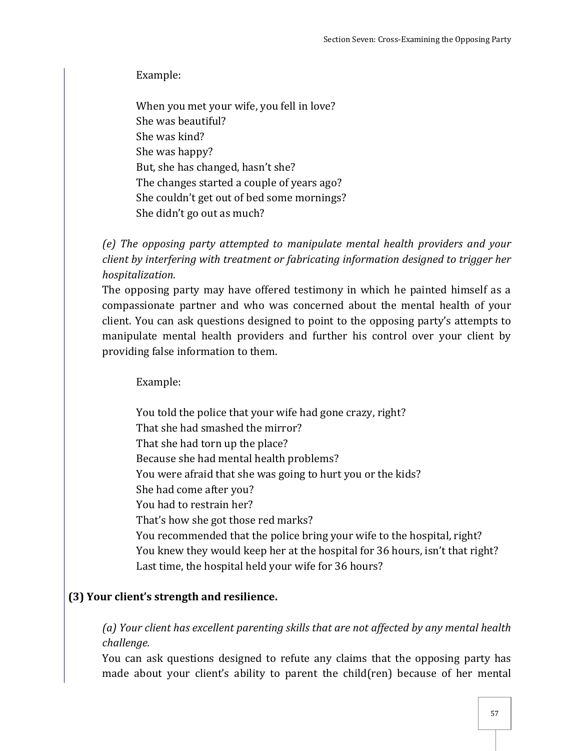Example:

When you met your wife, you fell in love?
She was beautiful?
She was kind?
She was happy?
But, she has changed, hasn't she?
The changes started a couple of years ago?
She couldn't get out of bed some mornings?
She didn't go out as much?

*(e) The opposing party attempted to manipulate mental health providers and your client by interfering with treatment or fabricating information designed to trigger her hospitalization.*

The opposing party may have offered testimony in which he painted himself as a compassionate partner and who was concerned about the mental health of your client. You can ask questions designed to point to the opposing party's attempts to manipulate mental health providers and further his control over your client by providing false information to them.

Example:

You told the police that your wife had gone crazy, right?
That she had smashed the mirror?
That she had torn up the place?
Because she had mental health problems?
You were afraid that she was going to hurt you or the kids?
She had come after you?
You had to restrain her?
That's how she got those red marks?
You recommended that the police bring your wife to the hospital, right?
You knew they would keep her at the hospital for 36 hours, isn't that right?
Last time, the hospital held your wife for 36 hours?

**(3) Your client's strength and resilience.**

*(a) Your client has excellent parenting skills that are not affected by any mental health challenge.*

You can ask questions designed to refute any claims that the opposing party has made about your client's ability to parent the child(ren) because of her mental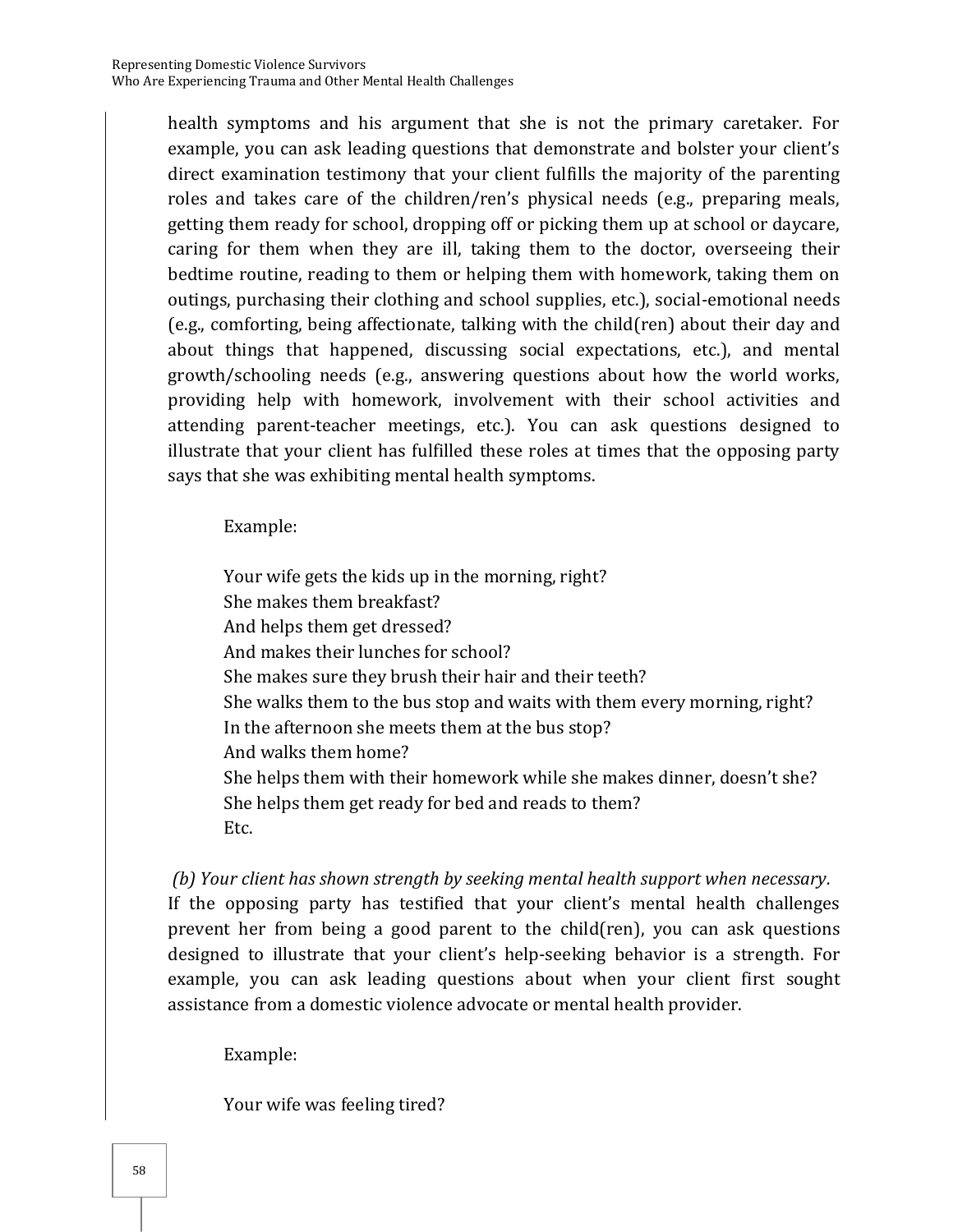health symptoms and his argument that she is not the primary caretaker. For example, you can ask leading questions that demonstrate and bolster your client's direct examination testimony that your client fulfills the majority of the parenting roles and takes care of the children/ren's physical needs (e.g., preparing meals, getting them ready for school, dropping off or picking them up at school or daycare, caring for them when they are ill, taking them to the doctor, overseeing their bedtime routine, reading to them or helping them with homework, taking them on outings, purchasing their clothing and school supplies, etc.), social-emotional needs (e.g., comforting, being affectionate, talking with the child(ren) about their day and about things that happened, discussing social expectations, etc.), and mental growth/schooling needs (e.g., answering questions about how the world works, providing help with homework, involvement with their school activities and attending parent-teacher meetings, etc.). You can ask questions designed to illustrate that your client has fulfilled these roles at times that the opposing party says that she was exhibiting mental health symptoms.

Example:

Your wife gets the kids up in the morning, right?
She makes them breakfast?
And helps them get dressed?
And makes their lunches for school?
She makes sure they brush their hair and their teeth?
She walks them to the bus stop and waits with them every morning, right?
In the afternoon she meets them at the bus stop?
And walks them home?
She helps them with their homework while she makes dinner, doesn't she?
She helps them get ready for bed and reads to them?
Etc.

*(b) Your client has shown strength by seeking mental health support when necessary.*
If the opposing party has testified that your client's mental health challenges prevent her from being a good parent to the child(ren), you can ask questions designed to illustrate that your client's help-seeking behavior is a strength. For example, you can ask leading questions about when your client first sought assistance from a domestic violence advocate or mental health provider.

Example:

Your wife was feeling tired?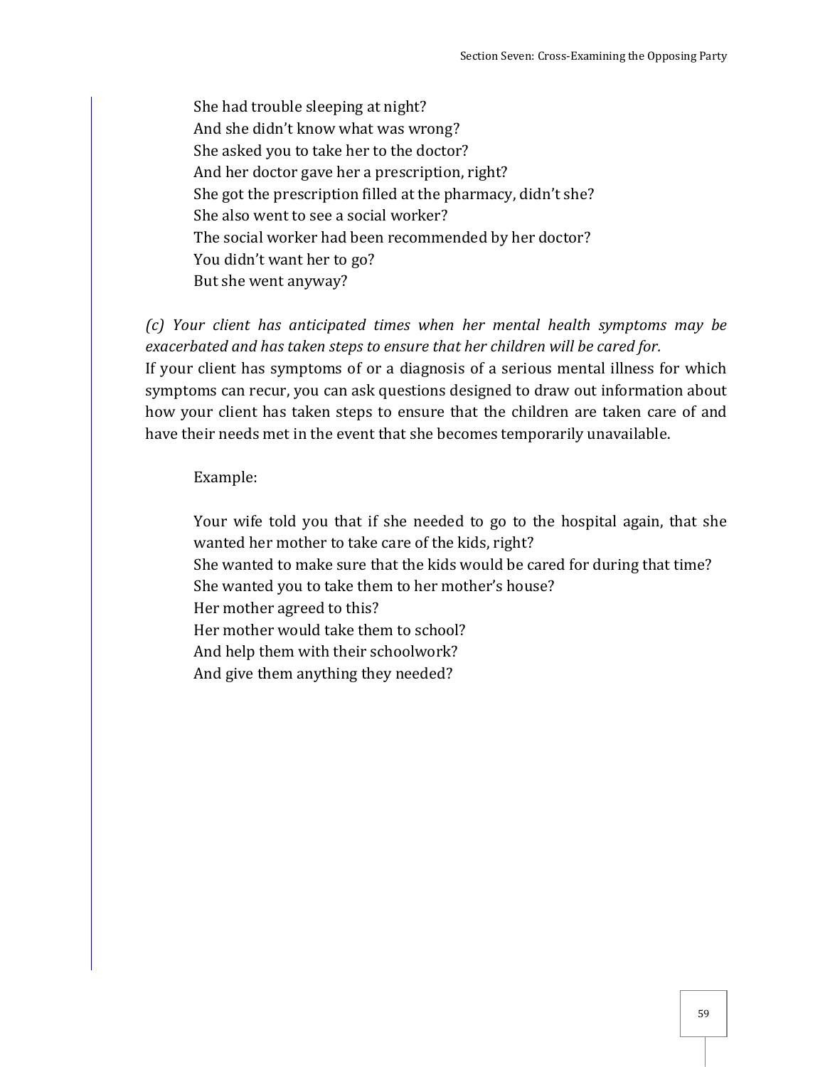> She had trouble sleeping at night?
> And she didn't know what was wrong?
> She asked you to take her to the doctor?
> And her doctor gave her a prescription, right?
> She got the prescription filled at the pharmacy, didn't she?
> She also went to see a social worker?
> The social worker had been recommended by her doctor?
> You didn't want her to go?
> But she went anyway?

*(c) Your client has anticipated times when her mental health symptoms may be exacerbated and has taken steps to ensure that her children will be cared for.*

If your client has symptoms of or a diagnosis of a serious mental illness for which symptoms can recur, you can ask questions designed to draw out information about how your client has taken steps to ensure that the children are taken care of and have their needs met in the event that she becomes temporarily unavailable.

> Example:
>
> Your wife told you that if she needed to go to the hospital again, that she wanted her mother to take care of the kids, right?
> She wanted to make sure that the kids would be cared for during that time?
> She wanted you to take them to her mother's house?
> Her mother agreed to this?
> Her mother would take them to school?
> And help them with their schoolwork?
> And give them anything they needed?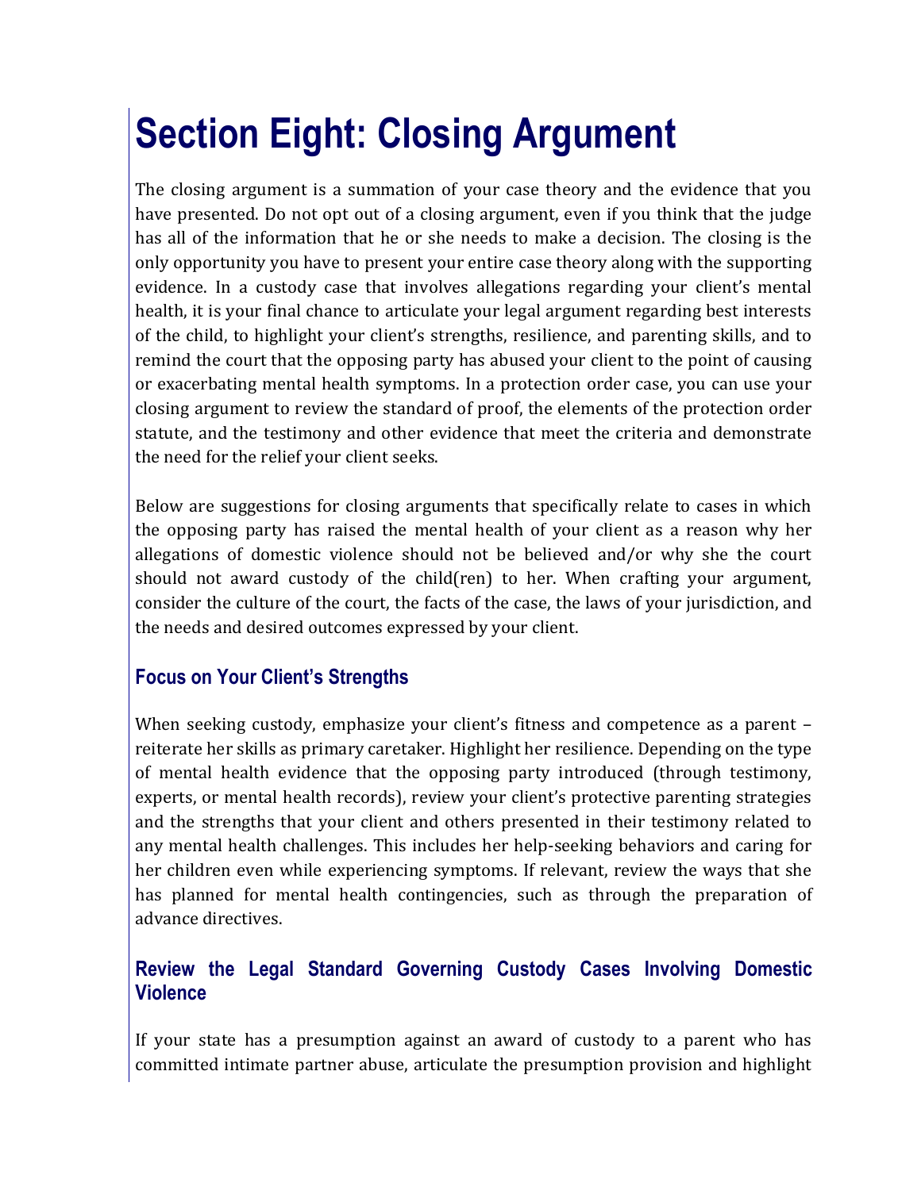# Section Eight: Closing Argument

The closing argument is a summation of your case theory and the evidence that you have presented. Do not opt out of a closing argument, even if you think that the judge has all of the information that he or she needs to make a decision. The closing is the only opportunity you have to present your entire case theory along with the supporting evidence. In a custody case that involves allegations regarding your client's mental health, it is your final chance to articulate your legal argument regarding best interests of the child, to highlight your client's strengths, resilience, and parenting skills, and to remind the court that the opposing party has abused your client to the point of causing or exacerbating mental health symptoms. In a protection order case, you can use your closing argument to review the standard of proof, the elements of the protection order statute, and the testimony and other evidence that meet the criteria and demonstrate the need for the relief your client seeks.

Below are suggestions for closing arguments that specifically relate to cases in which the opposing party has raised the mental health of your client as a reason why her allegations of domestic violence should not be believed and/or why she the court should not award custody of the child(ren) to her. When crafting your argument, consider the culture of the court, the facts of the case, the laws of your jurisdiction, and the needs and desired outcomes expressed by your client.

## Focus on Your Client's Strengths

When seeking custody, emphasize your client's fitness and competence as a parent – reiterate her skills as primary caretaker. Highlight her resilience. Depending on the type of mental health evidence that the opposing party introduced (through testimony, experts, or mental health records), review your client's protective parenting strategies and the strengths that your client and others presented in their testimony related to any mental health challenges. This includes her help-seeking behaviors and caring for her children even while experiencing symptoms. If relevant, review the ways that she has planned for mental health contingencies, such as through the preparation of advance directives.

## Review the Legal Standard Governing Custody Cases Involving Domestic Violence

If your state has a presumption against an award of custody to a parent who has committed intimate partner abuse, articulate the presumption provision and highlight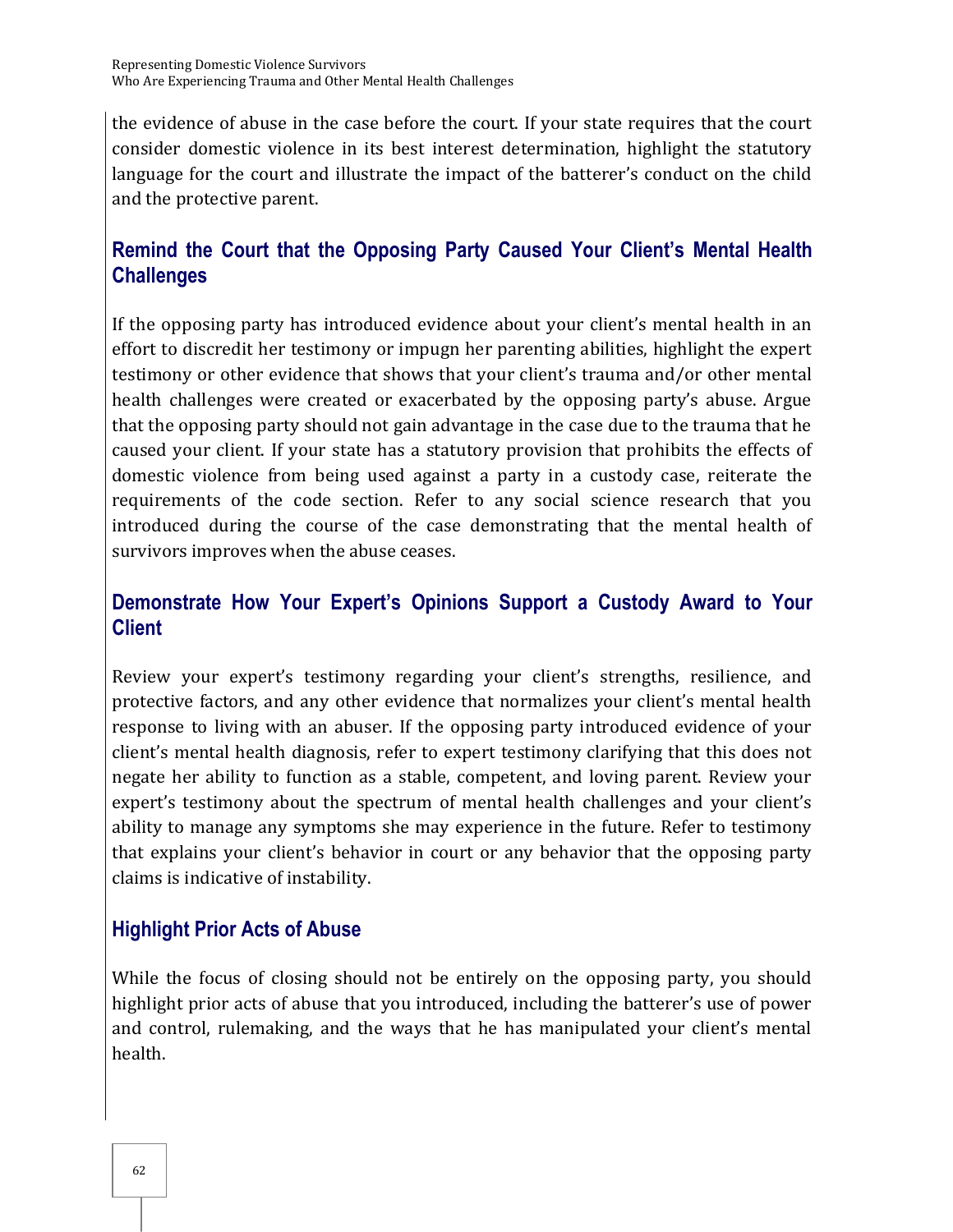the evidence of abuse in the case before the court. If your state requires that the court consider domestic violence in its best interest determination, highlight the statutory language for the court and illustrate the impact of the batterer's conduct on the child and the protective parent.

### Remind the Court that the Opposing Party Caused Your Client's Mental Health Challenges

If the opposing party has introduced evidence about your client's mental health in an effort to discredit her testimony or impugn her parenting abilities, highlight the expert testimony or other evidence that shows that your client's trauma and/or other mental health challenges were created or exacerbated by the opposing party's abuse. Argue that the opposing party should not gain advantage in the case due to the trauma that he caused your client. If your state has a statutory provision that prohibits the effects of domestic violence from being used against a party in a custody case, reiterate the requirements of the code section. Refer to any social science research that you introduced during the course of the case demonstrating that the mental health of survivors improves when the abuse ceases.

### Demonstrate How Your Expert's Opinions Support a Custody Award to Your Client

Review your expert's testimony regarding your client's strengths, resilience, and protective factors, and any other evidence that normalizes your client's mental health response to living with an abuser. If the opposing party introduced evidence of your client's mental health diagnosis, refer to expert testimony clarifying that this does not negate her ability to function as a stable, competent, and loving parent. Review your expert's testimony about the spectrum of mental health challenges and your client's ability to manage any symptoms she may experience in the future. Refer to testimony that explains your client's behavior in court or any behavior that the opposing party claims is indicative of instability.

### Highlight Prior Acts of Abuse

While the focus of closing should not be entirely on the opposing party, you should highlight prior acts of abuse that you introduced, including the batterer's use of power and control, rulemaking, and the ways that he has manipulated your client's mental health.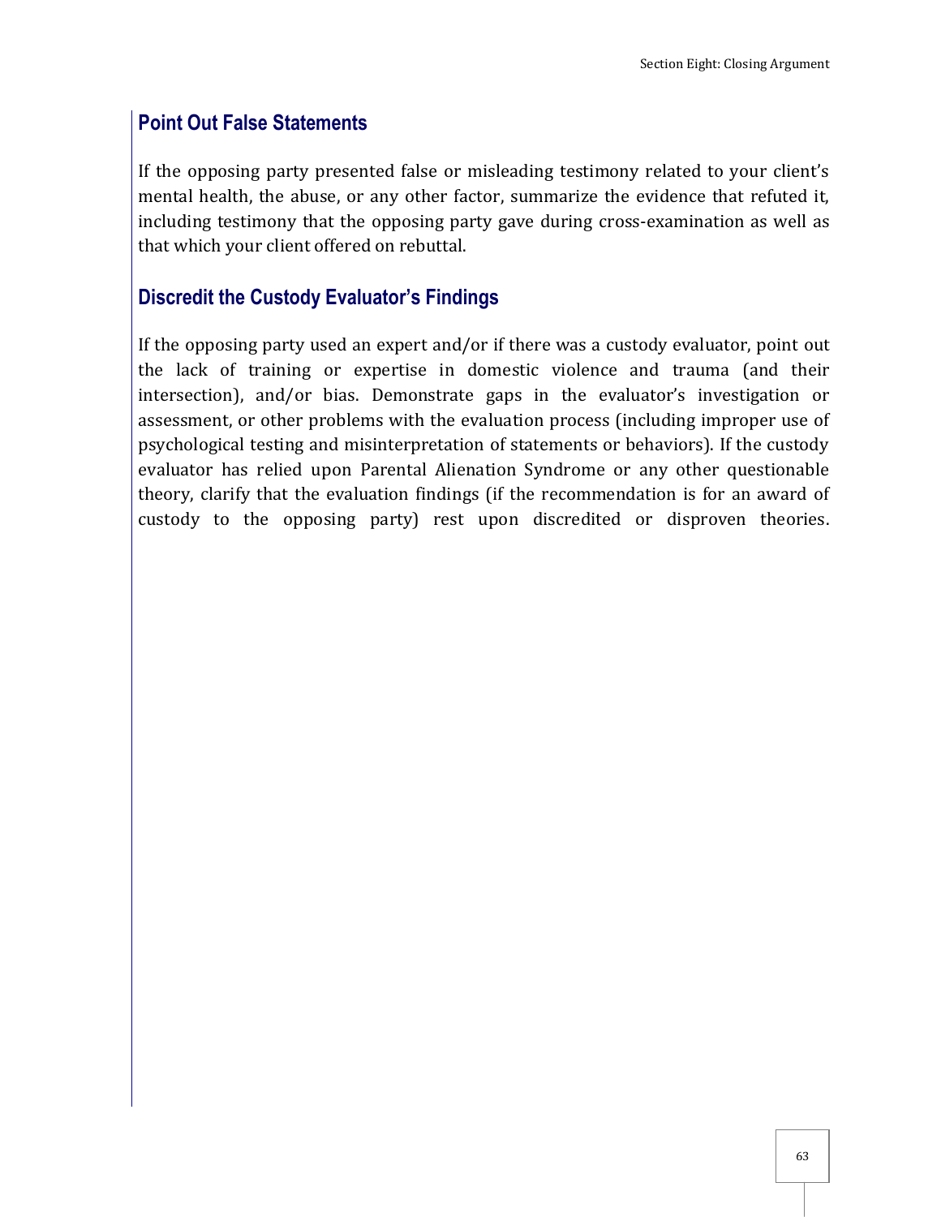## Point Out False Statements

If the opposing party presented false or misleading testimony related to your client's mental health, the abuse, or any other factor, summarize the evidence that refuted it, including testimony that the opposing party gave during cross-examination as well as that which your client offered on rebuttal.

## Discredit the Custody Evaluator's Findings

If the opposing party used an expert and/or if there was a custody evaluator, point out the lack of training or expertise in domestic violence and trauma (and their intersection), and/or bias. Demonstrate gaps in the evaluator's investigation or assessment, or other problems with the evaluation process (including improper use of psychological testing and misinterpretation of statements or behaviors). If the custody evaluator has relied upon Parental Alienation Syndrome or any other questionable theory, clarify that the evaluation findings (if the recommendation is for an award of custody to the opposing party) rest upon discredited or disproven theories.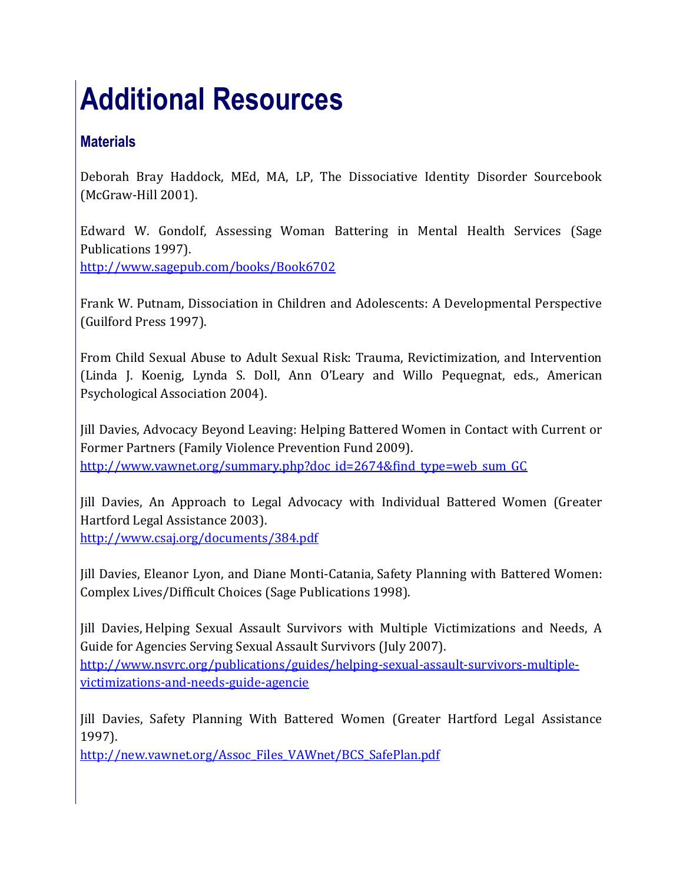# Additional Resources

## Materials

Deborah Bray Haddock, MEd, MA, LP, The Dissociative Identity Disorder Sourcebook (McGraw-Hill 2001).

Edward W. Gondolf, Assessing Woman Battering in Mental Health Services (Sage Publications 1997).
http://www.sagepub.com/books/Book6702

Frank W. Putnam, Dissociation in Children and Adolescents: A Developmental Perspective (Guilford Press 1997).

From Child Sexual Abuse to Adult Sexual Risk: Trauma, Revictimization, and Intervention (Linda J. Koenig, Lynda S. Doll, Ann O'Leary and Willo Pequegnat, eds., American Psychological Association 2004).

Jill Davies, Advocacy Beyond Leaving: Helping Battered Women in Contact with Current or Former Partners (Family Violence Prevention Fund 2009).
http://www.vawnet.org/summary.php?doc_id=2674&find_type=web_sum_GC

Jill Davies, An Approach to Legal Advocacy with Individual Battered Women (Greater Hartford Legal Assistance 2003).
http://www.csaj.org/documents/384.pdf

Jill Davies, Eleanor Lyon, and Diane Monti-Catania, Safety Planning with Battered Women: Complex Lives/Difficult Choices (Sage Publications 1998).

Jill Davies, Helping Sexual Assault Survivors with Multiple Victimizations and Needs, A Guide for Agencies Serving Sexual Assault Survivors (July 2007).
http://www.nsvrc.org/publications/guides/helping-sexual-assault-survivors-multiple-victimizations-and-needs-guide-agencie

Jill Davies, Safety Planning With Battered Women (Greater Hartford Legal Assistance 1997).
http://new.vawnet.org/Assoc_Files_VAWnet/BCS_SafePlan.pdf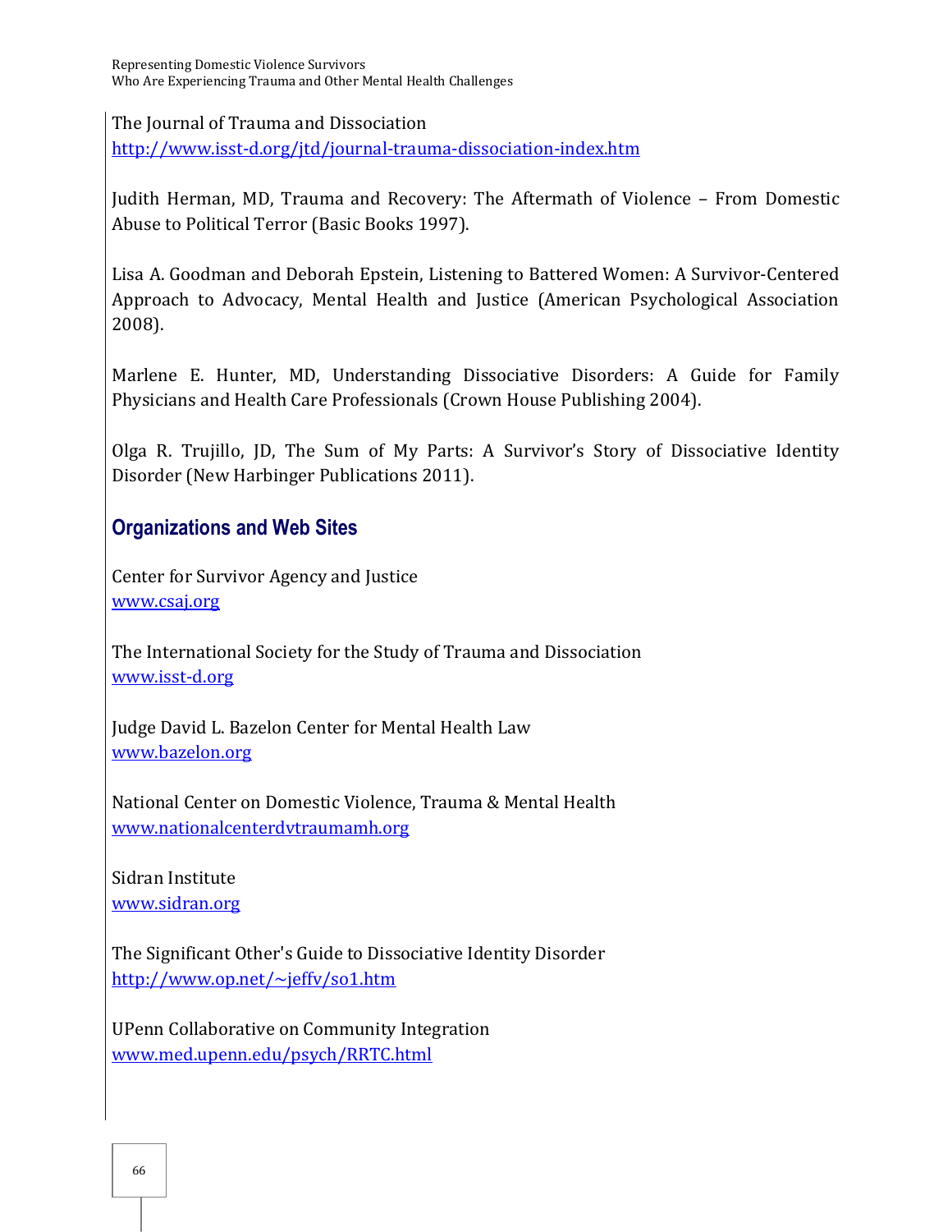The Journal of Trauma and Dissociation
http://www.isst-d.org/jtd/journal-trauma-dissociation-index.htm

Judith Herman, MD, Trauma and Recovery: The Aftermath of Violence – From Domestic Abuse to Political Terror (Basic Books 1997).

Lisa A. Goodman and Deborah Epstein, Listening to Battered Women: A Survivor-Centered Approach to Advocacy, Mental Health and Justice (American Psychological Association 2008).

Marlene E. Hunter, MD, Understanding Dissociative Disorders: A Guide for Family Physicians and Health Care Professionals (Crown House Publishing 2004).

Olga R. Trujillo, JD, The Sum of My Parts: A Survivor's Story of Dissociative Identity Disorder (New Harbinger Publications 2011).

## Organizations and Web Sites

Center for Survivor Agency and Justice
www.csaj.org

The International Society for the Study of Trauma and Dissociation
www.isst-d.org

Judge David L. Bazelon Center for Mental Health Law
www.bazelon.org

National Center on Domestic Violence, Trauma & Mental Health
www.nationalcenterdvtraumamh.org

Sidran Institute
www.sidran.org

The Significant Other's Guide to Dissociative Identity Disorder
http://www.op.net/~jeffv/so1.htm

UPenn Collaborative on Community Integration
www.med.upenn.edu/psych/RRTC.html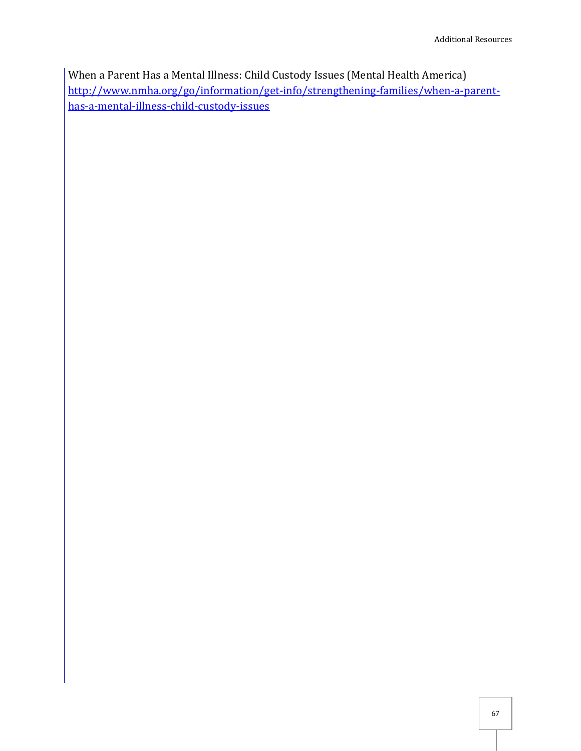When a Parent Has a Mental Illness: Child Custody Issues (Mental Health America)
http://www.nmha.org/go/information/get-info/strengthening-families/when-a-parent-has-a-mental-illness-child-custody-issues